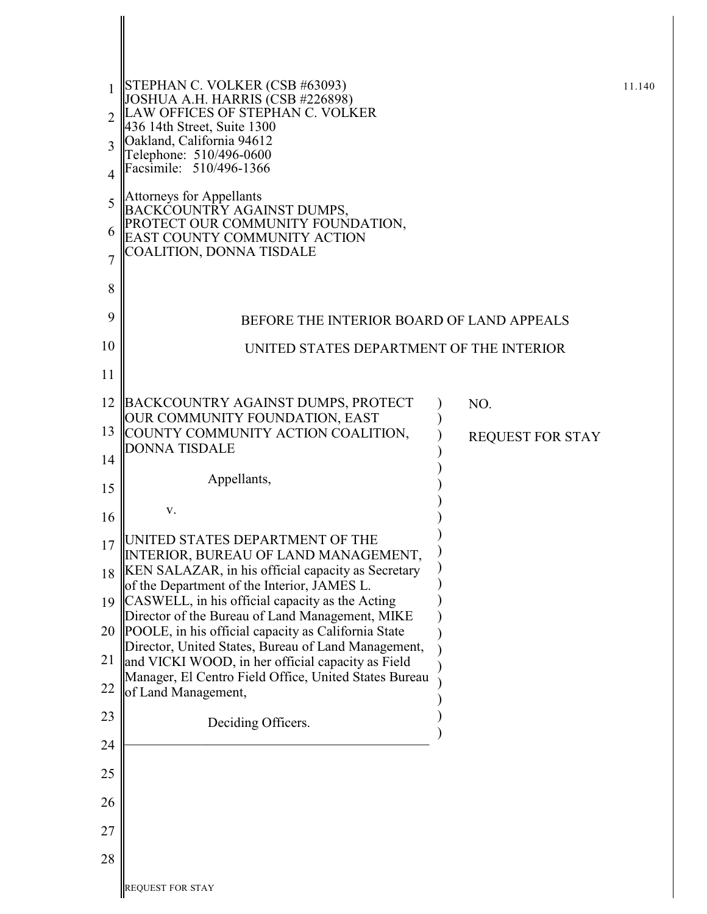STEPHAN C. VOLKER (CSB #63093)
JOSHUA A.H. HARRIS (CSB #226898)
LAW OFFICES OF STEPHAN C. VOLKER
436 14th Street, Suite 1300
Oakland, California 94612
Telephone: 510/496-0600
Facsimile: 510/496-1366

11.140

Attorneys for Appellants
BACKCOUNTRY AGAINST DUMPS,
PROTECT OUR COMMUNITY FOUNDATION,
EAST COUNTY COMMUNITY ACTION
COALITION, DONNA TISDALE

BEFORE THE INTERIOR BOARD OF LAND APPEALS

UNITED STATES DEPARTMENT OF THE INTERIOR

BACKCOUNTRY AGAINST DUMPS, PROTECT OUR COMMUNITY FOUNDATION, EAST COUNTY COMMUNITY ACTION COALITION, DONNA TISDALE

Appellants,

v.

UNITED STATES DEPARTMENT OF THE INTERIOR, BUREAU OF LAND MANAGEMENT, KEN SALAZAR, in his official capacity as Secretary of the Department of the Interior, JAMES L. CASWELL, in his official capacity as the Acting Director of the Bureau of Land Management, MIKE POOLE, in his official capacity as California State Director, United States, Bureau of Land Management, and VICKI WOOD, in her official capacity as Field Manager, El Centro Field Office, United States Bureau of Land Management,

Deciding Officers.

NO.

REQUEST FOR STAY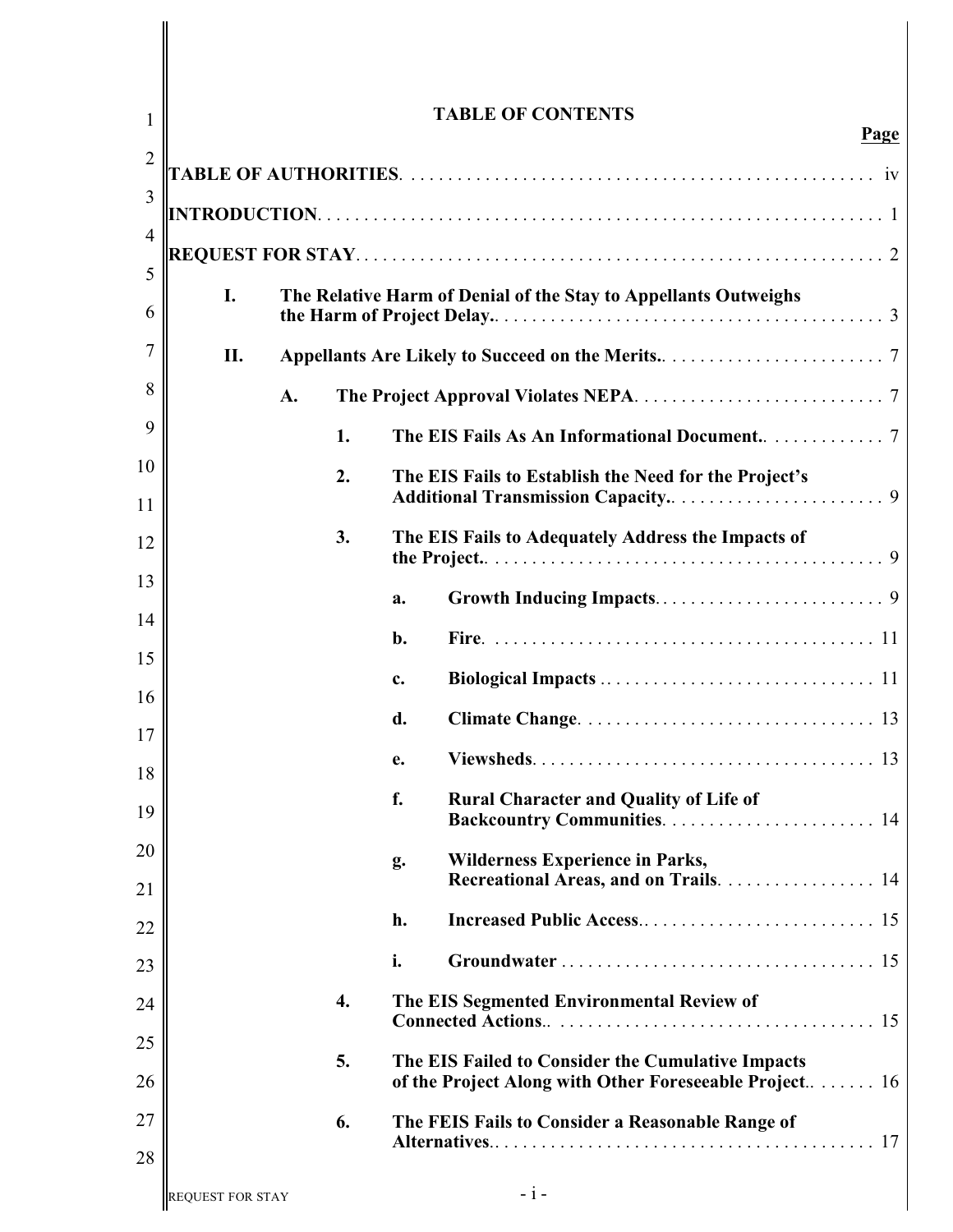# TABLE OF CONTENTS

Page

**TABLE OF AUTHORITIES**. . . . . . . . . . . . . . . . . . . . . . . . . . . . . . . . . . . . . . . . . . . . . . . . iv

**INTRODUCTION**. . . . . . . . . . . . . . . . . . . . . . . . . . . . . . . . . . . . . . . . . . . . . . . . . . . . . . . 1

**REQUEST FOR STAY**. . . . . . . . . . . . . . . . . . . . . . . . . . . . . . . . . . . . . . . . . . . . . . . . . . . 2

- **I. The Relative Harm of Denial of the Stay to Appellants Outweighs the Harm of Project Delay.**. . . . . . . . . . . . . . . . . . . . . . . . . . . . . . . . . . . . . . . . 3
- **II. Appellants Are Likely to Succeed on the Merits.**. . . . . . . . . . . . . . . . . . . . . . . . 7
  - **A. The Project Approval Violates NEPA**. . . . . . . . . . . . . . . . . . . . . . . . . . . 7
    - **1. The EIS Fails As An Informational Document.**. . . . . . . . . . . . . 7
    - **2. The EIS Fails to Establish the Need for the Project's Additional Transmission Capacity.**. . . . . . . . . . . . . . . . . . . . . . . 9
    - **3. The EIS Fails to Adequately Address the Impacts of the Project.**. . . . . . . . . . . . . . . . . . . . . . . . . . . . . . . . . . . . . . . . . 9
      - **a. Growth Inducing Impacts**. . . . . . . . . . . . . . . . . . . . . . . . . 9
      - **b. Fire**. . . . . . . . . . . . . . . . . . . . . . . . . . . . . . . . . . . . . . . . 11
      - **c. Biological Impacts** . . . . . . . . . . . . . . . . . . . . . . . . . . . . . 11
      - **d. Climate Change**. . . . . . . . . . . . . . . . . . . . . . . . . . . . . . . 13
      - **e. Viewsheds**. . . . . . . . . . . . . . . . . . . . . . . . . . . . . . . . . . . 13
      - **f. Rural Character and Quality of Life of Backcountry Communities**. . . . . . . . . . . . . . . . . . . . . . . 14
      - **g. Wilderness Experience in Parks, Recreational Areas, and on Trails**. . . . . . . . . . . . . . . . . 14
      - **h. Increased Public Access**. . . . . . . . . . . . . . . . . . . . . . . . . 15
      - **i. Groundwater** . . . . . . . . . . . . . . . . . . . . . . . . . . . . . . . . . 15
    - **4. The EIS Segmented Environmental Review of Connected Actions.**. . . . . . . . . . . . . . . . . . . . . . . . . . . . . . . . . . 15
    - **5. The EIS Failed to Consider the Cumulative Impacts of the Project Along with Other Foreseeable Project.**. . . . . . . 16
    - **6. The FEIS Fails to Consider a Reasonable Range of Alternatives.**. . . . . . . . . . . . . . . . . . . . . . . . . . . . . . . . . . . . . . . . 17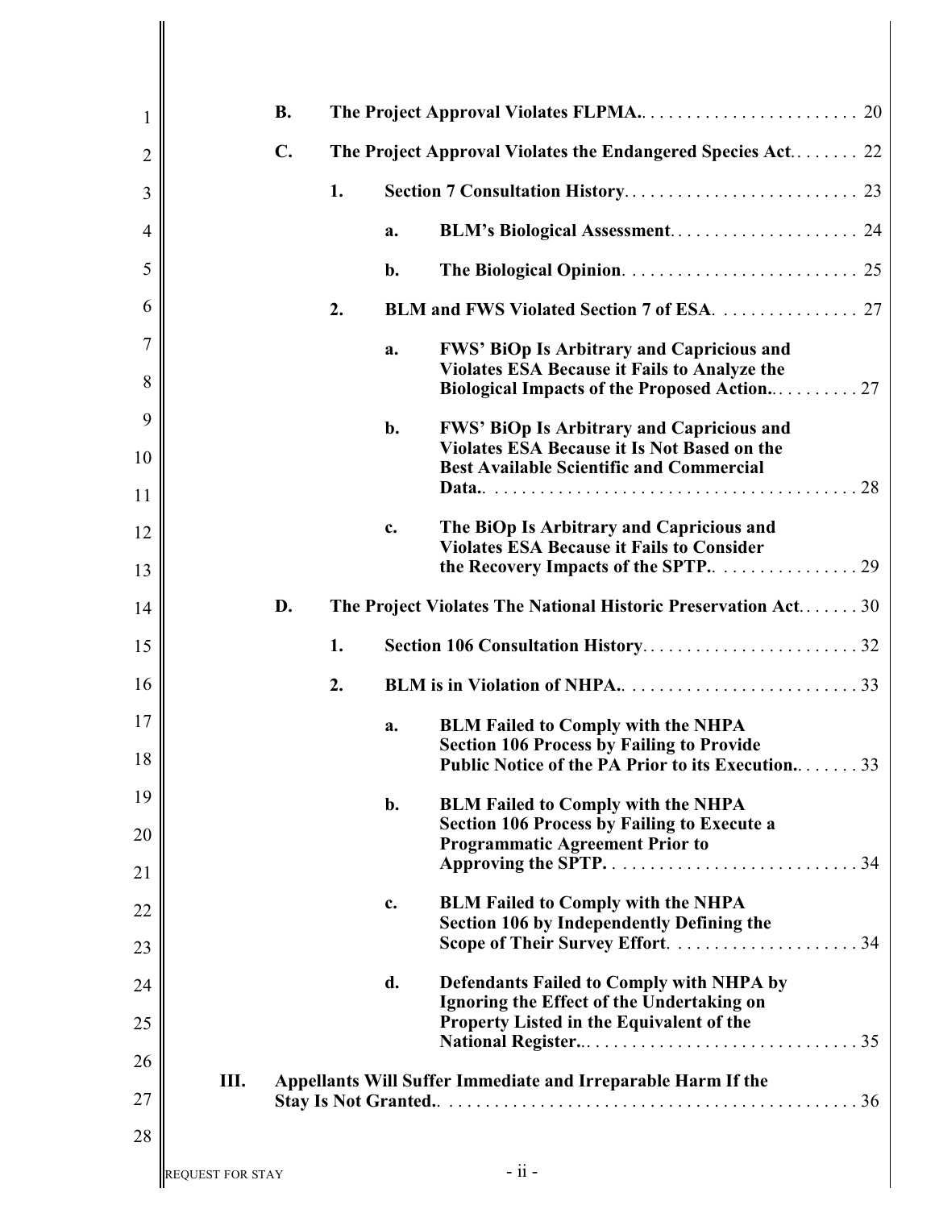- **B. The Project Approval Violates FLPMA.** . . . . . . . . . . . . . . . . . . . . . . . . 20
- **C. The Project Approval Violates the Endangered Species Act** . . . . . . . . 22
  - **1. Section 7 Consultation History** . . . . . . . . . . . . . . . . . . . . . . . . . . 23
    - **a. BLM's Biological Assessment** . . . . . . . . . . . . . . . . . . . . . 24
    - **b. The Biological Opinion** . . . . . . . . . . . . . . . . . . . . . . . . . . 25
  - **2. BLM and FWS Violated Section 7 of ESA** . . . . . . . . . . . . . . . . 27
    - **a. FWS' BiOp Is Arbitrary and Capricious and Violates ESA Because it Fails to Analyze the Biological Impacts of the Proposed Action.** . . . . . . . . . . 27
    - **b. FWS' BiOp Is Arbitrary and Capricious and Violates ESA Because it Is Not Based on the Best Available Scientific and Commercial Data.** . . . . . . . . . . . . . . . . . . . . . . . . . . . . . . . . . . . . . . . 28
    - **c. The BiOp Is Arbitrary and Capricious and Violates ESA Because it Fails to Consider the Recovery Impacts of the SPTP.** . . . . . . . . . . . . . . . . 29
- **D. The Project Violates The National Historic Preservation Act** . . . . . . . 30
  - **1. Section 106 Consultation History** . . . . . . . . . . . . . . . . . . . . . . . . 32
  - **2. BLM is in Violation of NHPA.** . . . . . . . . . . . . . . . . . . . . . . . . . . 33
    - **a. BLM Failed to Comply with the NHPA Section 106 Process by Failing to Provide Public Notice of the PA Prior to its Execution.** . . . . . . . 33
    - **b. BLM Failed to Comply with the NHPA Section 106 Process by Failing to Execute a Programmatic Agreement Prior to Approving the SPTP.** . . . . . . . . . . . . . . . . . . . . . . . . . . . . 34
    - **c. BLM Failed to Comply with the NHPA Section 106 by Independently Defining the Scope of Their Survey Effort.** . . . . . . . . . . . . . . . . . . . . . 34
    - **d. Defendants Failed to Comply with NHPA by Ignoring the Effect of the Undertaking on Property Listed in the Equivalent of the National Register.** . . . . . . . . . . . . . . . . . . . . . . . . . . . . . . . 35

**III. Appellants Will Suffer Immediate and Irreparable Harm If the Stay Is Not Granted.** . . . . . . . . . . . . . . . . . . . . . . . . . . . . . . . . . . . . . . . . . . . . . 36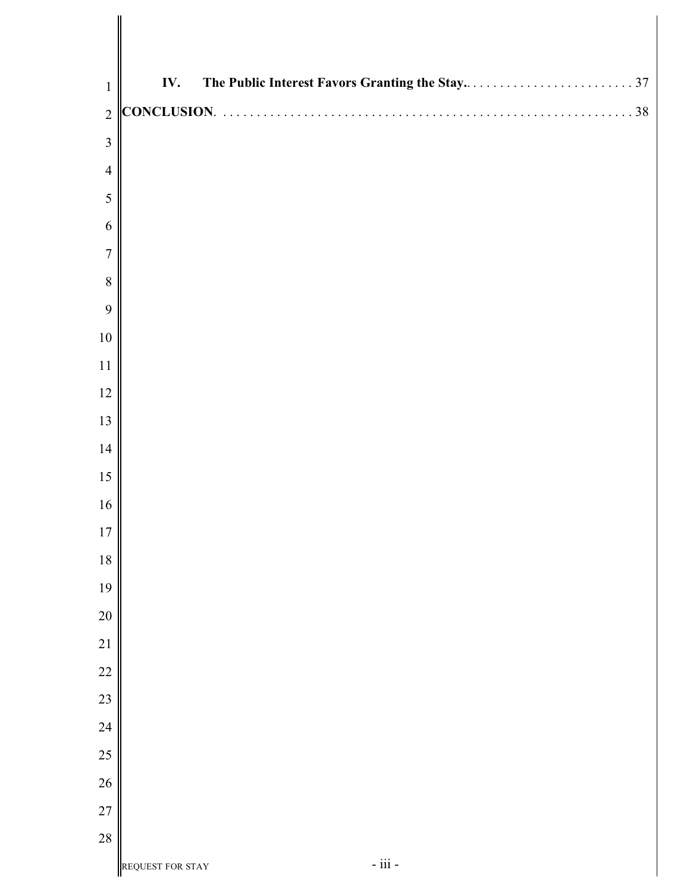**IV. The Public Interest Favors Granting the Stay.** . . . . . . . . . . . . . . . . . . . . . . . . . 37

**CONCLUSION**. . . . . . . . . . . . . . . . . . . . . . . . . . . . . . . . . . . . . . . . . . . . . . . . . . . . . . . . . . . . . 38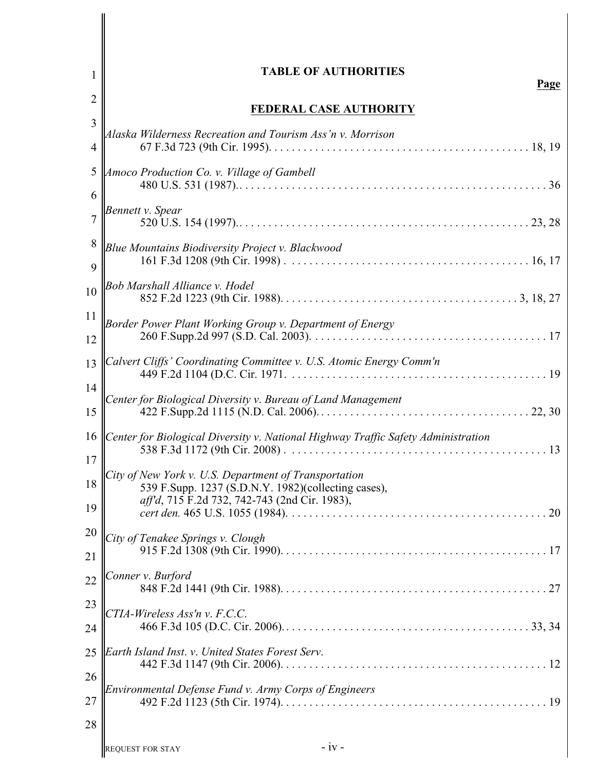## TABLE OF AUTHORITIES

**Page**

### FEDERAL CASE AUTHORITY

*Alaska Wilderness Recreation and Tourism Ass'n v. Morrison*
67 F.3d 723 (9th Cir. 1995). . . . . . . . . . 18, 19

*Amoco Production Co. v. Village of Gambell*
480 U.S. 531 (1987).. . . . . . . . . . 36

*Bennett v. Spear*
520 U.S. 154 (1997).. . . . . . . . . . 23, 28

*Blue Mountains Biodiversity Project v. Blackwood*
161 F.3d 1208 (9th Cir. 1998) . . . . . . . . . . 16, 17

*Bob Marshall Alliance v. Hodel*
852 F.2d 1223 (9th Cir. 1988). . . . . . . . . . 3, 18, 27

*Border Power Plant Working Group v. Department of Energy*
260 F.Supp.2d 997 (S.D. Cal. 2003). . . . . . . . . . 17

*Calvert Cliffs' Coordinating Committee v. U.S. Atomic Energy Comm'n*
449 F.2d 1104 (D.C. Cir. 1971. . . . . . . . . . 19

*Center for Biological Diversity v. Bureau of Land Management*
422 F.Supp.2d 1115 (N.D. Cal. 2006). . . . . . . . . . 22, 30

*Center for Biological Diversity v. National Highway Traffic Safety Administration*
538 F.3d 1172 (9th Cir. 2008) . . . . . . . . . . 13

*City of New York v. U.S. Department of Transportation*
539 F.Supp. 1237 (S.D.N.Y. 1982)(collecting cases),
*aff'd*, 715 F.2d 732, 742-743 (2nd Cir. 1983),
*cert den.* 465 U.S. 1055 (1984). . . . . . . . . . 20

*City of Tenakee Springs v. Clough*
915 F.2d 1308 (9th Cir. 1990). . . . . . . . . . 17

*Conner v. Burford*
848 F.2d 1441 (9th Cir. 1988). . . . . . . . . . 27

*CTIA-Wireless Ass'n v. F.C.C.*
466 F.3d 105 (D.C. Cir. 2006). . . . . . . . . . 33, 34

*Earth Island Inst. v. United States Forest Serv.*
442 F.3d 1147 (9th Cir. 2006). . . . . . . . . . 12

*Environmental Defense Fund v. Army Corps of Engineers*
492 F.2d 1123 (5th Cir. 1974). . . . . . . . . . 19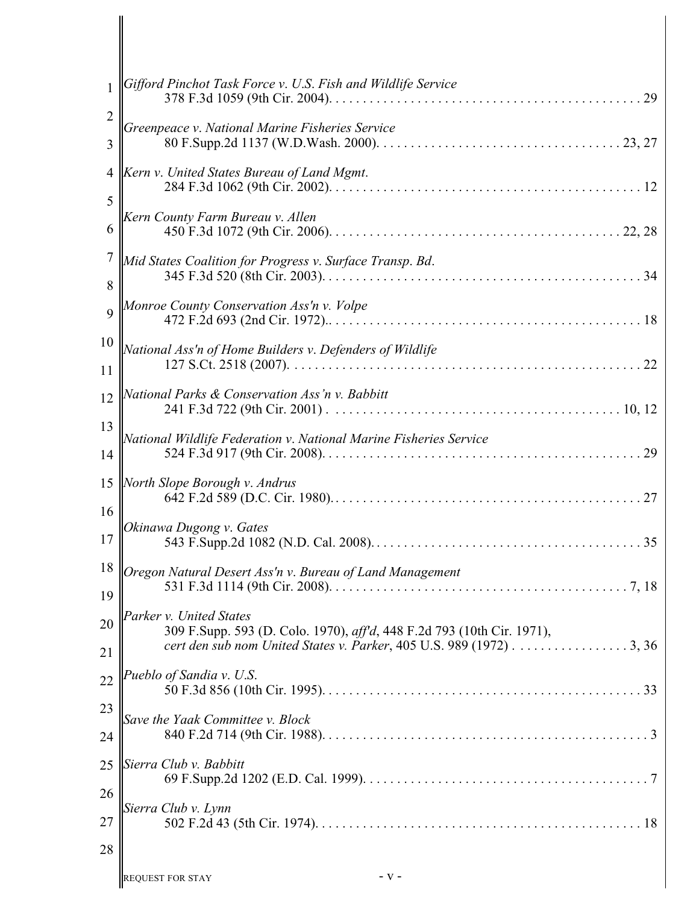*Gifford Pinchot Task Force v. U.S. Fish and Wildlife Service*
378 F.3d 1059 (9th Cir. 2004). . . . . . . . . . . . . . . . . . . . . . . . . . . . . . . . . . . . . . . . . . . . . 29

*Greenpeace v. National Marine Fisheries Service*
80 F.Supp.2d 1137 (W.D.Wash. 2000). . . . . . . . . . . . . . . . . . . . . . . . . . . . . . . . . . . 23, 27

*Kern v. United States Bureau of Land Mgmt.*
284 F.3d 1062 (9th Cir. 2002). . . . . . . . . . . . . . . . . . . . . . . . . . . . . . . . . . . . . . . . . . . . . 12

*Kern County Farm Bureau v. Allen*
450 F.3d 1072 (9th Cir. 2006). . . . . . . . . . . . . . . . . . . . . . . . . . . . . . . . . . . . . . . . . . 22, 28

*Mid States Coalition for Progress v. Surface Transp. Bd.*
345 F.3d 520 (8th Cir. 2003). . . . . . . . . . . . . . . . . . . . . . . . . . . . . . . . . . . . . . . . . . . . . . 34

*Monroe County Conservation Ass'n v. Volpe*
472 F.2d 693 (2nd Cir. 1972).. . . . . . . . . . . . . . . . . . . . . . . . . . . . . . . . . . . . . . . . . . . . . 18

*National Ass'n of Home Builders v. Defenders of Wildlife*
127 S.Ct. 2518 (2007). . . . . . . . . . . . . . . . . . . . . . . . . . . . . . . . . . . . . . . . . . . . . . . . . . 22

*National Parks & Conservation Ass'n v. Babbitt*
241 F.3d 722 (9th Cir. 2001) . . . . . . . . . . . . . . . . . . . . . . . . . . . . . . . . . . . . . . . . . . 10, 12

*National Wildlife Federation v. National Marine Fisheries Service*
524 F.3d 917 (9th Cir. 2008). . . . . . . . . . . . . . . . . . . . . . . . . . . . . . . . . . . . . . . . . . . . . . 29

*North Slope Borough v. Andrus*
642 F.2d 589 (D.C. Cir. 1980). . . . . . . . . . . . . . . . . . . . . . . . . . . . . . . . . . . . . . . . . . . . . 27

*Okinawa Dugong v. Gates*
543 F.Supp.2d 1082 (N.D. Cal. 2008). . . . . . . . . . . . . . . . . . . . . . . . . . . . . . . . . . . . . . . 35

*Oregon Natural Desert Ass'n v. Bureau of Land Management*
531 F.3d 1114 (9th Cir. 2008). . . . . . . . . . . . . . . . . . . . . . . . . . . . . . . . . . . . . . . . . . . 7, 18

*Parker v. United States*
309 F.Supp. 593 (D. Colo. 1970), *aff'd*, 448 F.2d 793 (10th Cir. 1971),
*cert den sub nom United States v. Parker*, 405 U.S. 989 (1972) . . . . . . . . . . . . . . . . . 3, 36

*Pueblo of Sandia v. U.S.*
50 F.3d 856 (10th Cir. 1995). . . . . . . . . . . . . . . . . . . . . . . . . . . . . . . . . . . . . . . . . . . . . . 33

*Save the Yaak Committee v. Block*
840 F.2d 714 (9th Cir. 1988). . . . . . . . . . . . . . . . . . . . . . . . . . . . . . . . . . . . . . . . . . . . . . . 3

*Sierra Club v. Babbitt*
69 F.Supp.2d 1202 (E.D. Cal. 1999). . . . . . . . . . . . . . . . . . . . . . . . . . . . . . . . . . . . . . . . . 7

*Sierra Club v. Lynn*
502 F.2d 43 (5th Cir. 1974). . . . . . . . . . . . . . . . . . . . . . . . . . . . . . . . . . . . . . . . . . . . . . . 18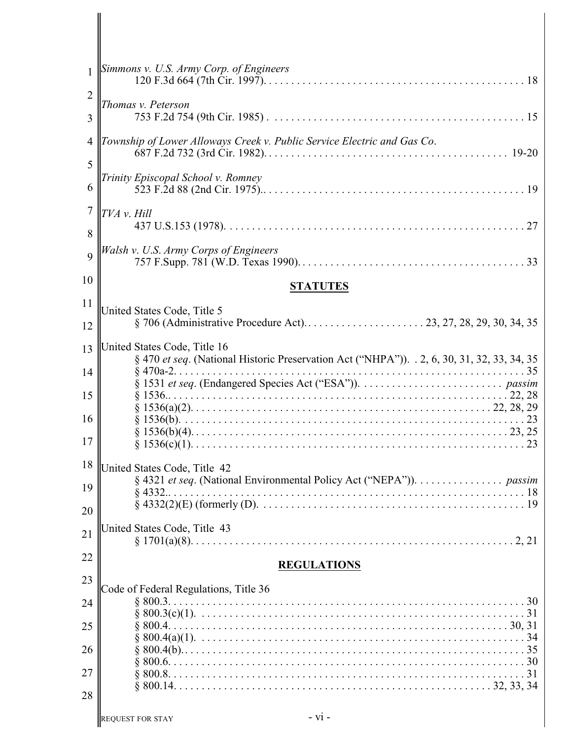*Simmons v. U.S. Army Corp. of Engineers*
120 F.3d 664 (7th Cir. 1997). . . . . . . . . . . . . . . . . . . . . . . . . . . . . . . . . . . . . . . . . . . . . . . 18

*Thomas v. Peterson*
753 F.2d 754 (9th Cir. 1985) . . . . . . . . . . . . . . . . . . . . . . . . . . . . . . . . . . . . . . . . . . . . . . 15

*Township of Lower Alloways Creek v. Public Service Electric and Gas Co*.
687 F.2d 732 (3rd Cir. 1982). . . . . . . . . . . . . . . . . . . . . . . . . . . . . . . . . . . . . . . . . . . . 19-20

*Trinity Episcopal School v. Romney*
523 F.2d 88 (2nd Cir. 1975).. . . . . . . . . . . . . . . . . . . . . . . . . . . . . . . . . . . . . . . . . . . . . . 19

*TVA v. Hill*
437 U.S.153 (1978). . . . . . . . . . . . . . . . . . . . . . . . . . . . . . . . . . . . . . . . . . . . . . . . . . . . 27

*Walsh v. U.S. Army Corps of Engineers*
757 F.Supp. 781 (W.D. Texas 1990). . . . . . . . . . . . . . . . . . . . . . . . . . . . . . . . . . . . . . . . . 33

## STATUTES

United States Code, Title 5
§ 706 (Administrative Procedure Act). . . . . . . . . . . . . . . . . . . . . . 23, 27, 28, 29, 30, 34, 35

United States Code, Title 16
§ 470 *et seq*. (National Historic Preservation Act ("NHPA")). . 2, 6, 30, 31, 32, 33, 34, 35
§ 470a-2. . . . . . . . . . . . . . . . . . . . . . . . . . . . . . . . . . . . . . . . . . . . . . . . . . . . . . . . . . . . 35
§ 1531 *et seq*. (Endangered Species Act ("ESA")). . . . . . . . . . . . . . . . . . . . . . . . . . *passim*
§ 1536.. . . . . . . . . . . . . . . . . . . . . . . . . . . . . . . . . . . . . . . . . . . . . . . . . . . . . . . . . . 22, 28
§ 1536(a)(2). . . . . . . . . . . . . . . . . . . . . . . . . . . . . . . . . . . . . . . . . . . . . . . . . . . . 22, 28, 29
§ 1536(b). . . . . . . . . . . . . . . . . . . . . . . . . . . . . . . . . . . . . . . . . . . . . . . . . . . . . . . . . . . 23
§ 1536(b)(4). . . . . . . . . . . . . . . . . . . . . . . . . . . . . . . . . . . . . . . . . . . . . . . . . . . . . . . 23, 25
§ 1536(c)(1). . . . . . . . . . . . . . . . . . . . . . . . . . . . . . . . . . . . . . . . . . . . . . . . . . . . . . . . . 23

United States Code, Title 42
§ 4321 *et seq*. (National Environmental Policy Act ("NEPA")). . . . . . . . . . . . . . . . *passim*
§ 4332.. . . . . . . . . . . . . . . . . . . . . . . . . . . . . . . . . . . . . . . . . . . . . . . . . . . . . . . . . . . . 18
§ 4332(2)(E) (formerly (D). . . . . . . . . . . . . . . . . . . . . . . . . . . . . . . . . . . . . . . . . . . . . . . 19

United States Code, Title 43
§ 1701(a)(8). . . . . . . . . . . . . . . . . . . . . . . . . . . . . . . . . . . . . . . . . . . . . . . . . . . . . . . . 2, 21

## REGULATIONS

Code of Federal Regulations, Title 36
§ 800.3. . . . . . . . . . . . . . . . . . . . . . . . . . . . . . . . . . . . . . . . . . . . . . . . . . . . . . . . . . . . . 30
§ 800.3(c)(1). . . . . . . . . . . . . . . . . . . . . . . . . . . . . . . . . . . . . . . . . . . . . . . . . . . . . . . . . 31
§ 800.4. . . . . . . . . . . . . . . . . . . . . . . . . . . . . . . . . . . . . . . . . . . . . . . . . . . . . . . . . . . 30, 31
§ 800.4(a)(1). . . . . . . . . . . . . . . . . . . . . . . . . . . . . . . . . . . . . . . . . . . . . . . . . . . . . . . . . 34
§ 800.4(b).. . . . . . . . . . . . . . . . . . . . . . . . . . . . . . . . . . . . . . . . . . . . . . . . . . . . . . . . . . . 35
§ 800.6. . . . . . . . . . . . . . . . . . . . . . . . . . . . . . . . . . . . . . . . . . . . . . . . . . . . . . . . . . . . . 30
§ 800.8. . . . . . . . . . . . . . . . . . . . . . . . . . . . . . . . . . . . . . . . . . . . . . . . . . . . . . . . . . . . . 31
§ 800.14. . . . . . . . . . . . . . . . . . . . . . . . . . . . . . . . . . . . . . . . . . . . . . . . . . . . . . . 32, 33, 34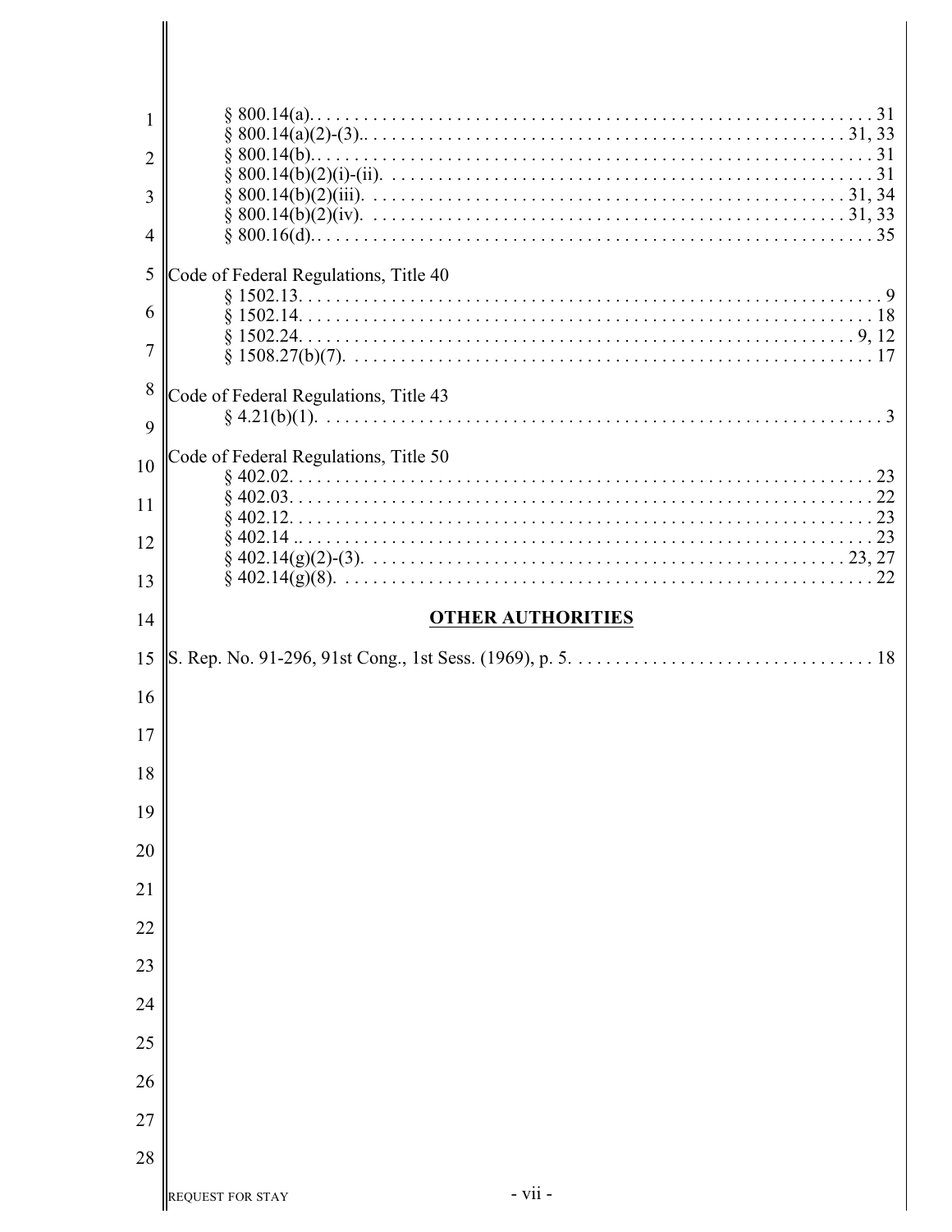§ 800.14(a). . . . . . . . . . . . . . . . . . . . . . . . . . . . . . . . . . . . . . . . . . . . . . . . . . . . . . . . . . . 31
§ 800.14(a)(2)-(3).. . . . . . . . . . . . . . . . . . . . . . . . . . . . . . . . . . . . . . . . . . . . . . . . . . . 31, 33
§ 800.14(b).. . . . . . . . . . . . . . . . . . . . . . . . . . . . . . . . . . . . . . . . . . . . . . . . . . . . . . . . . . 31
§ 800.14(b)(2)(i)-(ii). . . . . . . . . . . . . . . . . . . . . . . . . . . . . . . . . . . . . . . . . . . . . . . . . . . . 31
§ 800.14(b)(2)(iii). . . . . . . . . . . . . . . . . . . . . . . . . . . . . . . . . . . . . . . . . . . . . . . . . . . 31, 34
§ 800.14(b)(2)(iv). . . . . . . . . . . . . . . . . . . . . . . . . . . . . . . . . . . . . . . . . . . . . . . . . . . 31, 33
§ 800.16(d).. . . . . . . . . . . . . . . . . . . . . . . . . . . . . . . . . . . . . . . . . . . . . . . . . . . . . . . . . . 35

Code of Federal Regulations, Title 40
§ 1502.13. . . . . . . . . . . . . . . . . . . . . . . . . . . . . . . . . . . . . . . . . . . . . . . . . . . . . . . . . . . . . 9
§ 1502.14. . . . . . . . . . . . . . . . . . . . . . . . . . . . . . . . . . . . . . . . . . . . . . . . . . . . . . . . . . . . 18
§ 1502.24. . . . . . . . . . . . . . . . . . . . . . . . . . . . . . . . . . . . . . . . . . . . . . . . . . . . . . . . . . 9, 12
§ 1508.27(b)(7). . . . . . . . . . . . . . . . . . . . . . . . . . . . . . . . . . . . . . . . . . . . . . . . . . . . . . . . 17

Code of Federal Regulations, Title 43
§ 4.21(b)(1). . . . . . . . . . . . . . . . . . . . . . . . . . . . . . . . . . . . . . . . . . . . . . . . . . . . . . . . . . . . 3

Code of Federal Regulations, Title 50
§ 402.02. . . . . . . . . . . . . . . . . . . . . . . . . . . . . . . . . . . . . . . . . . . . . . . . . . . . . . . . . . . . . 23
§ 402.03. . . . . . . . . . . . . . . . . . . . . . . . . . . . . . . . . . . . . . . . . . . . . . . . . . . . . . . . . . . . . 22
§ 402.12. . . . . . . . . . . . . . . . . . . . . . . . . . . . . . . . . . . . . . . . . . . . . . . . . . . . . . . . . . . . . 23
§ 402.14 .. . . . . . . . . . . . . . . . . . . . . . . . . . . . . . . . . . . . . . . . . . . . . . . . . . . . . . . . . . . . 23
§ 402.14(g)(2)-(3). . . . . . . . . . . . . . . . . . . . . . . . . . . . . . . . . . . . . . . . . . . . . . . . . . . . 23, 27
§ 402.14(g)(8). . . . . . . . . . . . . . . . . . . . . . . . . . . . . . . . . . . . . . . . . . . . . . . . . . . . . . . . . 22

## OTHER AUTHORITIES

S. Rep. No. 91-296, 91st Cong., 1st Sess. (1969), p. 5. . . . . . . . . . . . . . . . . . . . . . . . . . . . . . . . 18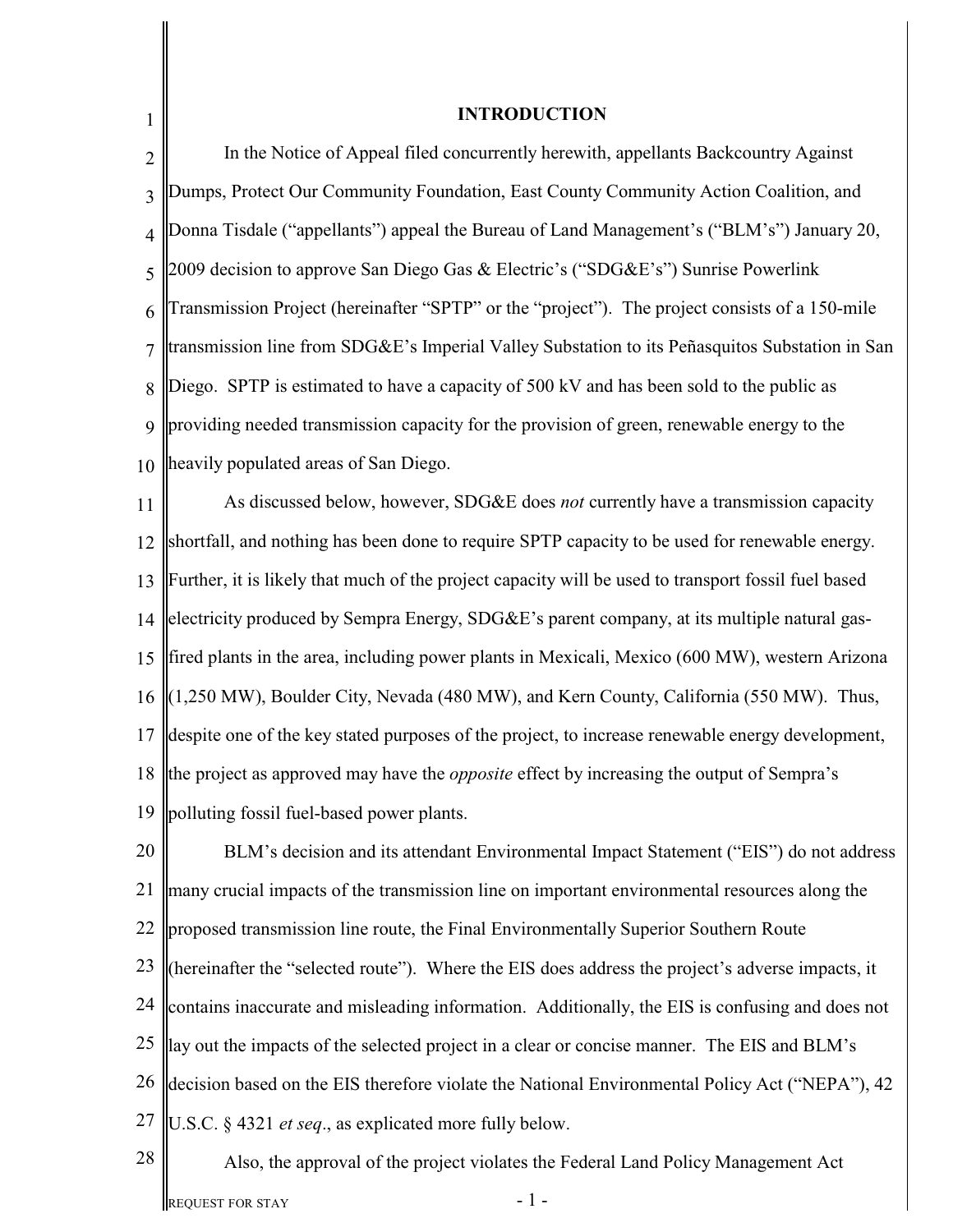## INTRODUCTION

In the Notice of Appeal filed concurrently herewith, appellants Backcountry Against Dumps, Protect Our Community Foundation, East County Community Action Coalition, and Donna Tisdale ("appellants") appeal the Bureau of Land Management's ("BLM's") January 20, 2009 decision to approve San Diego Gas & Electric's ("SDG&E's") Sunrise Powerlink Transmission Project (hereinafter "SPTP" or the "project"). The project consists of a 150-mile transmission line from SDG&E's Imperial Valley Substation to its Peñasquitos Substation in San Diego. SPTP is estimated to have a capacity of 500 kV and has been sold to the public as providing needed transmission capacity for the provision of green, renewable energy to the heavily populated areas of San Diego.

As discussed below, however, SDG&E does *not* currently have a transmission capacity shortfall, and nothing has been done to require SPTP capacity to be used for renewable energy. Further, it is likely that much of the project capacity will be used to transport fossil fuel based electricity produced by Sempra Energy, SDG&E's parent company, at its multiple natural gas-fired plants in the area, including power plants in Mexicali, Mexico (600 MW), western Arizona (1,250 MW), Boulder City, Nevada (480 MW), and Kern County, California (550 MW). Thus, despite one of the key stated purposes of the project, to increase renewable energy development, the project as approved may have the *opposite* effect by increasing the output of Sempra's polluting fossil fuel-based power plants.

BLM's decision and its attendant Environmental Impact Statement ("EIS") do not address many crucial impacts of the transmission line on important environmental resources along the proposed transmission line route, the Final Environmentally Superior Southern Route (hereinafter the "selected route"). Where the EIS does address the project's adverse impacts, it contains inaccurate and misleading information. Additionally, the EIS is confusing and does not lay out the impacts of the selected project in a clear or concise manner. The EIS and BLM's decision based on the EIS therefore violate the National Environmental Policy Act ("NEPA"), 42 U.S.C. § 4321 *et seq*., as explicated more fully below.

Also, the approval of the project violates the Federal Land Policy Management Act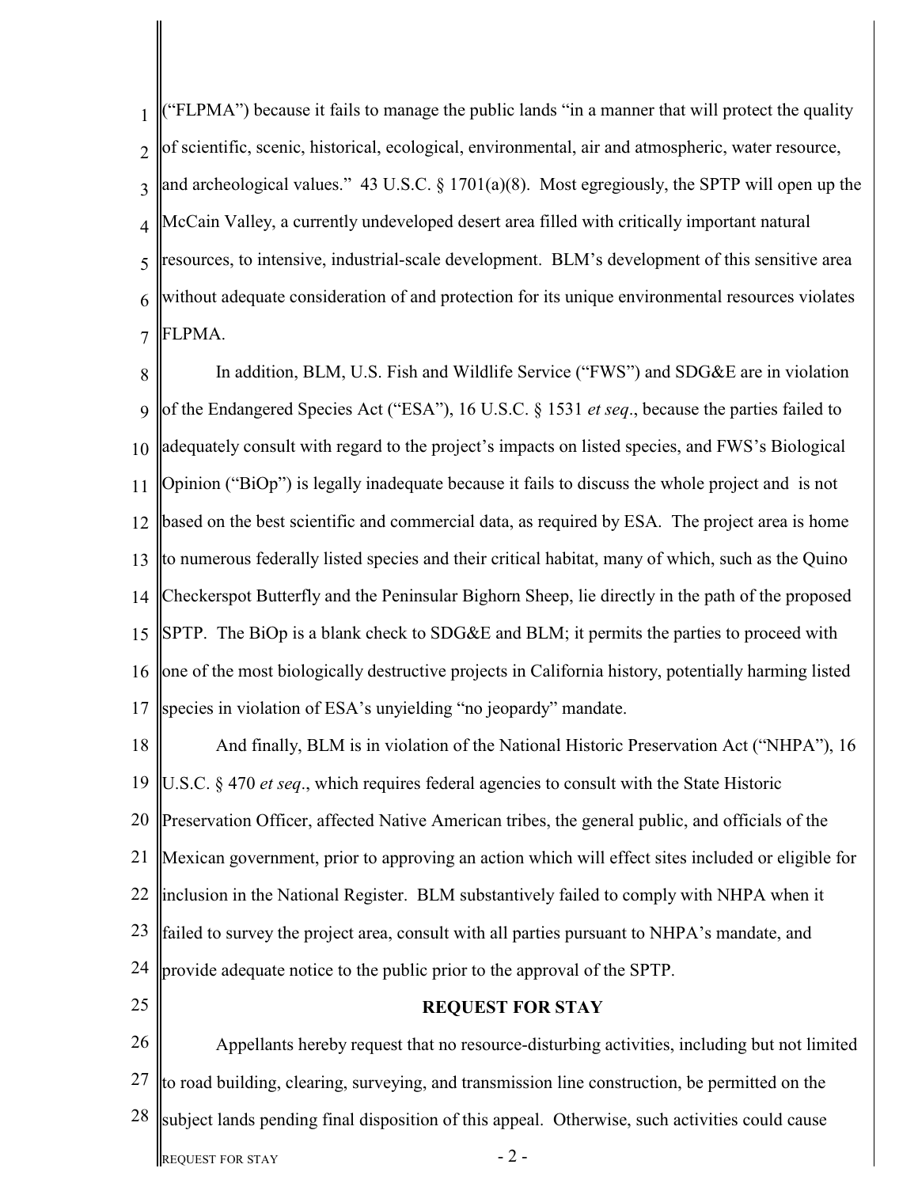("FLPMA") because it fails to manage the public lands "in a manner that will protect the quality of scientific, scenic, historical, ecological, environmental, air and atmospheric, water resource, and archeological values." 43 U.S.C. § 1701(a)(8). Most egregiously, the SPTP will open up the McCain Valley, a currently undeveloped desert area filled with critically important natural resources, to intensive, industrial-scale development. BLM's development of this sensitive area without adequate consideration of and protection for its unique environmental resources violates FLPMA.

In addition, BLM, U.S. Fish and Wildlife Service ("FWS") and SDG&E are in violation of the Endangered Species Act ("ESA"), 16 U.S.C. § 1531 *et seq*., because the parties failed to adequately consult with regard to the project's impacts on listed species, and FWS's Biological Opinion ("BiOp") is legally inadequate because it fails to discuss the whole project and is not based on the best scientific and commercial data, as required by ESA. The project area is home to numerous federally listed species and their critical habitat, many of which, such as the Quino Checkerspot Butterfly and the Peninsular Bighorn Sheep, lie directly in the path of the proposed SPTP. The BiOp is a blank check to SDG&E and BLM; it permits the parties to proceed with one of the most biologically destructive projects in California history, potentially harming listed species in violation of ESA's unyielding "no jeopardy" mandate.

And finally, BLM is in violation of the National Historic Preservation Act ("NHPA"), 16 U.S.C. § 470 *et seq*., which requires federal agencies to consult with the State Historic Preservation Officer, affected Native American tribes, the general public, and officials of the Mexican government, prior to approving an action which will effect sites included or eligible for inclusion in the National Register. BLM substantively failed to comply with NHPA when it failed to survey the project area, consult with all parties pursuant to NHPA's mandate, and provide adequate notice to the public prior to the approval of the SPTP.

## REQUEST FOR STAY

Appellants hereby request that no resource-disturbing activities, including but not limited to road building, clearing, surveying, and transmission line construction, be permitted on the subject lands pending final disposition of this appeal. Otherwise, such activities could cause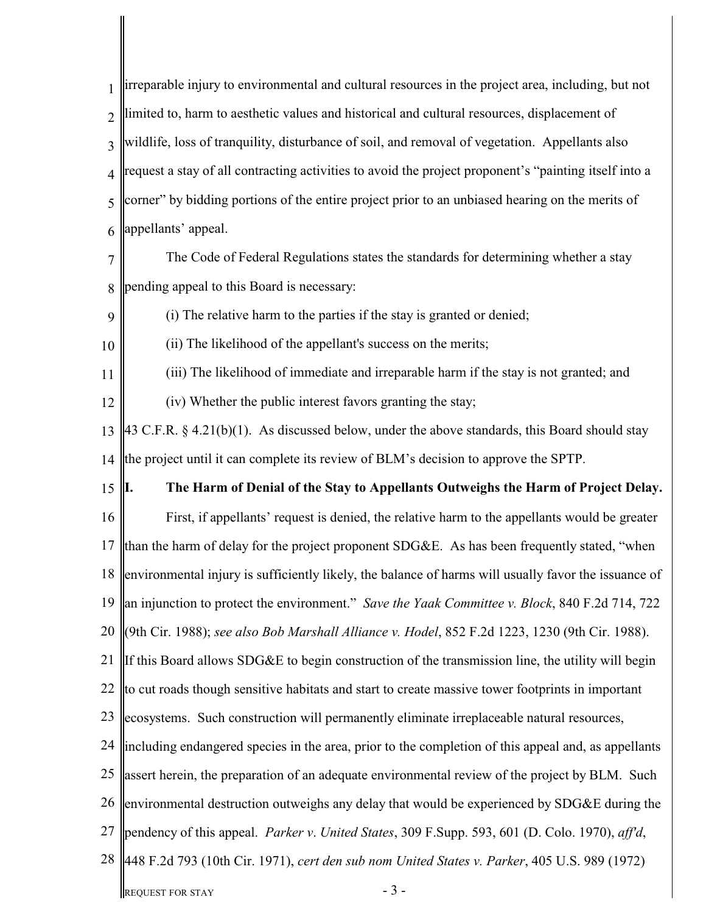irreparable injury to environmental and cultural resources in the project area, including, but not limited to, harm to aesthetic values and historical and cultural resources, displacement of wildlife, loss of tranquility, disturbance of soil, and removal of vegetation. Appellants also request a stay of all contracting activities to avoid the project proponent's "painting itself into a corner" by bidding portions of the entire project prior to an unbiased hearing on the merits of appellants' appeal.

The Code of Federal Regulations states the standards for determining whether a stay pending appeal to this Board is necessary:

(i) The relative harm to the parties if the stay is granted or denied;

(ii) The likelihood of the appellant's success on the merits;

(iii) The likelihood of immediate and irreparable harm if the stay is not granted; and

(iv) Whether the public interest favors granting the stay;

43 C.F.R. § 4.21(b)(1). As discussed below, under the above standards, this Board should stay the project until it can complete its review of BLM's decision to approve the SPTP.

## I. The Harm of Denial of the Stay to Appellants Outweighs the Harm of Project Delay.

First, if appellants' request is denied, the relative harm to the appellants would be greater than the harm of delay for the project proponent SDG&E. As has been frequently stated, "when environmental injury is sufficiently likely, the balance of harms will usually favor the issuance of an injunction to protect the environment." *Save the Yaak Committee v. Block*, 840 F.2d 714, 722 (9th Cir. 1988); *see also Bob Marshall Alliance v. Hodel*, 852 F.2d 1223, 1230 (9th Cir. 1988). If this Board allows SDG&E to begin construction of the transmission line, the utility will begin to cut roads though sensitive habitats and start to create massive tower footprints in important ecosystems. Such construction will permanently eliminate irreplaceable natural resources, including endangered species in the area, prior to the completion of this appeal and, as appellants assert herein, the preparation of an adequate environmental review of the project by BLM. Such environmental destruction outweighs any delay that would be experienced by SDG&E during the pendency of this appeal. *Parker v. United States*, 309 F.Supp. 593, 601 (D. Colo. 1970), *aff'd*, 448 F.2d 793 (10th Cir. 1971), *cert den sub nom United States v. Parker*, 405 U.S. 989 (1972)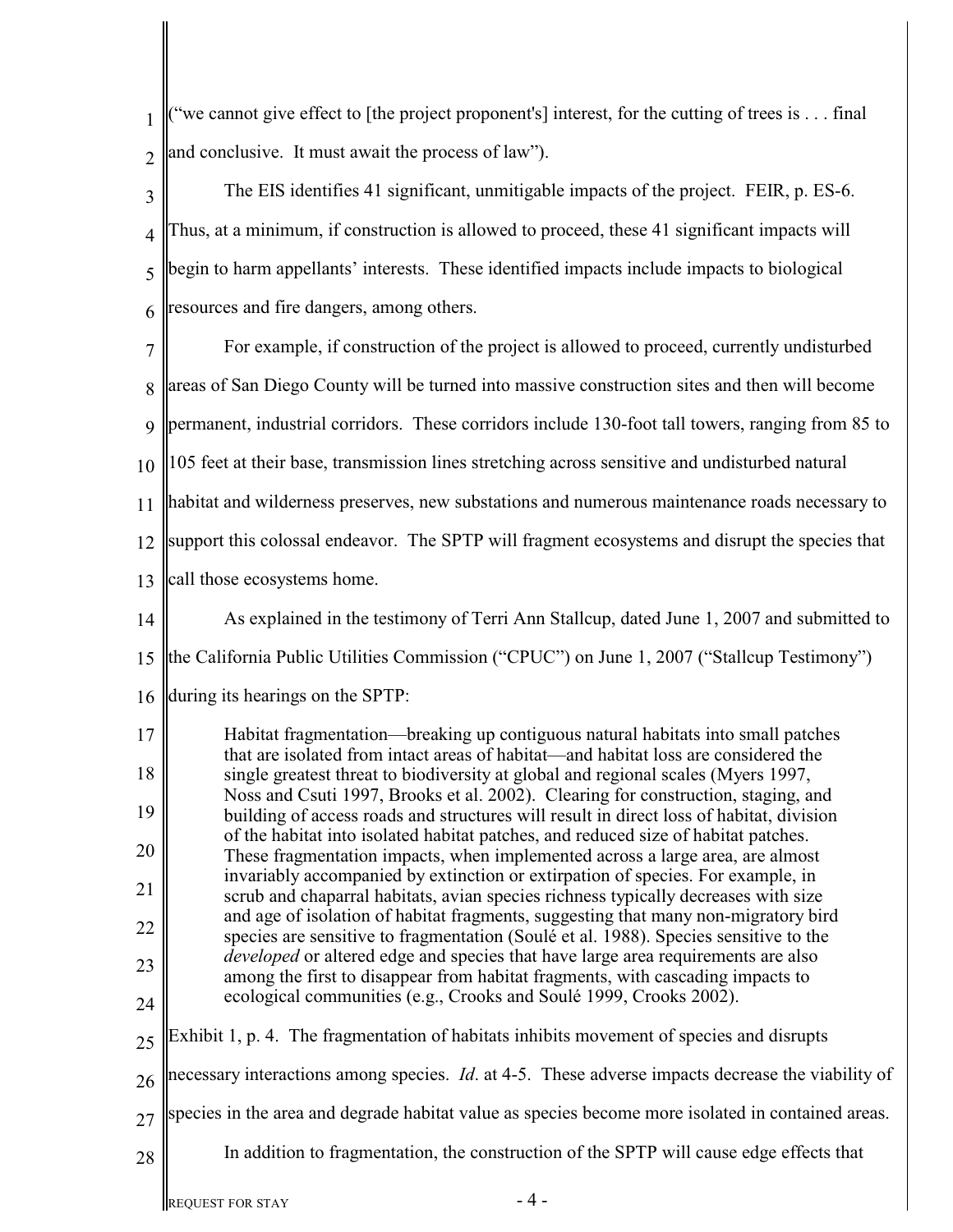(“we cannot give effect to [the project proponent's] interest, for the cutting of trees is . . . final and conclusive. It must await the process of law”).

The EIS identifies 41 significant, unmitigable impacts of the project. FEIR, p. ES-6. Thus, at a minimum, if construction is allowed to proceed, these 41 significant impacts will begin to harm appellants’ interests. These identified impacts include impacts to biological resources and fire dangers, among others.

For example, if construction of the project is allowed to proceed, currently undisturbed areas of San Diego County will be turned into massive construction sites and then will become permanent, industrial corridors. These corridors include 130-foot tall towers, ranging from 85 to 105 feet at their base, transmission lines stretching across sensitive and undisturbed natural habitat and wilderness preserves, new substations and numerous maintenance roads necessary to support this colossal endeavor. The SPTP will fragment ecosystems and disrupt the species that call those ecosystems home.

As explained in the testimony of Terri Ann Stallcup, dated June 1, 2007 and submitted to the California Public Utilities Commission (“CPUC”) on June 1, 2007 (“Stallcup Testimony”) during its hearings on the SPTP:

> Habitat fragmentation—breaking up contiguous natural habitats into small patches that are isolated from intact areas of habitat—and habitat loss are considered the single greatest threat to biodiversity at global and regional scales (Myers 1997, Noss and Csuti 1997, Brooks et al. 2002). Clearing for construction, staging, and building of access roads and structures will result in direct loss of habitat, division of the habitat into isolated habitat patches, and reduced size of habitat patches. These fragmentation impacts, when implemented across a large area, are almost invariably accompanied by extinction or extirpation of species. For example, in scrub and chaparral habitats, avian species richness typically decreases with size and age of isolation of habitat fragments, suggesting that many non-migratory bird species are sensitive to fragmentation (Soulé et al. 1988). Species sensitive to the *developed* or altered edge and species that have large area requirements are also among the first to disappear from habitat fragments, with cascading impacts to ecological communities (e.g., Crooks and Soulé 1999, Crooks 2002).

Exhibit 1, p. 4. The fragmentation of habitats inhibits movement of species and disrupts necessary interactions among species. *Id*. at 4-5. These adverse impacts decrease the viability of species in the area and degrade habitat value as species become more isolated in contained areas.

In addition to fragmentation, the construction of the SPTP will cause edge effects that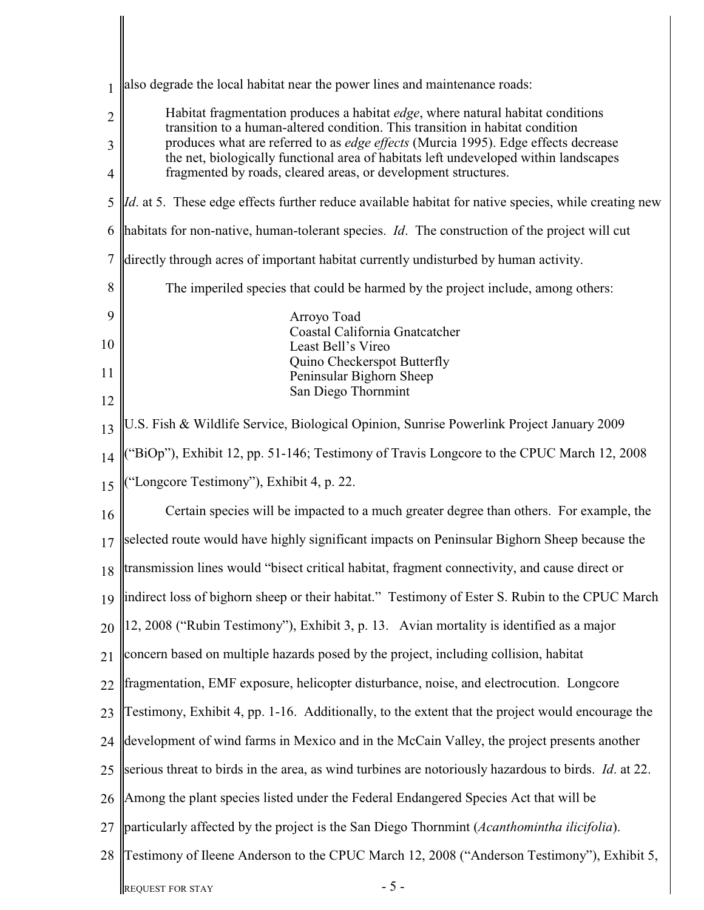also degrade the local habitat near the power lines and maintenance roads:

> Habitat fragmentation produces a habitat *edge*, where natural habitat conditions transition to a human-altered condition. This transition in habitat condition produces what are referred to as *edge effects* (Murcia 1995). Edge effects decrease the net, biologically functional area of habitats left undeveloped within landscapes fragmented by roads, cleared areas, or development structures.

*Id*. at 5. These edge effects further reduce available habitat for native species, while creating new habitats for non-native, human-tolerant species. *Id*. The construction of the project will cut directly through acres of important habitat currently undisturbed by human activity.

The imperiled species that could be harmed by the project include, among others:

Arroyo Toad
Coastal California Gnatcatcher
Least Bell's Vireo
Quino Checkerspot Butterfly
Peninsular Bighorn Sheep
San Diego Thornmint

U.S. Fish & Wildlife Service, Biological Opinion, Sunrise Powerlink Project January 2009 ("BiOp"), Exhibit 12, pp. 51-146; Testimony of Travis Longcore to the CPUC March 12, 2008 ("Longcore Testimony"), Exhibit 4, p. 22.

Certain species will be impacted to a much greater degree than others. For example, the selected route would have highly significant impacts on Peninsular Bighorn Sheep because the transmission lines would "bisect critical habitat, fragment connectivity, and cause direct or indirect loss of bighorn sheep or their habitat." Testimony of Ester S. Rubin to the CPUC March 12, 2008 ("Rubin Testimony"), Exhibit 3, p. 13. Avian mortality is identified as a major concern based on multiple hazards posed by the project, including collision, habitat fragmentation, EMF exposure, helicopter disturbance, noise, and electrocution. Longcore Testimony, Exhibit 4, pp. 1-16. Additionally, to the extent that the project would encourage the development of wind farms in Mexico and in the McCain Valley, the project presents another serious threat to birds in the area, as wind turbines are notoriously hazardous to birds. *Id*. at 22. Among the plant species listed under the Federal Endangered Species Act that will be particularly affected by the project is the San Diego Thornmint (*Acanthomintha ilicifolia*). Testimony of Ileene Anderson to the CPUC March 12, 2008 ("Anderson Testimony"), Exhibit 5,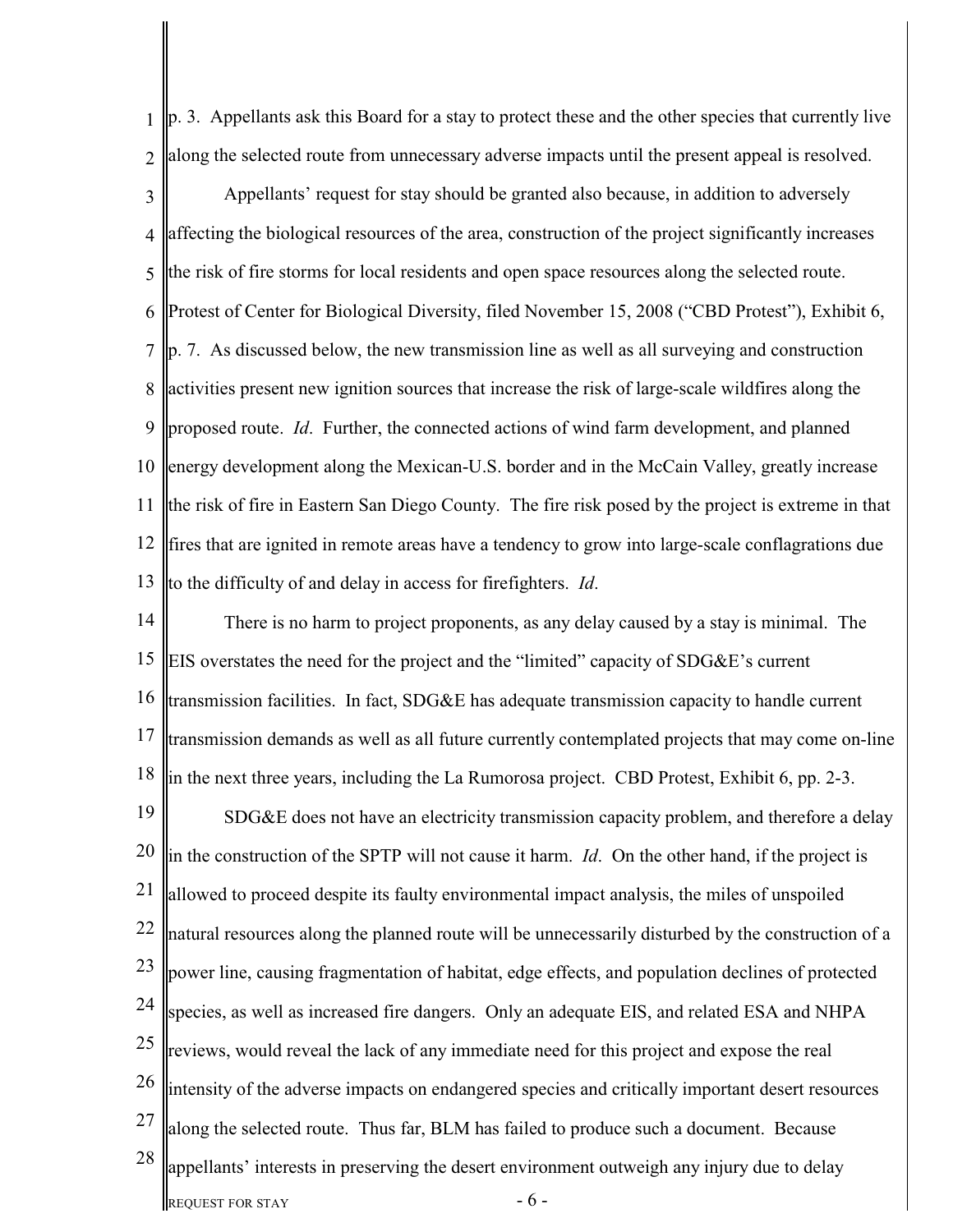p. 3. Appellants ask this Board for a stay to protect these and the other species that currently live along the selected route from unnecessary adverse impacts until the present appeal is resolved.

Appellants' request for stay should be granted also because, in addition to adversely affecting the biological resources of the area, construction of the project significantly increases the risk of fire storms for local residents and open space resources along the selected route. Protest of Center for Biological Diversity, filed November 15, 2008 ("CBD Protest"), Exhibit 6, p. 7. As discussed below, the new transmission line as well as all surveying and construction activities present new ignition sources that increase the risk of large-scale wildfires along the proposed route. *Id*. Further, the connected actions of wind farm development, and planned energy development along the Mexican-U.S. border and in the McCain Valley, greatly increase the risk of fire in Eastern San Diego County. The fire risk posed by the project is extreme in that fires that are ignited in remote areas have a tendency to grow into large-scale conflagrations due to the difficulty of and delay in access for firefighters. *Id*.

There is no harm to project proponents, as any delay caused by a stay is minimal. The EIS overstates the need for the project and the "limited" capacity of SDG&E's current transmission facilities. In fact, SDG&E has adequate transmission capacity to handle current transmission demands as well as all future currently contemplated projects that may come on-line in the next three years, including the La Rumorosa project. CBD Protest, Exhibit 6, pp. 2-3.

SDG&E does not have an electricity transmission capacity problem, and therefore a delay in the construction of the SPTP will not cause it harm. *Id*. On the other hand, if the project is allowed to proceed despite its faulty environmental impact analysis, the miles of unspoiled natural resources along the planned route will be unnecessarily disturbed by the construction of a power line, causing fragmentation of habitat, edge effects, and population declines of protected species, as well as increased fire dangers. Only an adequate EIS, and related ESA and NHPA reviews, would reveal the lack of any immediate need for this project and expose the real intensity of the adverse impacts on endangered species and critically important desert resources along the selected route. Thus far, BLM has failed to produce such a document. Because appellants' interests in preserving the desert environment outweigh any injury due to delay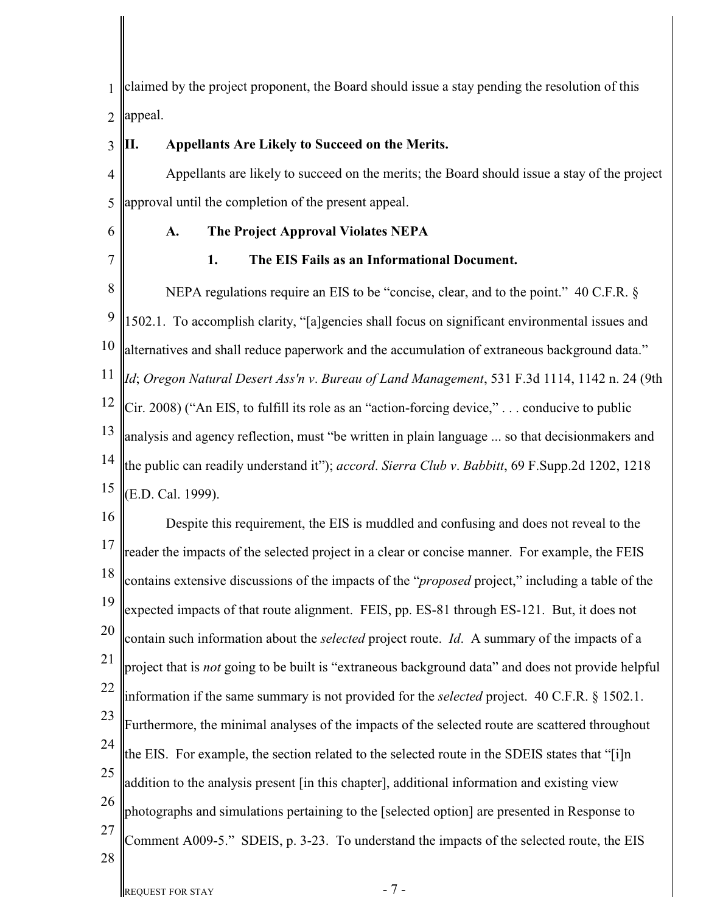claimed by the project proponent, the Board should issue a stay pending the resolution of this appeal.

## II. Appellants Are Likely to Succeed on the Merits.

Appellants are likely to succeed on the merits; the Board should issue a stay of the project approval until the completion of the present appeal.

### A. The Project Approval Violates NEPA

#### 1. The EIS Fails as an Informational Document.

NEPA regulations require an EIS to be "concise, clear, and to the point." 40 C.F.R. § 1502.1. To accomplish clarity, "[a]gencies shall focus on significant environmental issues and alternatives and shall reduce paperwork and the accumulation of extraneous background data." *Id*; *Oregon Natural Desert Ass'n v. Bureau of Land Management*, 531 F.3d 1114, 1142 n. 24 (9th Cir. 2008) ("An EIS, to fulfill its role as an "action-forcing device," . . . conducive to public analysis and agency reflection, must "be written in plain language ... so that decisionmakers and the public can readily understand it"); *accord*. *Sierra Club v. Babbitt*, 69 F.Supp.2d 1202, 1218 (E.D. Cal. 1999).

Despite this requirement, the EIS is muddled and confusing and does not reveal to the reader the impacts of the selected project in a clear or concise manner. For example, the FEIS contains extensive discussions of the impacts of the "*proposed* project," including a table of the expected impacts of that route alignment. FEIS, pp. ES-81 through ES-121. But, it does not contain such information about the *selected* project route. *Id*. A summary of the impacts of a project that is *not* going to be built is "extraneous background data" and does not provide helpful information if the same summary is not provided for the *selected* project. 40 C.F.R. § 1502.1. Furthermore, the minimal analyses of the impacts of the selected route are scattered throughout the EIS. For example, the section related to the selected route in the SDEIS states that "[i]n addition to the analysis present [in this chapter], additional information and existing view photographs and simulations pertaining to the [selected option] are presented in Response to Comment A009-5." SDEIS, p. 3-23. To understand the impacts of the selected route, the EIS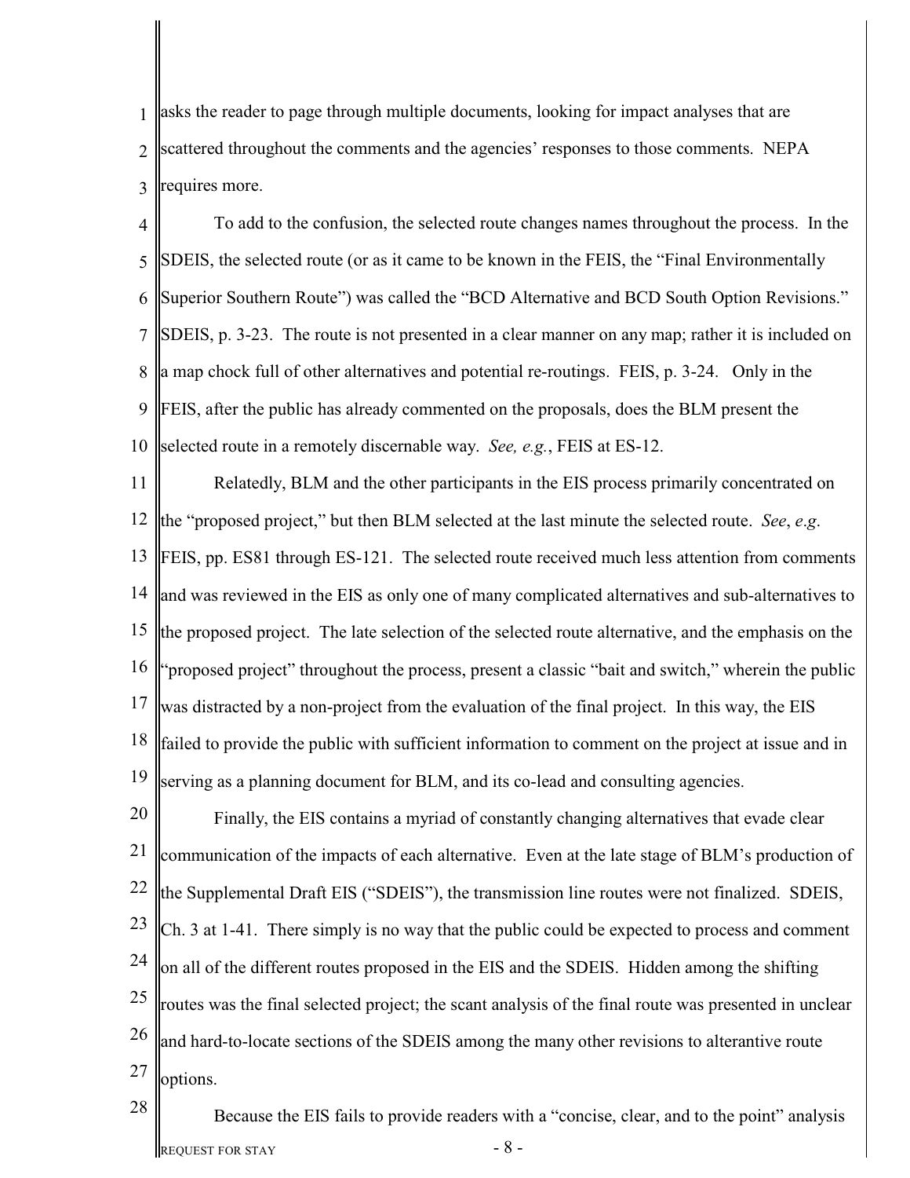asks the reader to page through multiple documents, looking for impact analyses that are scattered throughout the comments and the agencies' responses to those comments. NEPA requires more.

To add to the confusion, the selected route changes names throughout the process. In the SDEIS, the selected route (or as it came to be known in the FEIS, the "Final Environmentally Superior Southern Route") was called the "BCD Alternative and BCD South Option Revisions." SDEIS, p. 3-23. The route is not presented in a clear manner on any map; rather it is included on a map chock full of other alternatives and potential re-routings. FEIS, p. 3-24. Only in the FEIS, after the public has already commented on the proposals, does the BLM present the selected route in a remotely discernable way. *See, e.g.*, FEIS at ES-12.

Relatedly, BLM and the other participants in the EIS process primarily concentrated on the "proposed project," but then BLM selected at the last minute the selected route. *See*, *e.g*. FEIS, pp. ES81 through ES-121. The selected route received much less attention from comments and was reviewed in the EIS as only one of many complicated alternatives and sub-alternatives to the proposed project. The late selection of the selected route alternative, and the emphasis on the "proposed project" throughout the process, present a classic "bait and switch," wherein the public was distracted by a non-project from the evaluation of the final project. In this way, the EIS failed to provide the public with sufficient information to comment on the project at issue and in serving as a planning document for BLM, and its co-lead and consulting agencies.

Finally, the EIS contains a myriad of constantly changing alternatives that evade clear communication of the impacts of each alternative. Even at the late stage of BLM's production of the Supplemental Draft EIS ("SDEIS"), the transmission line routes were not finalized. SDEIS, Ch. 3 at 1-41. There simply is no way that the public could be expected to process and comment on all of the different routes proposed in the EIS and the SDEIS. Hidden among the shifting routes was the final selected project; the scant analysis of the final route was presented in unclear and hard-to-locate sections of the SDEIS among the many other revisions to alterantive route options.

Because the EIS fails to provide readers with a "concise, clear, and to the point" analysis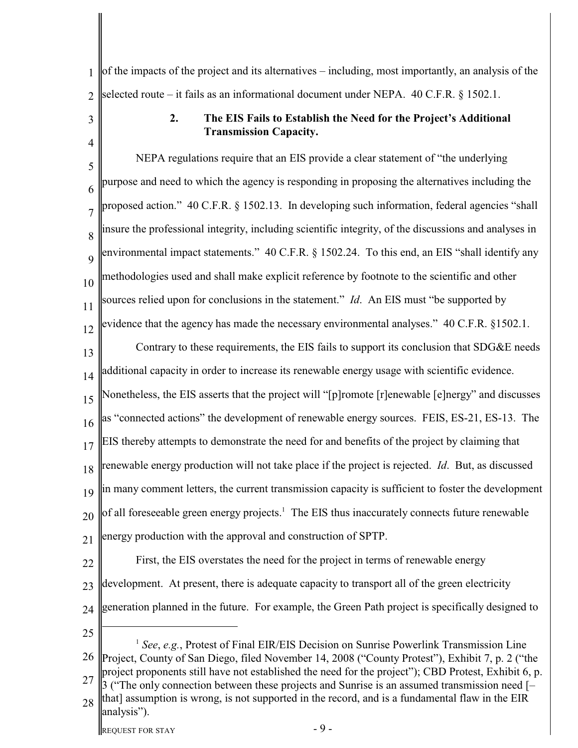of the impacts of the project and its alternatives – including, most importantly, an analysis of the selected route – it fails as an informational document under NEPA. 40 C.F.R. § 1502.1.

### 2. The EIS Fails to Establish the Need for the Project's Additional Transmission Capacity.

NEPA regulations require that an EIS provide a clear statement of "the underlying purpose and need to which the agency is responding in proposing the alternatives including the proposed action." 40 C.F.R. § 1502.13. In developing such information, federal agencies "shall insure the professional integrity, including scientific integrity, of the discussions and analyses in environmental impact statements." 40 C.F.R. § 1502.24. To this end, an EIS "shall identify any methodologies used and shall make explicit reference by footnote to the scientific and other sources relied upon for conclusions in the statement." *Id*. An EIS must "be supported by evidence that the agency has made the necessary environmental analyses." 40 C.F.R. §1502.1.

Contrary to these requirements, the EIS fails to support its conclusion that SDG&E needs additional capacity in order to increase its renewable energy usage with scientific evidence. Nonetheless, the EIS asserts that the project will "[p]romote [r]enewable [e]nergy" and discusses as "connected actions" the development of renewable energy sources. FEIS, ES-21, ES-13. The EIS thereby attempts to demonstrate the need for and benefits of the project by claiming that renewable energy production will not take place if the project is rejected. *Id*. But, as discussed in many comment letters, the current transmission capacity is sufficient to foster the development of all foreseeable green energy projects.[1] The EIS thus inaccurately connects future renewable energy production with the approval and construction of SPTP.

First, the EIS overstates the need for the project in terms of renewable energy development. At present, there is adequate capacity to transport all of the green electricity generation planned in the future. For example, the Green Path project is specifically designed to

---

[1] *See*, *e.g.*, Protest of Final EIR/EIS Decision on Sunrise Powerlink Transmission Line Project, County of San Diego, filed November 14, 2008 ("County Protest"), Exhibit 7, p. 2 ("the project proponents still have not established the need for the project"); CBD Protest, Exhibit 6, p. 3 ("The only connection between these projects and Sunrise is an assumed transmission need [– that] assumption is wrong, is not supported in the record, and is a fundamental flaw in the EIR analysis").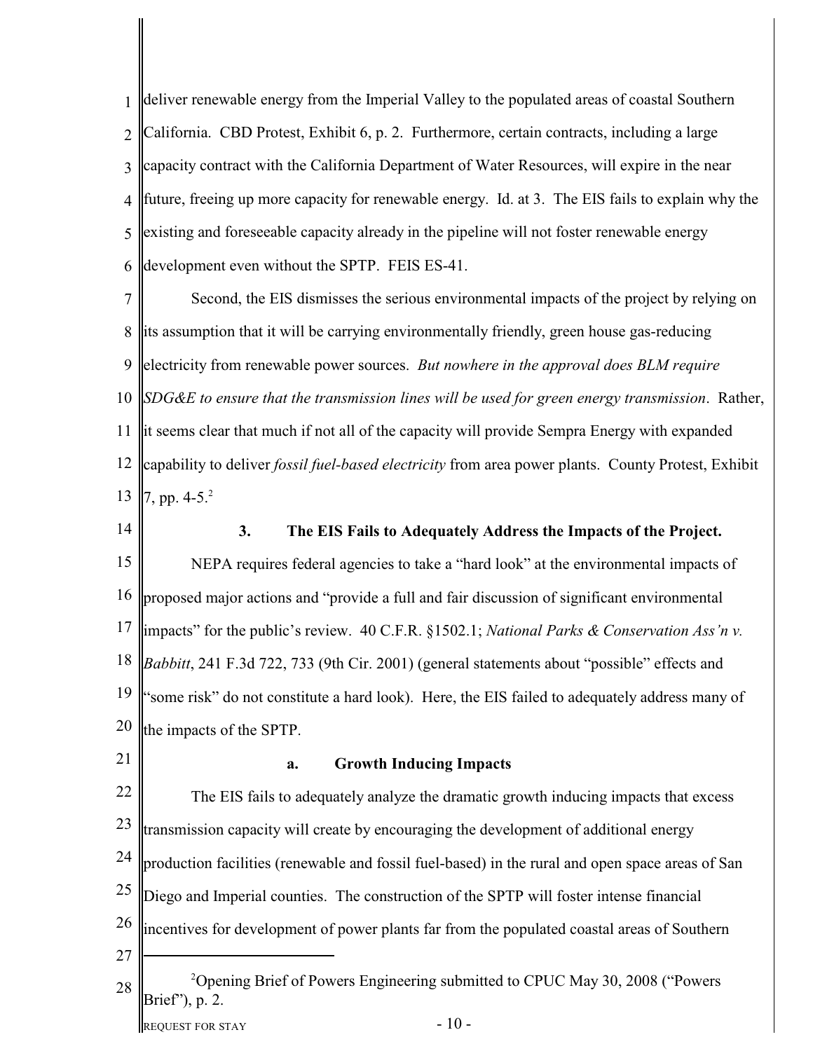deliver renewable energy from the Imperial Valley to the populated areas of coastal Southern California. CBD Protest, Exhibit 6, p. 2. Furthermore, certain contracts, including a large capacity contract with the California Department of Water Resources, will expire in the near future, freeing up more capacity for renewable energy. Id. at 3. The EIS fails to explain why the existing and foreseeable capacity already in the pipeline will not foster renewable energy development even without the SPTP. FEIS ES-41.

Second, the EIS dismisses the serious environmental impacts of the project by relying on its assumption that it will be carrying environmentally friendly, green house gas-reducing electricity from renewable power sources. *But nowhere in the approval does BLM require SDG&E to ensure that the transmission lines will be used for green energy transmission*. Rather, it seems clear that much if not all of the capacity will provide Sempra Energy with expanded capability to deliver *fossil fuel-based electricity* from area power plants. County Protest, Exhibit 7, pp. 4-5.[2]

### 3. The EIS Fails to Adequately Address the Impacts of the Project.

NEPA requires federal agencies to take a "hard look" at the environmental impacts of proposed major actions and "provide a full and fair discussion of significant environmental impacts" for the public's review. 40 C.F.R. §1502.1; *National Parks & Conservation Ass'n v. Babbitt*, 241 F.3d 722, 733 (9th Cir. 2001) (general statements about "possible" effects and "some risk" do not constitute a hard look). Here, the EIS failed to adequately address many of the impacts of the SPTP.

#### a. Growth Inducing Impacts

The EIS fails to adequately analyze the dramatic growth inducing impacts that excess transmission capacity will create by encouraging the development of additional energy production facilities (renewable and fossil fuel-based) in the rural and open space areas of San Diego and Imperial counties. The construction of the SPTP will foster intense financial incentives for development of power plants far from the populated coastal areas of Southern

---

[2] Opening Brief of Powers Engineering submitted to CPUC May 30, 2008 ("Powers Brief"), p. 2.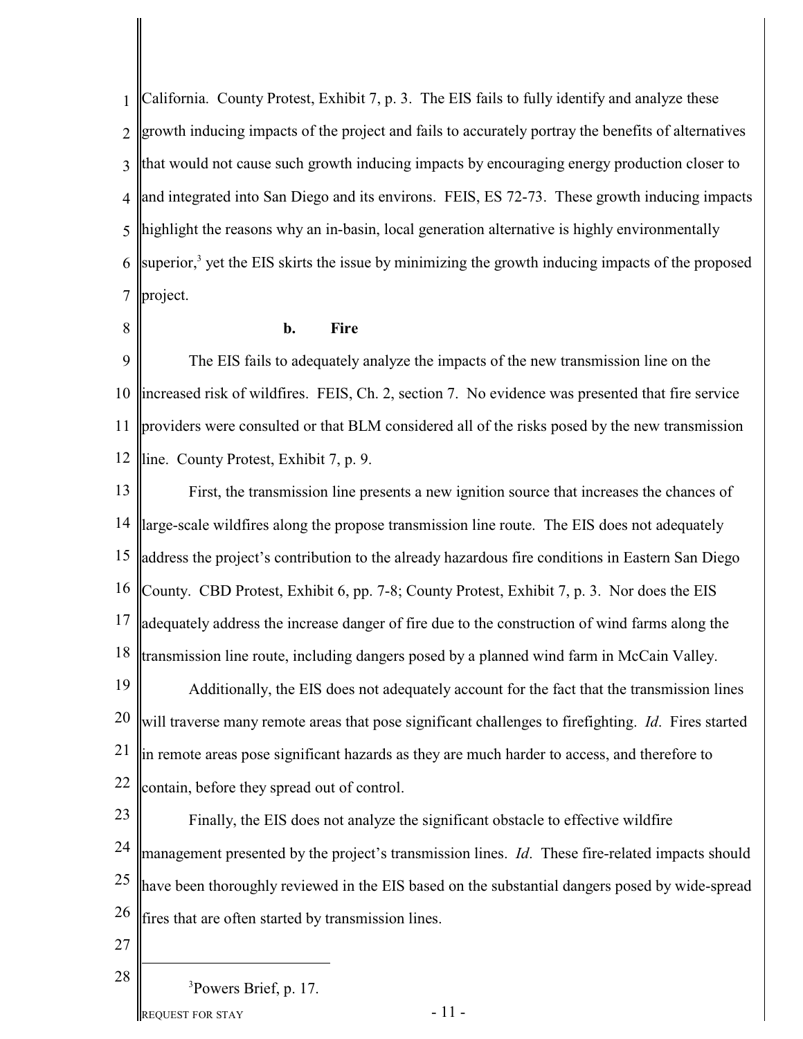California. County Protest, Exhibit 7, p. 3. The EIS fails to fully identify and analyze these growth inducing impacts of the project and fails to accurately portray the benefits of alternatives that would not cause such growth inducing impacts by encouraging energy production closer to and integrated into San Diego and its environs. FEIS, ES 72-73. These growth inducing impacts highlight the reasons why an in-basin, local generation alternative is highly environmentally superior,[3] yet the EIS skirts the issue by minimizing the growth inducing impacts of the proposed project.

**b. Fire**

The EIS fails to adequately analyze the impacts of the new transmission line on the increased risk of wildfires. FEIS, Ch. 2, section 7. No evidence was presented that fire service providers were consulted or that BLM considered all of the risks posed by the new transmission line. County Protest, Exhibit 7, p. 9.

First, the transmission line presents a new ignition source that increases the chances of large-scale wildfires along the propose transmission line route. The EIS does not adequately address the project's contribution to the already hazardous fire conditions in Eastern San Diego County. CBD Protest, Exhibit 6, pp. 7-8; County Protest, Exhibit 7, p. 3. Nor does the EIS adequately address the increase danger of fire due to the construction of wind farms along the transmission line route, including dangers posed by a planned wind farm in McCain Valley.

Additionally, the EIS does not adequately account for the fact that the transmission lines will traverse many remote areas that pose significant challenges to firefighting. *Id*. Fires started in remote areas pose significant hazards as they are much harder to access, and therefore to contain, before they spread out of control.

Finally, the EIS does not analyze the significant obstacle to effective wildfire management presented by the project's transmission lines. *Id*. These fire-related impacts should have been thoroughly reviewed in the EIS based on the substantial dangers posed by wide-spread fires that are often started by transmission lines.

---

[3] Powers Brief, p. 17.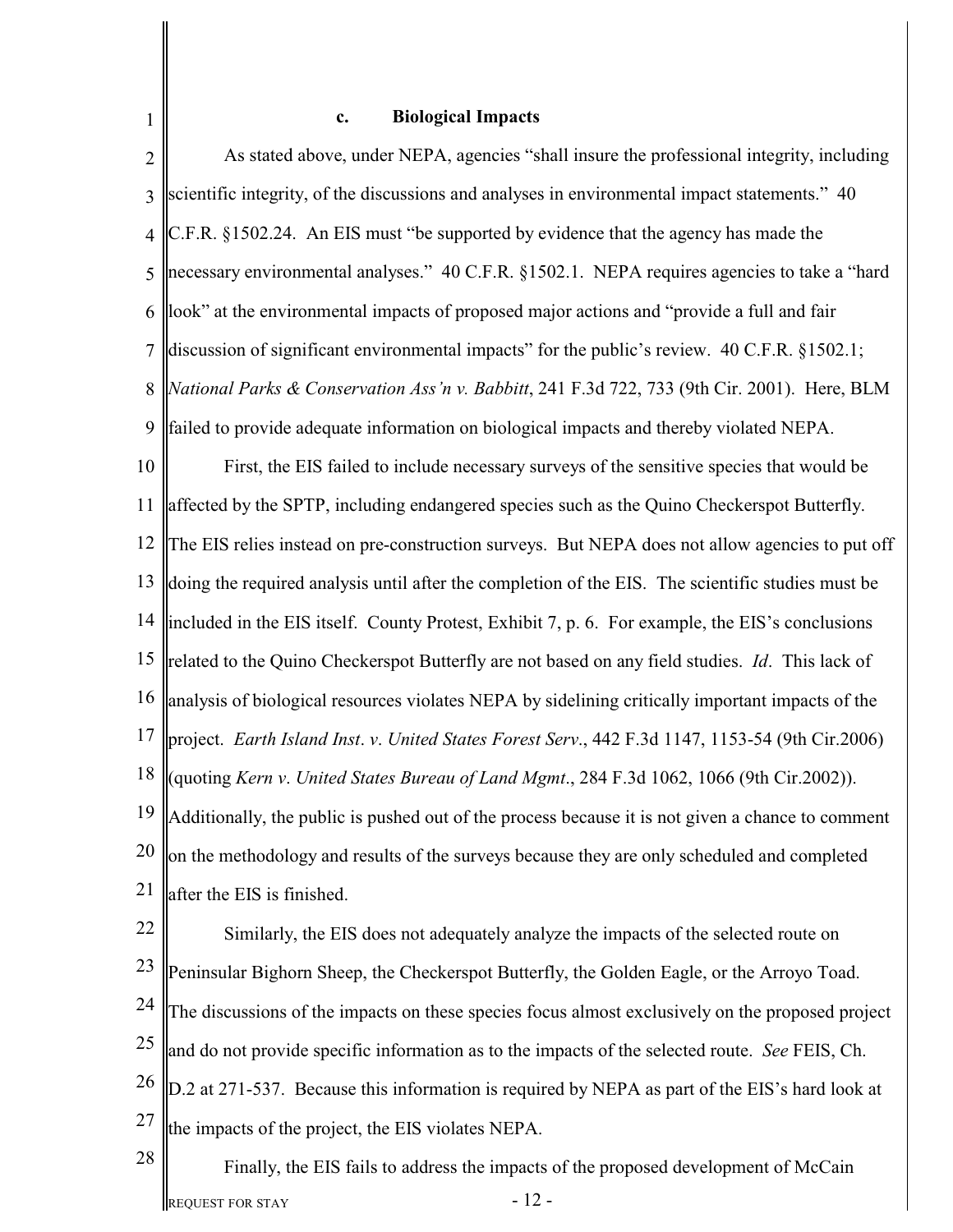### c. Biological Impacts

As stated above, under NEPA, agencies "shall insure the professional integrity, including scientific integrity, of the discussions and analyses in environmental impact statements." 40 C.F.R. §1502.24. An EIS must "be supported by evidence that the agency has made the necessary environmental analyses." 40 C.F.R. §1502.1. NEPA requires agencies to take a "hard look" at the environmental impacts of proposed major actions and "provide a full and fair discussion of significant environmental impacts" for the public's review. 40 C.F.R. §1502.1; *National Parks & Conservation Ass'n v. Babbitt*, 241 F.3d 722, 733 (9th Cir. 2001). Here, BLM failed to provide adequate information on biological impacts and thereby violated NEPA.

First, the EIS failed to include necessary surveys of the sensitive species that would be affected by the SPTP, including endangered species such as the Quino Checkerspot Butterfly. The EIS relies instead on pre-construction surveys. But NEPA does not allow agencies to put off doing the required analysis until after the completion of the EIS. The scientific studies must be included in the EIS itself. County Protest, Exhibit 7, p. 6. For example, the EIS's conclusions related to the Quino Checkerspot Butterfly are not based on any field studies. *Id*. This lack of analysis of biological resources violates NEPA by sidelining critically important impacts of the project. *Earth Island Inst*. *v*. *United States Forest Serv*., 442 F.3d 1147, 1153-54 (9th Cir.2006) (quoting *Kern v*. *United States Bureau of Land Mgmt*., 284 F.3d 1062, 1066 (9th Cir.2002)). Additionally, the public is pushed out of the process because it is not given a chance to comment on the methodology and results of the surveys because they are only scheduled and completed after the EIS is finished.

Similarly, the EIS does not adequately analyze the impacts of the selected route on Peninsular Bighorn Sheep, the Checkerspot Butterfly, the Golden Eagle, or the Arroyo Toad. The discussions of the impacts on these species focus almost exclusively on the proposed project and do not provide specific information as to the impacts of the selected route. *See* FEIS, Ch. D.2 at 271-537. Because this information is required by NEPA as part of the EIS's hard look at the impacts of the project, the EIS violates NEPA.

Finally, the EIS fails to address the impacts of the proposed development of McCain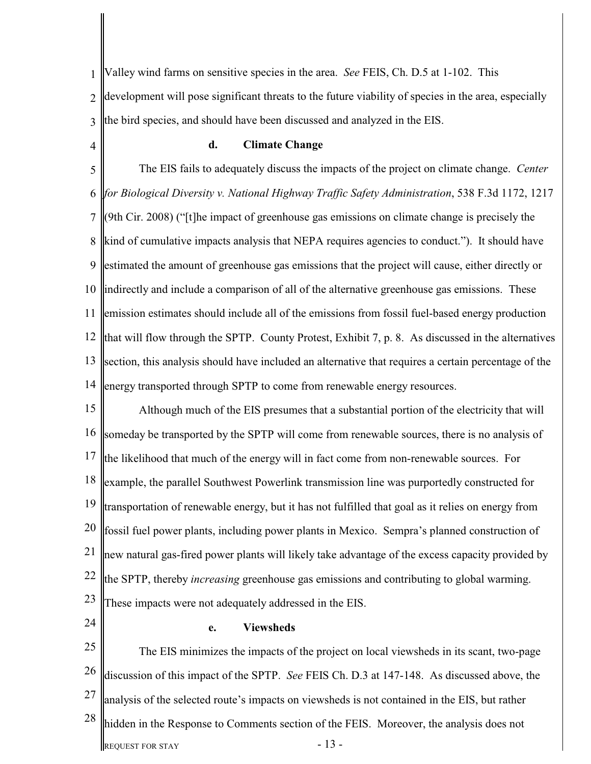Valley wind farms on sensitive species in the area. *See* FEIS, Ch. D.5 at 1-102. This development will pose significant threats to the future viability of species in the area, especially the bird species, and should have been discussed and analyzed in the EIS.

#### d. Climate Change

The EIS fails to adequately discuss the impacts of the project on climate change. *Center for Biological Diversity v. National Highway Traffic Safety Administration*, 538 F.3d 1172, 1217 (9th Cir. 2008) ("[t]he impact of greenhouse gas emissions on climate change is precisely the kind of cumulative impacts analysis that NEPA requires agencies to conduct."). It should have estimated the amount of greenhouse gas emissions that the project will cause, either directly or indirectly and include a comparison of all of the alternative greenhouse gas emissions. These emission estimates should include all of the emissions from fossil fuel-based energy production that will flow through the SPTP. County Protest, Exhibit 7, p. 8. As discussed in the alternatives section, this analysis should have included an alternative that requires a certain percentage of the energy transported through SPTP to come from renewable energy resources.

Although much of the EIS presumes that a substantial portion of the electricity that will someday be transported by the SPTP will come from renewable sources, there is no analysis of the likelihood that much of the energy will in fact come from non-renewable sources. For example, the parallel Southwest Powerlink transmission line was purportedly constructed for transportation of renewable energy, but it has not fulfilled that goal as it relies on energy from fossil fuel power plants, including power plants in Mexico. Sempra's planned construction of new natural gas-fired power plants will likely take advantage of the excess capacity provided by the SPTP, thereby *increasing* greenhouse gas emissions and contributing to global warming. These impacts were not adequately addressed in the EIS.

#### e. Viewsheds

The EIS minimizes the impacts of the project on local viewsheds in its scant, two-page discussion of this impact of the SPTP. *See* FEIS Ch. D.3 at 147-148. As discussed above, the analysis of the selected route's impacts on viewsheds is not contained in the EIS, but rather hidden in the Response to Comments section of the FEIS. Moreover, the analysis does not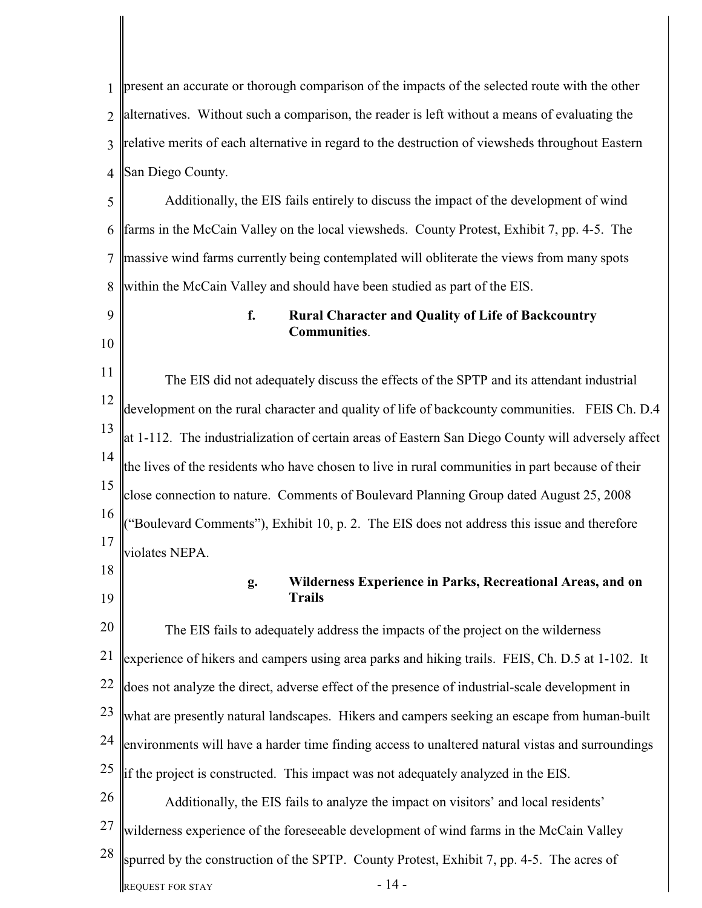present an accurate or thorough comparison of the impacts of the selected route with the other alternatives. Without such a comparison, the reader is left without a means of evaluating the relative merits of each alternative in regard to the destruction of viewsheds throughout Eastern San Diego County.

Additionally, the EIS fails entirely to discuss the impact of the development of wind farms in the McCain Valley on the local viewsheds. County Protest, Exhibit 7, pp. 4-5. The massive wind farms currently being contemplated will obliterate the views from many spots within the McCain Valley and should have been studied as part of the EIS.

**f. Rural Character and Quality of Life of Backcountry Communities**.

The EIS did not adequately discuss the effects of the SPTP and its attendant industrial development on the rural character and quality of life of backcounty communities. FEIS Ch. D.4 at 1-112. The industrialization of certain areas of Eastern San Diego County will adversely affect the lives of the residents who have chosen to live in rural communities in part because of their close connection to nature. Comments of Boulevard Planning Group dated August 25, 2008 ("Boulevard Comments"), Exhibit 10, p. 2. The EIS does not address this issue and therefore violates NEPA.

**g. Wilderness Experience in Parks, Recreational Areas, and on Trails**

The EIS fails to adequately address the impacts of the project on the wilderness experience of hikers and campers using area parks and hiking trails. FEIS, Ch. D.5 at 1-102. It does not analyze the direct, adverse effect of the presence of industrial-scale development in what are presently natural landscapes. Hikers and campers seeking an escape from human-built environments will have a harder time finding access to unaltered natural vistas and surroundings if the project is constructed. This impact was not adequately analyzed in the EIS.

Additionally, the EIS fails to analyze the impact on visitors' and local residents' wilderness experience of the foreseeable development of wind farms in the McCain Valley spurred by the construction of the SPTP. County Protest, Exhibit 7, pp. 4-5. The acres of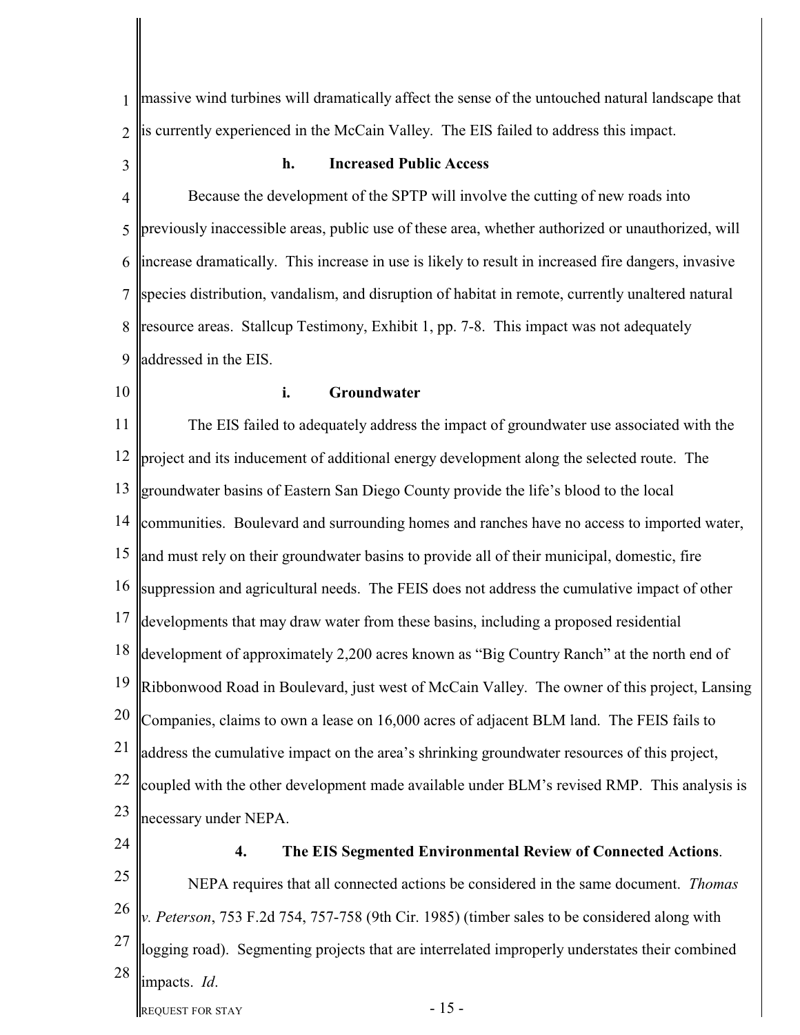massive wind turbines will dramatically affect the sense of the untouched natural landscape that is currently experienced in the McCain Valley. The EIS failed to address this impact.

#### h. Increased Public Access

Because the development of the SPTP will involve the cutting of new roads into previously inaccessible areas, public use of these area, whether authorized or unauthorized, will increase dramatically. This increase in use is likely to result in increased fire dangers, invasive species distribution, vandalism, and disruption of habitat in remote, currently unaltered natural resource areas. Stallcup Testimony, Exhibit 1, pp. 7-8. This impact was not adequately addressed in the EIS.

#### i. Groundwater

The EIS failed to adequately address the impact of groundwater use associated with the project and its inducement of additional energy development along the selected route. The groundwater basins of Eastern San Diego County provide the life's blood to the local communities. Boulevard and surrounding homes and ranches have no access to imported water, and must rely on their groundwater basins to provide all of their municipal, domestic, fire suppression and agricultural needs. The FEIS does not address the cumulative impact of other developments that may draw water from these basins, including a proposed residential development of approximately 2,200 acres known as "Big Country Ranch" at the north end of Ribbonwood Road in Boulevard, just west of McCain Valley. The owner of this project, Lansing Companies, claims to own a lease on 16,000 acres of adjacent BLM land. The FEIS fails to address the cumulative impact on the area's shrinking groundwater resources of this project, coupled with the other development made available under BLM's revised RMP. This analysis is necessary under NEPA.

### 4. The EIS Segmented Environmental Review of Connected Actions.

NEPA requires that all connected actions be considered in the same document. *Thomas v. Peterson*, 753 F.2d 754, 757-758 (9th Cir. 1985) (timber sales to be considered along with logging road). Segmenting projects that are interrelated improperly understates their combined impacts. *Id*.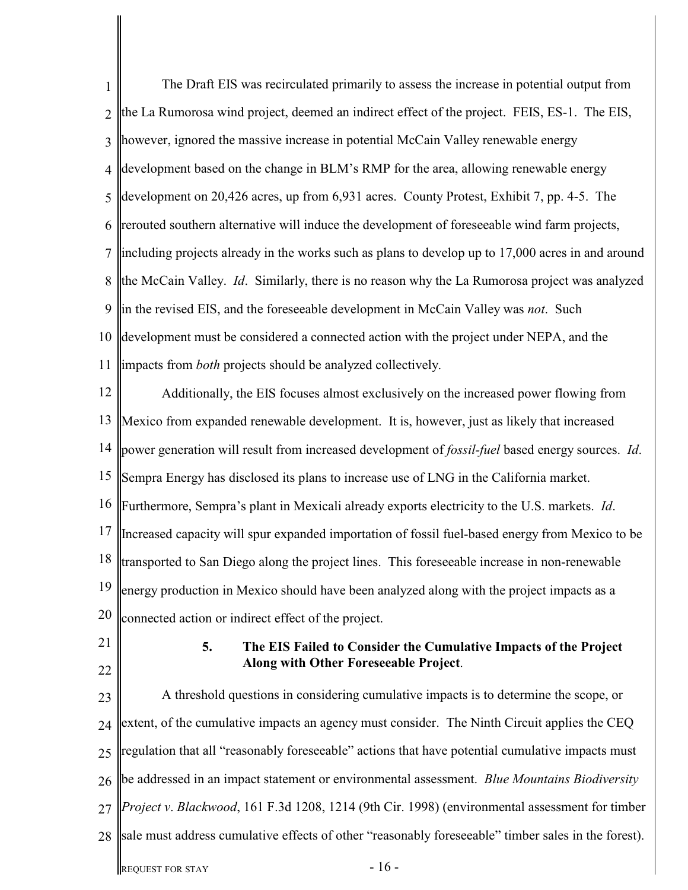The Draft EIS was recirculated primarily to assess the increase in potential output from the La Rumorosa wind project, deemed an indirect effect of the project. FEIS, ES-1. The EIS, however, ignored the massive increase in potential McCain Valley renewable energy development based on the change in BLM's RMP for the area, allowing renewable energy development on 20,426 acres, up from 6,931 acres. County Protest, Exhibit 7, pp. 4-5. The rerouted southern alternative will induce the development of foreseeable wind farm projects, including projects already in the works such as plans to develop up to 17,000 acres in and around the McCain Valley. *Id*. Similarly, there is no reason why the La Rumorosa project was analyzed in the revised EIS, and the foreseeable development in McCain Valley was *not*. Such development must be considered a connected action with the project under NEPA, and the impacts from *both* projects should be analyzed collectively.

Additionally, the EIS focuses almost exclusively on the increased power flowing from Mexico from expanded renewable development. It is, however, just as likely that increased power generation will result from increased development of *fossil-fuel* based energy sources. *Id*. Sempra Energy has disclosed its plans to increase use of LNG in the California market. Furthermore, Sempra's plant in Mexicali already exports electricity to the U.S. markets. *Id*. Increased capacity will spur expanded importation of fossil fuel-based energy from Mexico to be transported to San Diego along the project lines. This foreseeable increase in non-renewable energy production in Mexico should have been analyzed along with the project impacts as a connected action or indirect effect of the project.

### 5. The EIS Failed to Consider the Cumulative Impacts of the Project Along with Other Foreseeable Project.

A threshold questions in considering cumulative impacts is to determine the scope, or extent, of the cumulative impacts an agency must consider. The Ninth Circuit applies the CEQ regulation that all "reasonably foreseeable" actions that have potential cumulative impacts must be addressed in an impact statement or environmental assessment. *Blue Mountains Biodiversity Project v. Blackwood*, 161 F.3d 1208, 1214 (9th Cir. 1998) (environmental assessment for timber sale must address cumulative effects of other "reasonably foreseeable" timber sales in the forest).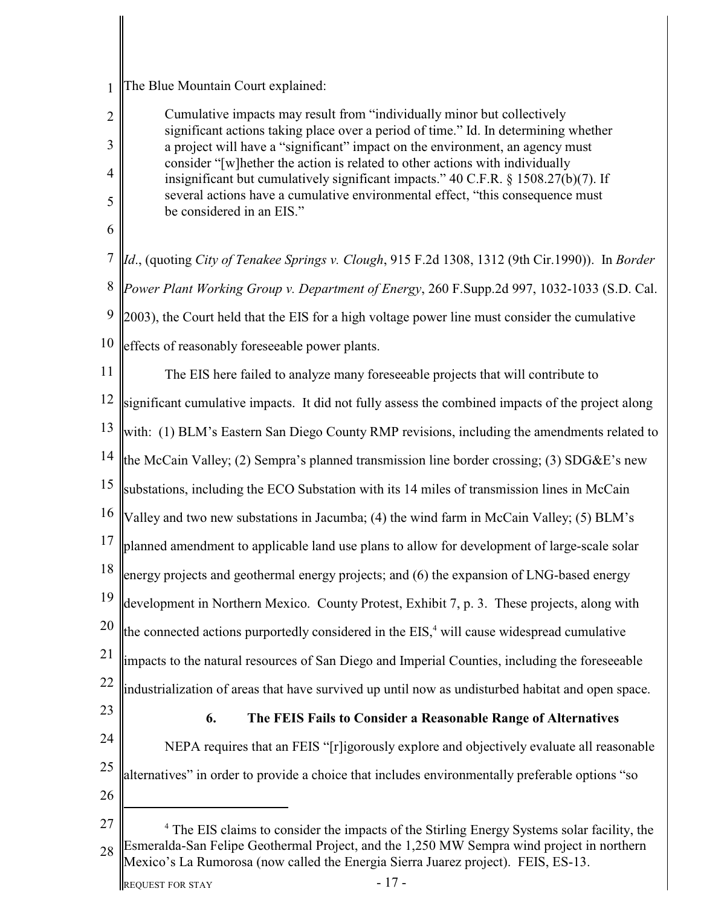The Blue Mountain Court explained:

> Cumulative impacts may result from "individually minor but collectively significant actions taking place over a period of time." Id. In determining whether a project will have a "significant" impact on the environment, an agency must consider "[w]hether the action is related to other actions with individually insignificant but cumulatively significant impacts." 40 C.F.R. § 1508.27(b)(7). If several actions have a cumulative environmental effect, "this consequence must be considered in an EIS."

*Id*., (quoting *City of Tenakee Springs v. Clough*, 915 F.2d 1308, 1312 (9th Cir.1990)). In *Border Power Plant Working Group v. Department of Energy*, 260 F.Supp.2d 997, 1032-1033 (S.D. Cal. 2003), the Court held that the EIS for a high voltage power line must consider the cumulative effects of reasonably foreseeable power plants.

The EIS here failed to analyze many foreseeable projects that will contribute to significant cumulative impacts. It did not fully assess the combined impacts of the project along with: (1) BLM's Eastern San Diego County RMP revisions, including the amendments related to the McCain Valley; (2) Sempra's planned transmission line border crossing; (3) SDG&E's new substations, including the ECO Substation with its 14 miles of transmission lines in McCain Valley and two new substations in Jacumba; (4) the wind farm in McCain Valley; (5) BLM's planned amendment to applicable land use plans to allow for development of large-scale solar energy projects and geothermal energy projects; and (6) the expansion of LNG-based energy development in Northern Mexico. County Protest, Exhibit 7, p. 3. These projects, along with the connected actions purportedly considered in the EIS,[4] will cause widespread cumulative impacts to the natural resources of San Diego and Imperial Counties, including the foreseeable industrialization of areas that have survived up until now as undisturbed habitat and open space.

### 6. The FEIS Fails to Consider a Reasonable Range of Alternatives

NEPA requires that an FEIS "[r]igorously explore and objectively evaluate all reasonable alternatives" in order to provide a choice that includes environmentally preferable options "so

---

[4] The EIS claims to consider the impacts of the Stirling Energy Systems solar facility, the Esmeralda-San Felipe Geothermal Project, and the 1,250 MW Sempra wind project in northern Mexico's La Rumorosa (now called the Energia Sierra Juarez project). FEIS, ES-13.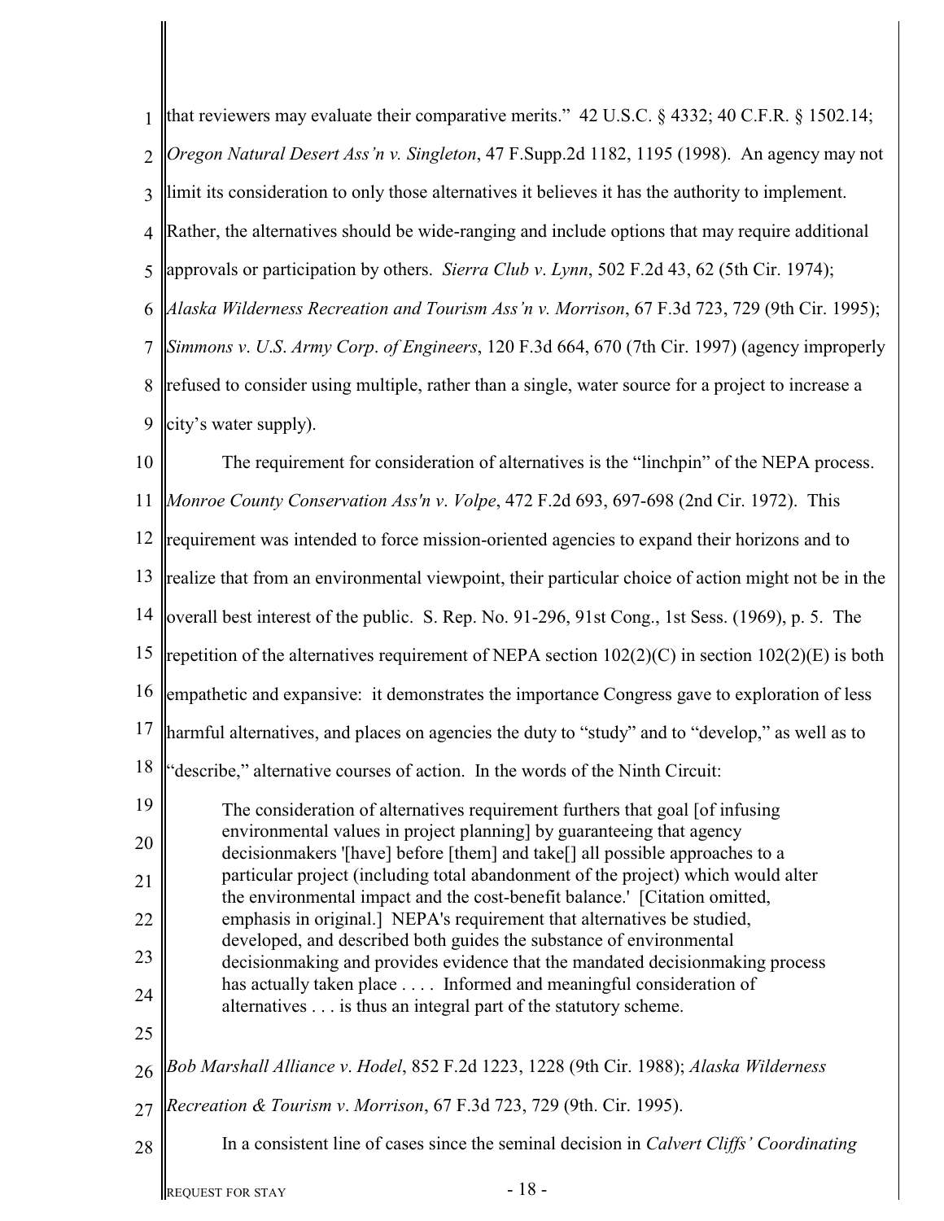that reviewers may evaluate their comparative merits." 42 U.S.C. § 4332; 40 C.F.R. § 1502.14; *Oregon Natural Desert Ass'n v. Singleton*, 47 F.Supp.2d 1182, 1195 (1998). An agency may not limit its consideration to only those alternatives it believes it has the authority to implement. Rather, the alternatives should be wide-ranging and include options that may require additional approvals or participation by others. *Sierra Club v. Lynn*, 502 F.2d 43, 62 (5th Cir. 1974); *Alaska Wilderness Recreation and Tourism Ass'n v. Morrison*, 67 F.3d 723, 729 (9th Cir. 1995); *Simmons v. U.S. Army Corp. of Engineers*, 120 F.3d 664, 670 (7th Cir. 1997) (agency improperly refused to consider using multiple, rather than a single, water source for a project to increase a city's water supply).

The requirement for consideration of alternatives is the "linchpin" of the NEPA process. *Monroe County Conservation Ass'n v. Volpe*, 472 F.2d 693, 697-698 (2nd Cir. 1972). This requirement was intended to force mission-oriented agencies to expand their horizons and to realize that from an environmental viewpoint, their particular choice of action might not be in the overall best interest of the public. S. Rep. No. 91-296, 91st Cong., 1st Sess. (1969), p. 5. The repetition of the alternatives requirement of NEPA section 102(2)(C) in section 102(2)(E) is both empathetic and expansive: it demonstrates the importance Congress gave to exploration of less harmful alternatives, and places on agencies the duty to "study" and to "develop," as well as to "describe," alternative courses of action. In the words of the Ninth Circuit:

> The consideration of alternatives requirement furthers that goal [of infusing environmental values in project planning] by guaranteeing that agency decisionmakers '[have] before [them] and take[] all possible approaches to a particular project (including total abandonment of the project) which would alter the environmental impact and the cost-benefit balance.' [Citation omitted, emphasis in original.] NEPA's requirement that alternatives be studied, developed, and described both guides the substance of environmental decisionmaking and provides evidence that the mandated decisionmaking process has actually taken place . . . . Informed and meaningful consideration of alternatives . . . is thus an integral part of the statutory scheme.

*Bob Marshall Alliance v. Hodel*, 852 F.2d 1223, 1228 (9th Cir. 1988); *Alaska Wilderness Recreation & Tourism v. Morrison*, 67 F.3d 723, 729 (9th. Cir. 1995).

In a consistent line of cases since the seminal decision in *Calvert Cliffs' Coordinating*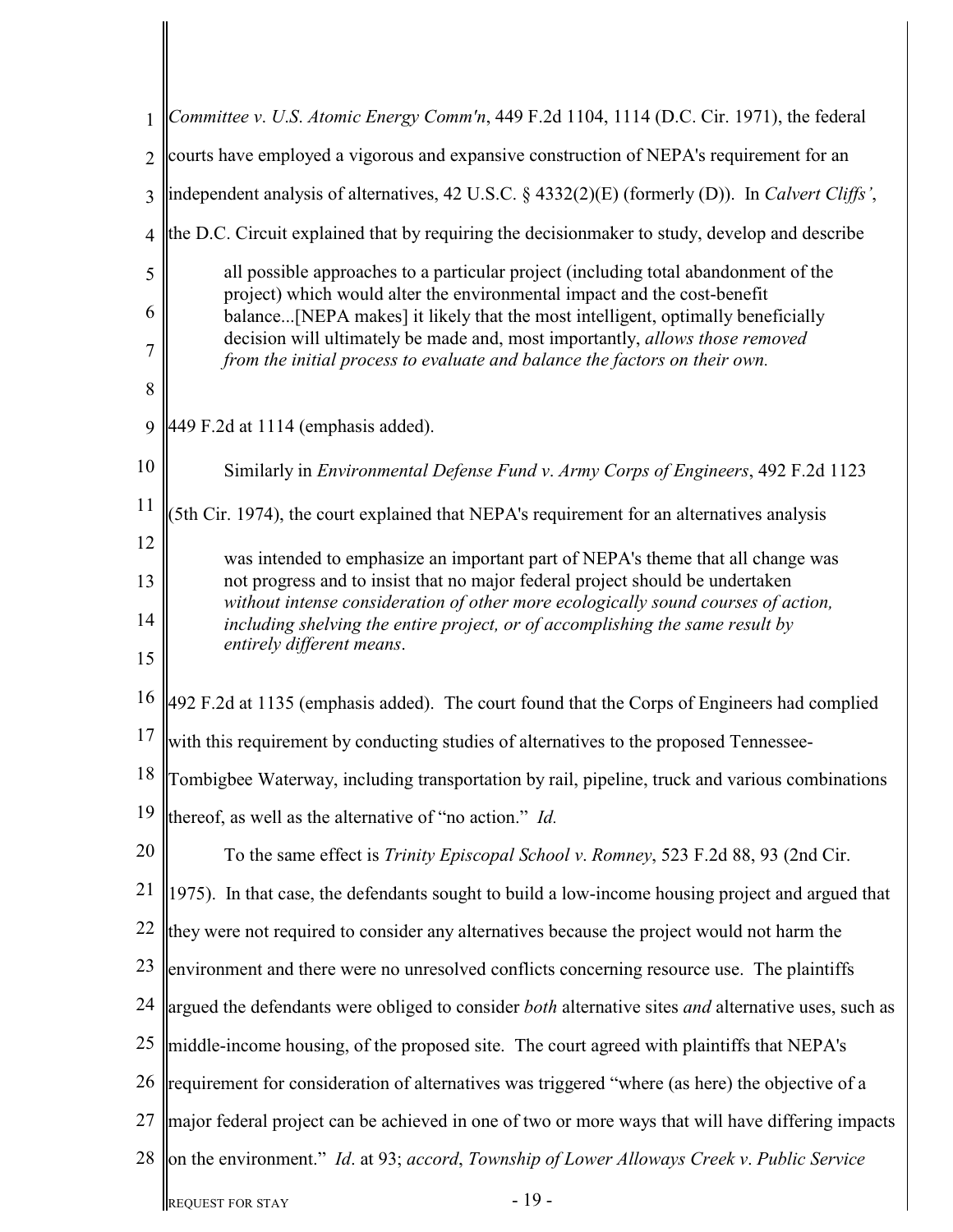*Committee v. U.S. Atomic Energy Comm'n*, 449 F.2d 1104, 1114 (D.C. Cir. 1971), the federal courts have employed a vigorous and expansive construction of NEPA's requirement for an independent analysis of alternatives, 42 U.S.C. § 4332(2)(E) (formerly (D)). In *Calvert Cliffs'*, the D.C. Circuit explained that by requiring the decisionmaker to study, develop and describe

> all possible approaches to a particular project (including total abandonment of the project) which would alter the environmental impact and the cost-benefit balance...[NEPA makes] it likely that the most intelligent, optimally beneficially decision will ultimately be made and, most importantly, *allows those removed from the initial process to evaluate and balance the factors on their own.*

449 F.2d at 1114 (emphasis added).

Similarly in *Environmental Defense Fund v. Army Corps of Engineers*, 492 F.2d 1123 (5th Cir. 1974), the court explained that NEPA's requirement for an alternatives analysis

> was intended to emphasize an important part of NEPA's theme that all change was not progress and to insist that no major federal project should be undertaken *without intense consideration of other more ecologically sound courses of action, including shelving the entire project, or of accomplishing the same result by entirely different means*.

492 F.2d at 1135 (emphasis added). The court found that the Corps of Engineers had complied with this requirement by conducting studies of alternatives to the proposed Tennessee-Tombigbee Waterway, including transportation by rail, pipeline, truck and various combinations thereof, as well as the alternative of "no action." *Id.*

To the same effect is *Trinity Episcopal School v. Romney*, 523 F.2d 88, 93 (2nd Cir. 1975). In that case, the defendants sought to build a low-income housing project and argued that they were not required to consider any alternatives because the project would not harm the environment and there were no unresolved conflicts concerning resource use. The plaintiffs argued the defendants were obliged to consider *both* alternative sites *and* alternative uses, such as middle-income housing, of the proposed site. The court agreed with plaintiffs that NEPA's requirement for consideration of alternatives was triggered "where (as here) the objective of a major federal project can be achieved in one of two or more ways that will have differing impacts on the environment." *Id*. at 93; *accord*, *Township of Lower Alloways Creek v. Public Service*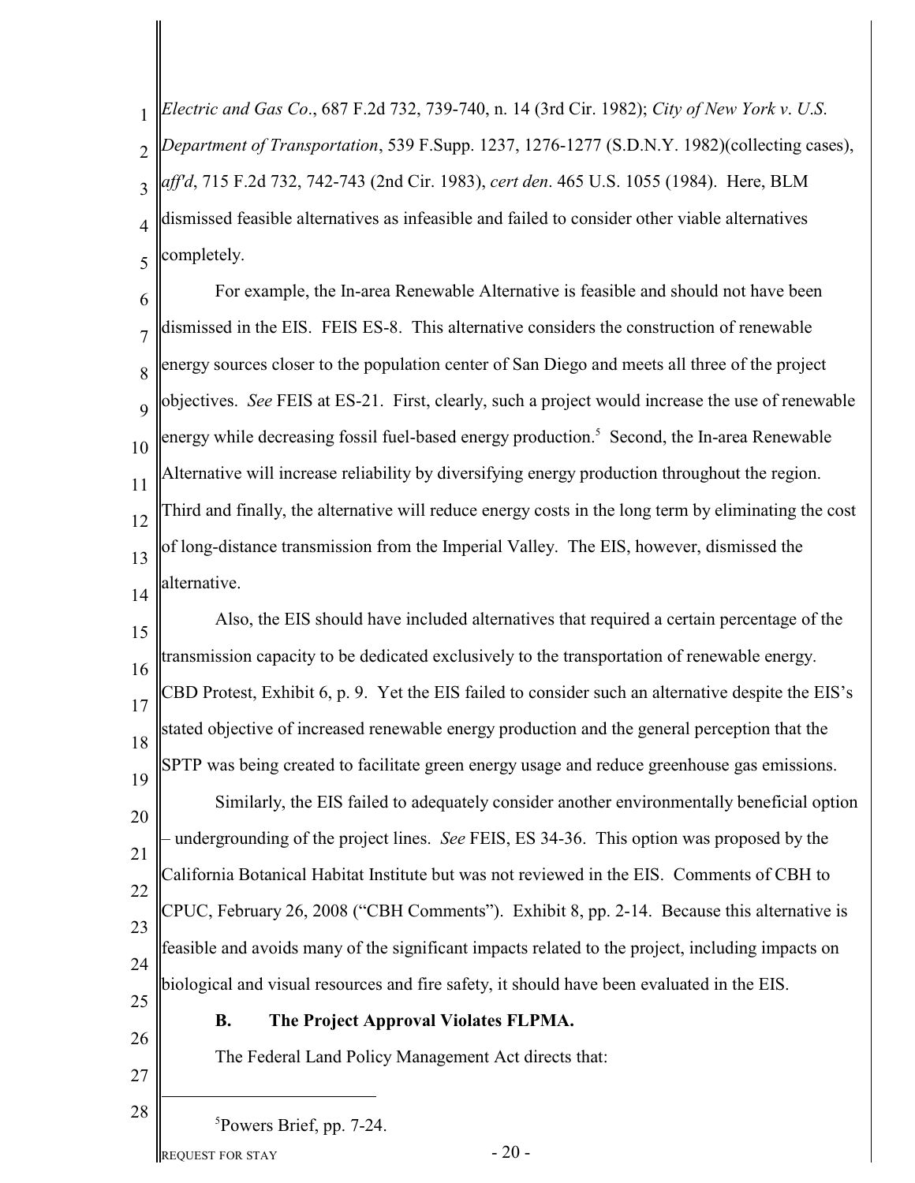*Electric and Gas Co*., 687 F.2d 732, 739-740, n. 14 (3rd Cir. 1982); *City of New York v. U.S. Department of Transportation*, 539 F.Supp. 1237, 1276-1277 (S.D.N.Y. 1982)(collecting cases), *aff'd*, 715 F.2d 732, 742-743 (2nd Cir. 1983), *cert den*. 465 U.S. 1055 (1984). Here, BLM dismissed feasible alternatives as infeasible and failed to consider other viable alternatives completely.

For example, the In-area Renewable Alternative is feasible and should not have been dismissed in the EIS. FEIS ES-8. This alternative considers the construction of renewable energy sources closer to the population center of San Diego and meets all three of the project objectives. *See* FEIS at ES-21. First, clearly, such a project would increase the use of renewable energy while decreasing fossil fuel-based energy production.[5] Second, the In-area Renewable Alternative will increase reliability by diversifying energy production throughout the region. Third and finally, the alternative will reduce energy costs in the long term by eliminating the cost of long-distance transmission from the Imperial Valley. The EIS, however, dismissed the alternative.

Also, the EIS should have included alternatives that required a certain percentage of the transmission capacity to be dedicated exclusively to the transportation of renewable energy. CBD Protest, Exhibit 6, p. 9. Yet the EIS failed to consider such an alternative despite the EIS's stated objective of increased renewable energy production and the general perception that the SPTP was being created to facilitate green energy usage and reduce greenhouse gas emissions.

Similarly, the EIS failed to adequately consider another environmentally beneficial option – undergrounding of the project lines. *See* FEIS, ES 34-36. This option was proposed by the California Botanical Habitat Institute but was not reviewed in the EIS. Comments of CBH to CPUC, February 26, 2008 ("CBH Comments"). Exhibit 8, pp. 2-14. Because this alternative is feasible and avoids many of the significant impacts related to the project, including impacts on biological and visual resources and fire safety, it should have been evaluated in the EIS.

### B. The Project Approval Violates FLPMA.

The Federal Land Policy Management Act directs that:

---

[5] Powers Brief, pp. 7-24.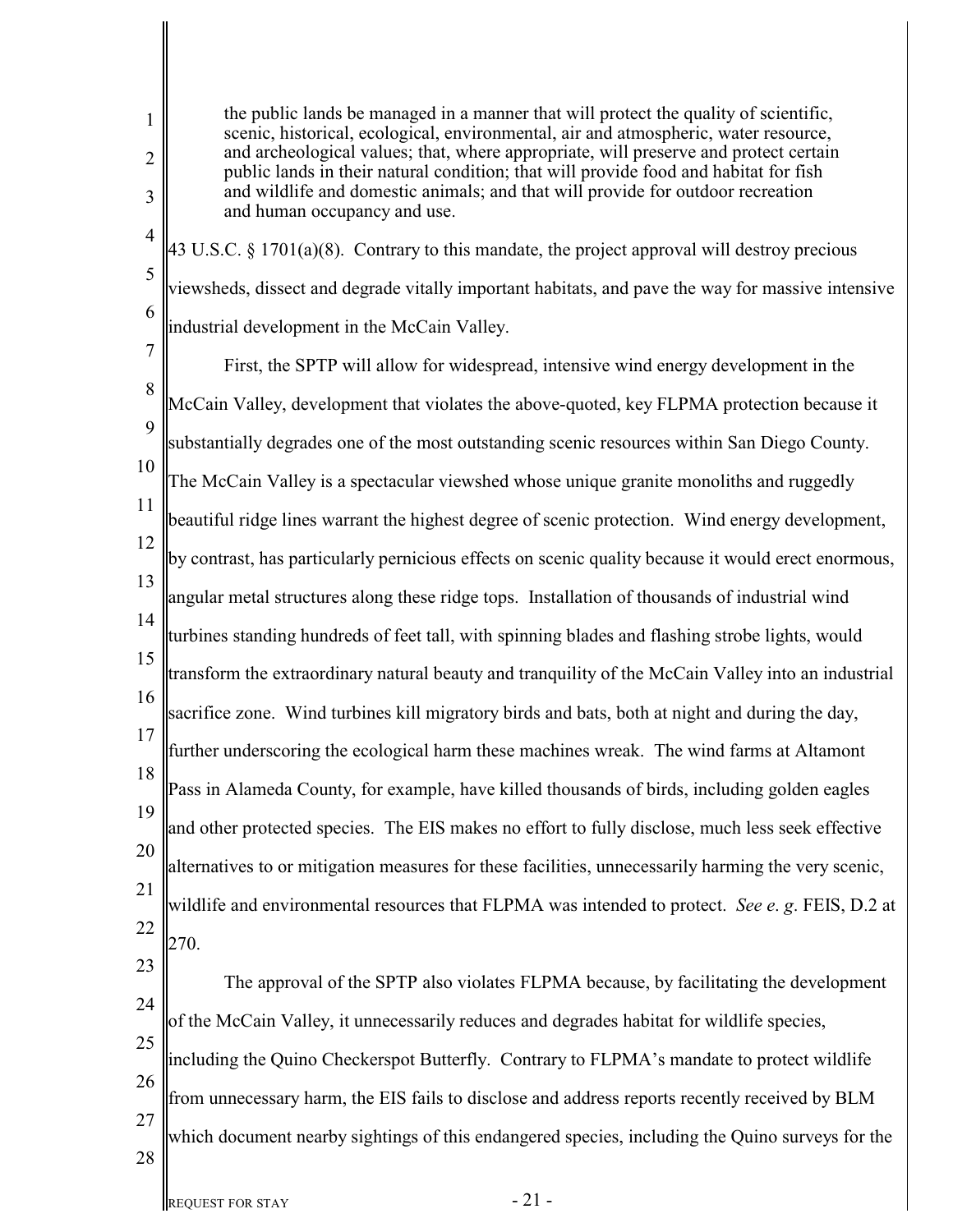the public lands be managed in a manner that will protect the quality of scientific, scenic, historical, ecological, environmental, air and atmospheric, water resource, and archeological values; that, where appropriate, will preserve and protect certain public lands in their natural condition; that will provide food and habitat for fish and wildlife and domestic animals; and that will provide for outdoor recreation and human occupancy and use.

43 U.S.C. § 1701(a)(8). Contrary to this mandate, the project approval will destroy precious viewsheds, dissect and degrade vitally important habitats, and pave the way for massive intensive industrial development in the McCain Valley.

First, the SPTP will allow for widespread, intensive wind energy development in the McCain Valley, development that violates the above-quoted, key FLPMA protection because it substantially degrades one of the most outstanding scenic resources within San Diego County. The McCain Valley is a spectacular viewshed whose unique granite monoliths and ruggedly beautiful ridge lines warrant the highest degree of scenic protection. Wind energy development, by contrast, has particularly pernicious effects on scenic quality because it would erect enormous, angular metal structures along these ridge tops. Installation of thousands of industrial wind turbines standing hundreds of feet tall, with spinning blades and flashing strobe lights, would transform the extraordinary natural beauty and tranquility of the McCain Valley into an industrial sacrifice zone. Wind turbines kill migratory birds and bats, both at night and during the day, further underscoring the ecological harm these machines wreak. The wind farms at Altamont Pass in Alameda County, for example, have killed thousands of birds, including golden eagles and other protected species. The EIS makes no effort to fully disclose, much less seek effective alternatives to or mitigation measures for these facilities, unnecessarily harming the very scenic, wildlife and environmental resources that FLPMA was intended to protect. *See e. g*. FEIS, D.2 at 270.

The approval of the SPTP also violates FLPMA because, by facilitating the development of the McCain Valley, it unnecessarily reduces and degrades habitat for wildlife species, including the Quino Checkerspot Butterfly. Contrary to FLPMA's mandate to protect wildlife from unnecessary harm, the EIS fails to disclose and address reports recently received by BLM which document nearby sightings of this endangered species, including the Quino surveys for the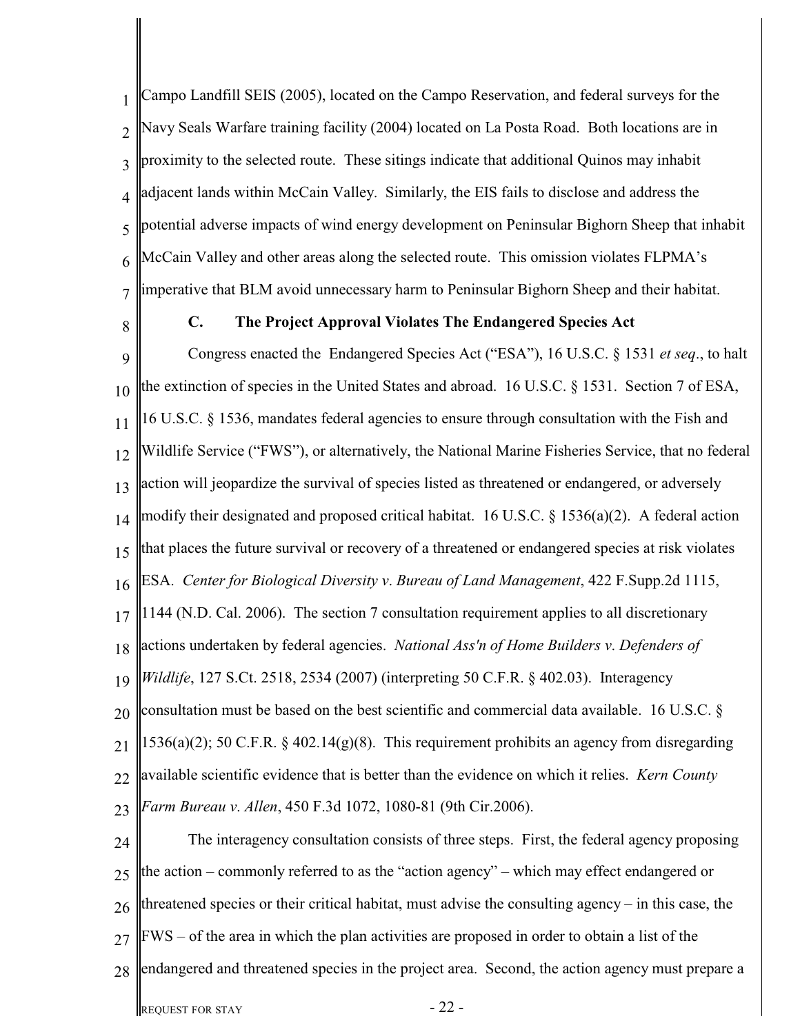Campo Landfill SEIS (2005), located on the Campo Reservation, and federal surveys for the Navy Seals Warfare training facility (2004) located on La Posta Road. Both locations are in proximity to the selected route. These sitings indicate that additional Quinos may inhabit adjacent lands within McCain Valley. Similarly, the EIS fails to disclose and address the potential adverse impacts of wind energy development on Peninsular Bighorn Sheep that inhabit McCain Valley and other areas along the selected route. This omission violates FLPMA's imperative that BLM avoid unnecessary harm to Peninsular Bighorn Sheep and their habitat.

### C. The Project Approval Violates The Endangered Species Act

Congress enacted the Endangered Species Act ("ESA"), 16 U.S.C. § 1531 *et seq*., to halt the extinction of species in the United States and abroad. 16 U.S.C. § 1531. Section 7 of ESA, 16 U.S.C. § 1536, mandates federal agencies to ensure through consultation with the Fish and Wildlife Service ("FWS"), or alternatively, the National Marine Fisheries Service, that no federal action will jeopardize the survival of species listed as threatened or endangered, or adversely modify their designated and proposed critical habitat. 16 U.S.C. § 1536(a)(2). A federal action that places the future survival or recovery of a threatened or endangered species at risk violates ESA. *Center for Biological Diversity v. Bureau of Land Management*, 422 F.Supp.2d 1115, 1144 (N.D. Cal. 2006). The section 7 consultation requirement applies to all discretionary actions undertaken by federal agencies. *National Ass'n of Home Builders v. Defenders of Wildlife*, 127 S.Ct. 2518, 2534 (2007) (interpreting 50 C.F.R. § 402.03). Interagency consultation must be based on the best scientific and commercial data available. 16 U.S.C. § 1536(a)(2); 50 C.F.R. § 402.14(g)(8). This requirement prohibits an agency from disregarding available scientific evidence that is better than the evidence on which it relies. *Kern County Farm Bureau v. Allen*, 450 F.3d 1072, 1080-81 (9th Cir.2006).

The interagency consultation consists of three steps. First, the federal agency proposing the action – commonly referred to as the "action agency" – which may effect endangered or threatened species or their critical habitat, must advise the consulting agency – in this case, the FWS – of the area in which the plan activities are proposed in order to obtain a list of the endangered and threatened species in the project area. Second, the action agency must prepare a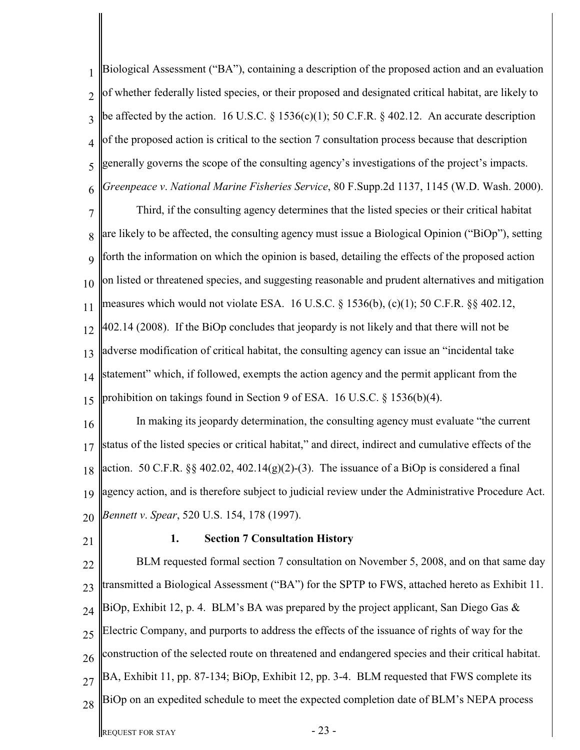Biological Assessment ("BA"), containing a description of the proposed action and an evaluation of whether federally listed species, or their proposed and designated critical habitat, are likely to be affected by the action. 16 U.S.C. § 1536(c)(1); 50 C.F.R. § 402.12. An accurate description of the proposed action is critical to the section 7 consultation process because that description generally governs the scope of the consulting agency's investigations of the project's impacts. *Greenpeace v. National Marine Fisheries Service*, 80 F.Supp.2d 1137, 1145 (W.D. Wash. 2000).

Third, if the consulting agency determines that the listed species or their critical habitat are likely to be affected, the consulting agency must issue a Biological Opinion ("BiOp"), setting forth the information on which the opinion is based, detailing the effects of the proposed action on listed or threatened species, and suggesting reasonable and prudent alternatives and mitigation measures which would not violate ESA. 16 U.S.C. § 1536(b), (c)(1); 50 C.F.R. §§ 402.12, 402.14 (2008). If the BiOp concludes that jeopardy is not likely and that there will not be adverse modification of critical habitat, the consulting agency can issue an "incidental take statement" which, if followed, exempts the action agency and the permit applicant from the prohibition on takings found in Section 9 of ESA. 16 U.S.C. § 1536(b)(4).

In making its jeopardy determination, the consulting agency must evaluate "the current status of the listed species or critical habitat," and direct, indirect and cumulative effects of the action. 50 C.F.R. §§ 402.02, 402.14(g)(2)-(3). The issuance of a BiOp is considered a final agency action, and is therefore subject to judicial review under the Administrative Procedure Act. *Bennett v. Spear*, 520 U.S. 154, 178 (1997).

### 1. Section 7 Consultation History

BLM requested formal section 7 consultation on November 5, 2008, and on that same day transmitted a Biological Assessment ("BA") for the SPTP to FWS, attached hereto as Exhibit 11. BiOp, Exhibit 12, p. 4. BLM's BA was prepared by the project applicant, San Diego Gas & Electric Company, and purports to address the effects of the issuance of rights of way for the construction of the selected route on threatened and endangered species and their critical habitat. BA, Exhibit 11, pp. 87-134; BiOp, Exhibit 12, pp. 3-4. BLM requested that FWS complete its BiOp on an expedited schedule to meet the expected completion date of BLM's NEPA process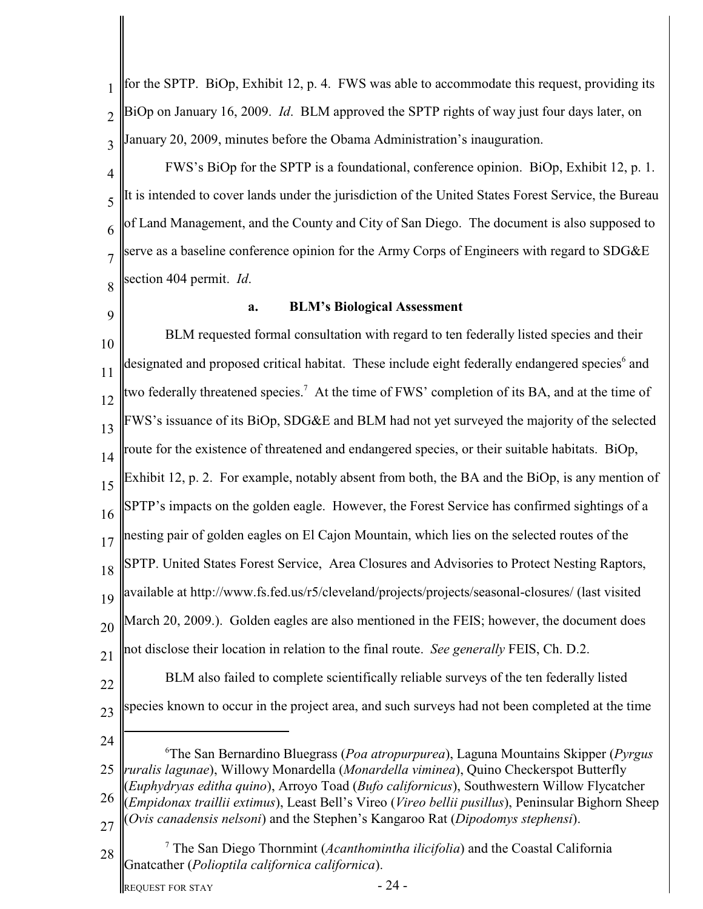for the SPTP. BiOp, Exhibit 12, p. 4. FWS was able to accommodate this request, providing its BiOp on January 16, 2009. *Id*. BLM approved the SPTP rights of way just four days later, on January 20, 2009, minutes before the Obama Administration's inauguration.

FWS's BiOp for the SPTP is a foundational, conference opinion. BiOp, Exhibit 12, p. 1. It is intended to cover lands under the jurisdiction of the United States Forest Service, the Bureau of Land Management, and the County and City of San Diego. The document is also supposed to serve as a baseline conference opinion for the Army Corps of Engineers with regard to SDG&E section 404 permit. *Id*.

**a. BLM's Biological Assessment**

BLM requested formal consultation with regard to ten federally listed species and their designated and proposed critical habitat. These include eight federally endangered species[6] and two federally threatened species.[7] At the time of FWS' completion of its BA, and at the time of FWS's issuance of its BiOp, SDG&E and BLM had not yet surveyed the majority of the selected route for the existence of threatened and endangered species, or their suitable habitats. BiOp, Exhibit 12, p. 2. For example, notably absent from both, the BA and the BiOp, is any mention of SPTP's impacts on the golden eagle. However, the Forest Service has confirmed sightings of a nesting pair of golden eagles on El Cajon Mountain, which lies on the selected routes of the SPTP. United States Forest Service, Area Closures and Advisories to Protect Nesting Raptors, available at http://www.fs.fed.us/r5/cleveland/projects/projects/seasonal-closures/ (last visited March 20, 2009.). Golden eagles are also mentioned in the FEIS; however, the document does not disclose their location in relation to the final route. *See generally* FEIS, Ch. D.2.

BLM also failed to complete scientifically reliable surveys of the ten federally listed species known to occur in the project area, and such surveys had not been completed at the time

---

[6] The San Bernardino Bluegrass (*Poa atropurpurea*), Laguna Mountains Skipper (*Pyrgus ruralis lagunae*), Willowy Monardella (*Monardella viminea*), Quino Checkerspot Butterfly (*Euphydryas editha quino*), Arroyo Toad (*Bufo californicus*), Southwestern Willow Flycatcher (*Empidonax traillii extimus*), Least Bell's Vireo (*Vireo bellii pusillus*), Peninsular Bighorn Sheep (*Ovis canadensis nelsoni*) and the Stephen's Kangaroo Rat (*Dipodomys stephensi*).

[7] The San Diego Thornmint (*Acanthomintha ilicifolia*) and the Coastal California Gnatcather (*Polioptila californica californica*).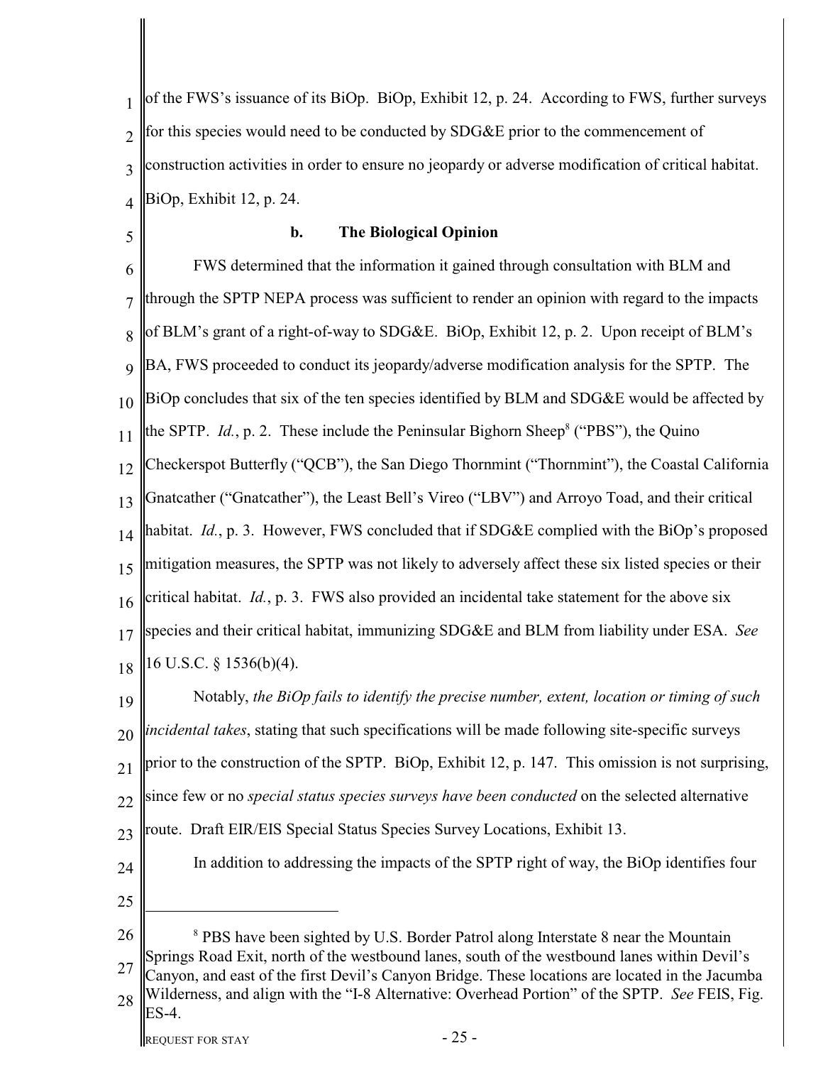of the FWS's issuance of its BiOp. BiOp, Exhibit 12, p. 24. According to FWS, further surveys for this species would need to be conducted by SDG&E prior to the commencement of construction activities in order to ensure no jeopardy or adverse modification of critical habitat. BiOp, Exhibit 12, p. 24.

**b. The Biological Opinion**

FWS determined that the information it gained through consultation with BLM and through the SPTP NEPA process was sufficient to render an opinion with regard to the impacts of BLM's grant of a right-of-way to SDG&E. BiOp, Exhibit 12, p. 2. Upon receipt of BLM's BA, FWS proceeded to conduct its jeopardy/adverse modification analysis for the SPTP. The BiOp concludes that six of the ten species identified by BLM and SDG&E would be affected by the SPTP. *Id.*, p. 2. These include the Peninsular Bighorn Sheep[8] ("PBS"), the Quino Checkerspot Butterfly ("QCB"), the San Diego Thornmint ("Thornmint"), the Coastal California Gnatcather ("Gnatcather"), the Least Bell's Vireo ("LBV") and Arroyo Toad, and their critical habitat. *Id.*, p. 3. However, FWS concluded that if SDG&E complied with the BiOp's proposed mitigation measures, the SPTP was not likely to adversely affect these six listed species or their critical habitat. *Id.*, p. 3. FWS also provided an incidental take statement for the above six species and their critical habitat, immunizing SDG&E and BLM from liability under ESA. *See* 16 U.S.C. § 1536(b)(4).

Notably, *the BiOp fails to identify the precise number, extent, location or timing of such incidental takes*, stating that such specifications will be made following site-specific surveys prior to the construction of the SPTP. BiOp, Exhibit 12, p. 147. This omission is not surprising, since few or no *special status species surveys have been conducted* on the selected alternative route. Draft EIR/EIS Special Status Species Survey Locations, Exhibit 13.

In addition to addressing the impacts of the SPTP right of way, the BiOp identifies four

---

[8] PBS have been sighted by U.S. Border Patrol along Interstate 8 near the Mountain Springs Road Exit, north of the westbound lanes, south of the westbound lanes within Devil's Canyon, and east of the first Devil's Canyon Bridge. These locations are located in the Jacumba Wilderness, and align with the "I-8 Alternative: Overhead Portion" of the SPTP. *See* FEIS, Fig. ES-4.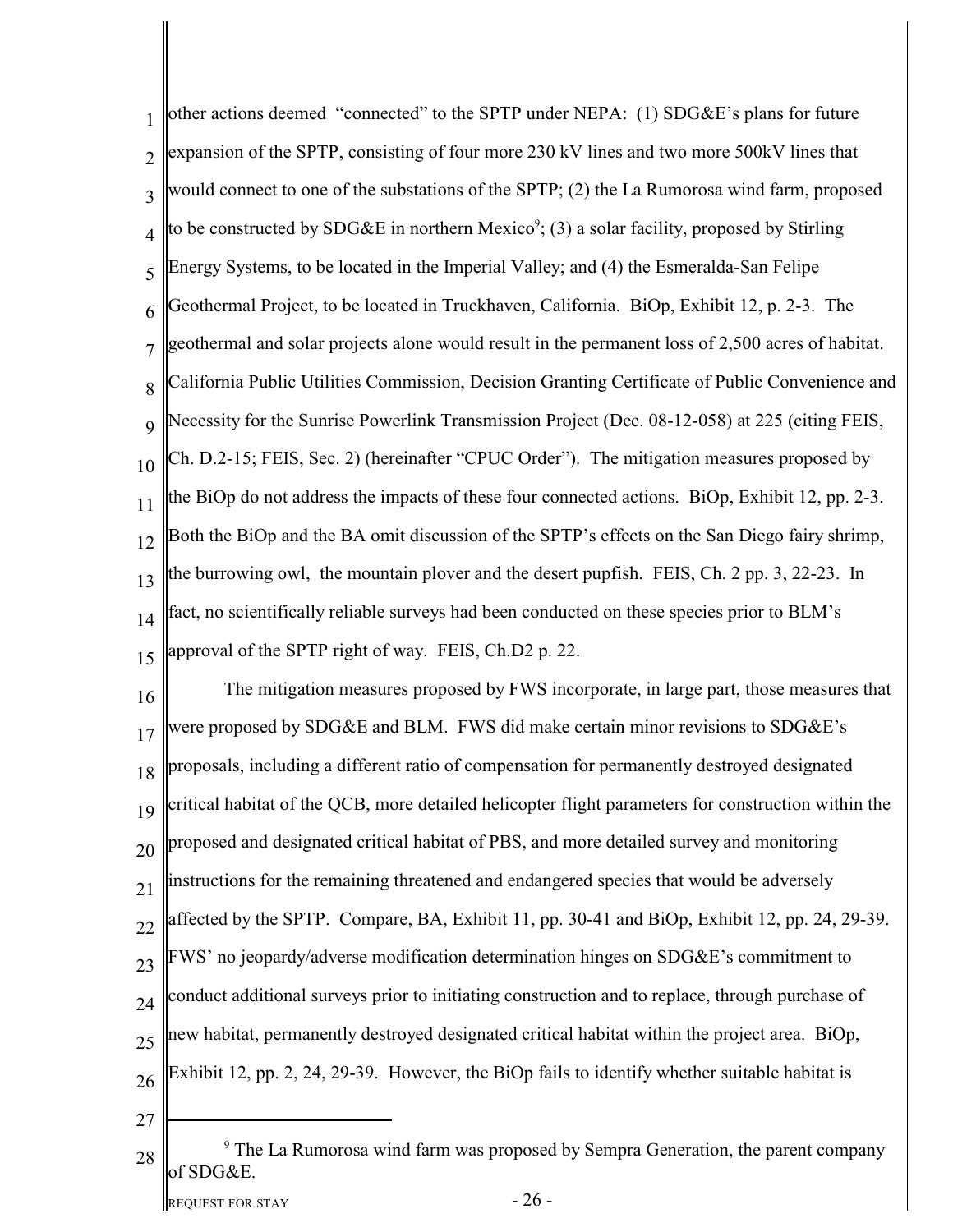other actions deemed "connected" to the SPTP under NEPA: (1) SDG&E's plans for future expansion of the SPTP, consisting of four more 230 kV lines and two more 500kV lines that would connect to one of the substations of the SPTP; (2) the La Rumorosa wind farm, proposed to be constructed by SDG&E in northern Mexico[9]; (3) a solar facility, proposed by Stirling Energy Systems, to be located in the Imperial Valley; and (4) the Esmeralda-San Felipe Geothermal Project, to be located in Truckhaven, California. BiOp, Exhibit 12, p. 2-3. The geothermal and solar projects alone would result in the permanent loss of 2,500 acres of habitat. California Public Utilities Commission, Decision Granting Certificate of Public Convenience and Necessity for the Sunrise Powerlink Transmission Project (Dec. 08-12-058) at 225 (citing FEIS, Ch. D.2-15; FEIS, Sec. 2) (hereinafter "CPUC Order"). The mitigation measures proposed by the BiOp do not address the impacts of these four connected actions. BiOp, Exhibit 12, pp. 2-3. Both the BiOp and the BA omit discussion of the SPTP's effects on the San Diego fairy shrimp, the burrowing owl, the mountain plover and the desert pupfish. FEIS, Ch. 2 pp. 3, 22-23. In fact, no scientifically reliable surveys had been conducted on these species prior to BLM's approval of the SPTP right of way. FEIS, Ch.D2 p. 22.

The mitigation measures proposed by FWS incorporate, in large part, those measures that were proposed by SDG&E and BLM. FWS did make certain minor revisions to SDG&E's proposals, including a different ratio of compensation for permanently destroyed designated critical habitat of the QCB, more detailed helicopter flight parameters for construction within the proposed and designated critical habitat of PBS, and more detailed survey and monitoring instructions for the remaining threatened and endangered species that would be adversely affected by the SPTP. Compare, BA, Exhibit 11, pp. 30-41 and BiOp, Exhibit 12, pp. 24, 29-39. FWS' no jeopardy/adverse modification determination hinges on SDG&E's commitment to conduct additional surveys prior to initiating construction and to replace, through purchase of new habitat, permanently destroyed designated critical habitat within the project area. BiOp, Exhibit 12, pp. 2, 24, 29-39. However, the BiOp fails to identify whether suitable habitat is

---

[9] The La Rumorosa wind farm was proposed by Sempra Generation, the parent company of SDG&E.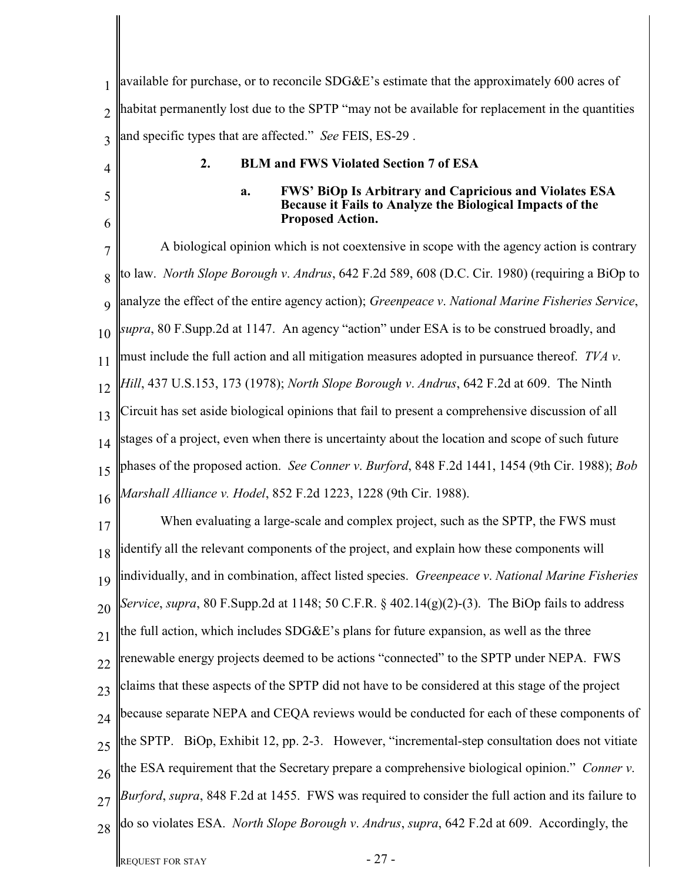available for purchase, or to reconcile SDG&E's estimate that the approximately 600 acres of habitat permanently lost due to the SPTP "may not be available for replacement in the quantities and specific types that are affected." *See* FEIS, ES-29 .

### 2. BLM and FWS Violated Section 7 of ESA

#### a. FWS' BiOp Is Arbitrary and Capricious and Violates ESA Because it Fails to Analyze the Biological Impacts of the Proposed Action.

A biological opinion which is not coextensive in scope with the agency action is contrary to law. *North Slope Borough v. Andrus*, 642 F.2d 589, 608 (D.C. Cir. 1980) (requiring a BiOp to analyze the effect of the entire agency action); *Greenpeace v. National Marine Fisheries Service*, *supra*, 80 F.Supp.2d at 1147. An agency "action" under ESA is to be construed broadly, and must include the full action and all mitigation measures adopted in pursuance thereof. *TVA v. Hill*, 437 U.S.153, 173 (1978); *North Slope Borough v. Andrus*, 642 F.2d at 609. The Ninth Circuit has set aside biological opinions that fail to present a comprehensive discussion of all stages of a project, even when there is uncertainty about the location and scope of such future phases of the proposed action. *See Conner v. Burford*, 848 F.2d 1441, 1454 (9th Cir. 1988); *Bob Marshall Alliance v. Hodel*, 852 F.2d 1223, 1228 (9th Cir. 1988).

When evaluating a large-scale and complex project, such as the SPTP, the FWS must identify all the relevant components of the project, and explain how these components will individually, and in combination, affect listed species. *Greenpeace v. National Marine Fisheries Service*, *supra*, 80 F.Supp.2d at 1148; 50 C.F.R. § 402.14(g)(2)-(3). The BiOp fails to address the full action, which includes SDG&E's plans for future expansion, as well as the three renewable energy projects deemed to be actions "connected" to the SPTP under NEPA. FWS claims that these aspects of the SPTP did not have to be considered at this stage of the project because separate NEPA and CEQA reviews would be conducted for each of these components of the SPTP. BiOp, Exhibit 12, pp. 2-3. However, "incremental-step consultation does not vitiate the ESA requirement that the Secretary prepare a comprehensive biological opinion." *Conner v. Burford*, *supra*, 848 F.2d at 1455. FWS was required to consider the full action and its failure to do so violates ESA. *North Slope Borough v. Andrus*, *supra*, 642 F.2d at 609. Accordingly, the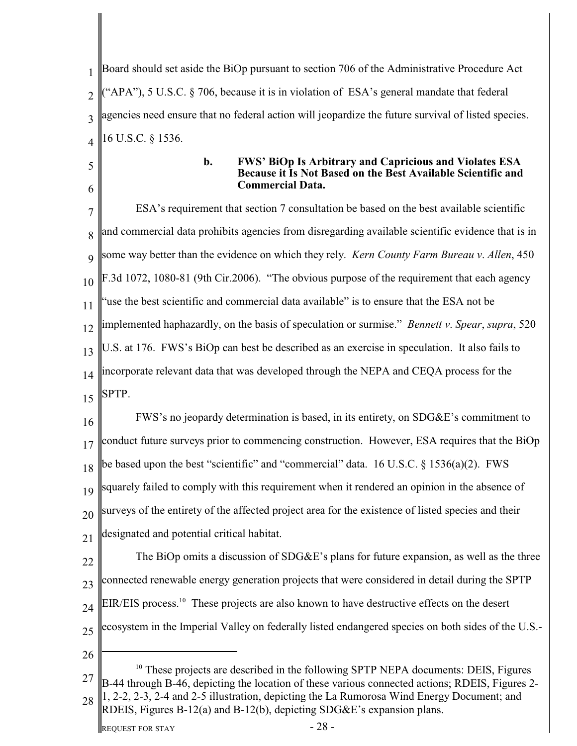Board should set aside the BiOp pursuant to section 706 of the Administrative Procedure Act ("APA"), 5 U.S.C. § 706, because it is in violation of ESA's general mandate that federal agencies need ensure that no federal action will jeopardize the future survival of listed species. 16 U.S.C. § 1536.

**b. FWS' BiOp Is Arbitrary and Capricious and Violates ESA Because it Is Not Based on the Best Available Scientific and Commercial Data.**

ESA's requirement that section 7 consultation be based on the best available scientific and commercial data prohibits agencies from disregarding available scientific evidence that is in some way better than the evidence on which they rely. *Kern County Farm Bureau v. Allen*, 450 F.3d 1072, 1080-81 (9th Cir.2006). "The obvious purpose of the requirement that each agency "use the best scientific and commercial data available" is to ensure that the ESA not be implemented haphazardly, on the basis of speculation or surmise." *Bennett v. Spear*, *supra*, 520 U.S. at 176. FWS's BiOp can best be described as an exercise in speculation. It also fails to incorporate relevant data that was developed through the NEPA and CEQA process for the SPTP.

FWS's no jeopardy determination is based, in its entirety, on SDG&E's commitment to conduct future surveys prior to commencing construction. However, ESA requires that the BiOp be based upon the best "scientific" and "commercial" data. 16 U.S.C. § 1536(a)(2). FWS squarely failed to comply with this requirement when it rendered an opinion in the absence of surveys of the entirety of the affected project area for the existence of listed species and their designated and potential critical habitat.

The BiOp omits a discussion of SDG&E's plans for future expansion, as well as the three connected renewable energy generation projects that were considered in detail during the SPTP EIR/EIS process.[10] These projects are also known to have destructive effects on the desert ecosystem in the Imperial Valley on federally listed endangered species on both sides of the U.S.-

---

[10] These projects are described in the following SPTP NEPA documents: DEIS, Figures B-44 through B-46, depicting the location of these various connected actions; RDEIS, Figures 2-1, 2-2, 2-3, 2-4 and 2-5 illustration, depicting the La Rumorosa Wind Energy Document; and RDEIS, Figures B-12(a) and B-12(b), depicting SDG&E's expansion plans.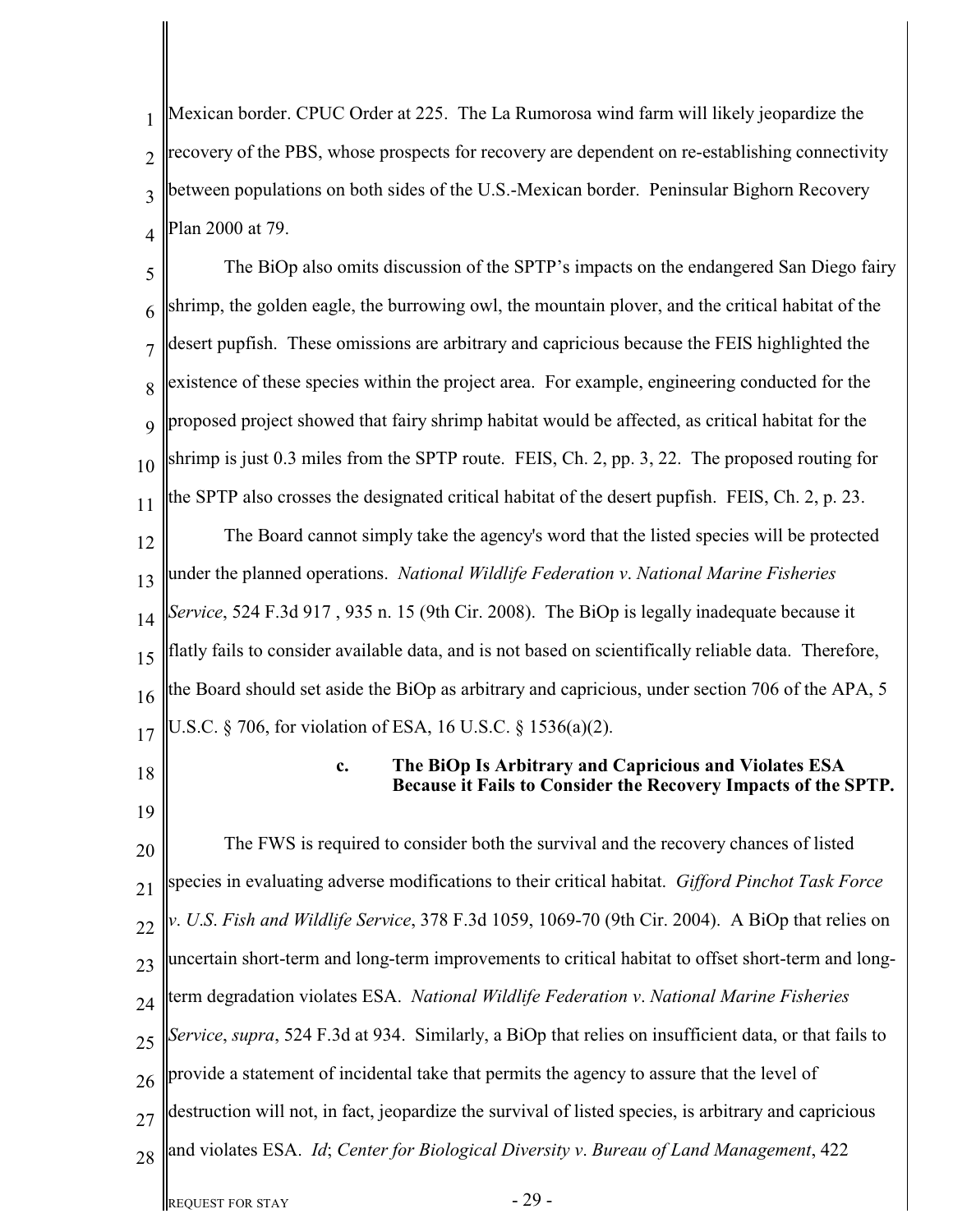Mexican border. CPUC Order at 225. The La Rumorosa wind farm will likely jeopardize the recovery of the PBS, whose prospects for recovery are dependent on re-establishing connectivity between populations on both sides of the U.S.-Mexican border. Peninsular Bighorn Recovery Plan 2000 at 79.

The BiOp also omits discussion of the SPTP's impacts on the endangered San Diego fairy shrimp, the golden eagle, the burrowing owl, the mountain plover, and the critical habitat of the desert pupfish. These omissions are arbitrary and capricious because the FEIS highlighted the existence of these species within the project area. For example, engineering conducted for the proposed project showed that fairy shrimp habitat would be affected, as critical habitat for the shrimp is just 0.3 miles from the SPTP route. FEIS, Ch. 2, pp. 3, 22. The proposed routing for the SPTP also crosses the designated critical habitat of the desert pupfish. FEIS, Ch. 2, p. 23.

The Board cannot simply take the agency's word that the listed species will be protected under the planned operations. *National Wildlife Federation v. National Marine Fisheries Service*, 524 F.3d 917 , 935 n. 15 (9th Cir. 2008). The BiOp is legally inadequate because it flatly fails to consider available data, and is not based on scientifically reliable data. Therefore, the Board should set aside the BiOp as arbitrary and capricious, under section 706 of the APA, 5 U.S.C. § 706, for violation of ESA, 16 U.S.C. § 1536(a)(2).

**c. The BiOp Is Arbitrary and Capricious and Violates ESA Because it Fails to Consider the Recovery Impacts of the SPTP.**

The FWS is required to consider both the survival and the recovery chances of listed species in evaluating adverse modifications to their critical habitat. *Gifford Pinchot Task Force v. U.S. Fish and Wildlife Service*, 378 F.3d 1059, 1069-70 (9th Cir. 2004). A BiOp that relies on uncertain short-term and long-term improvements to critical habitat to offset short-term and long-term degradation violates ESA. *National Wildlife Federation v. National Marine Fisheries Service*, *supra*, 524 F.3d at 934. Similarly, a BiOp that relies on insufficient data, or that fails to provide a statement of incidental take that permits the agency to assure that the level of destruction will not, in fact, jeopardize the survival of listed species, is arbitrary and capricious and violates ESA. *Id*; *Center for Biological Diversity v. Bureau of Land Management*, 422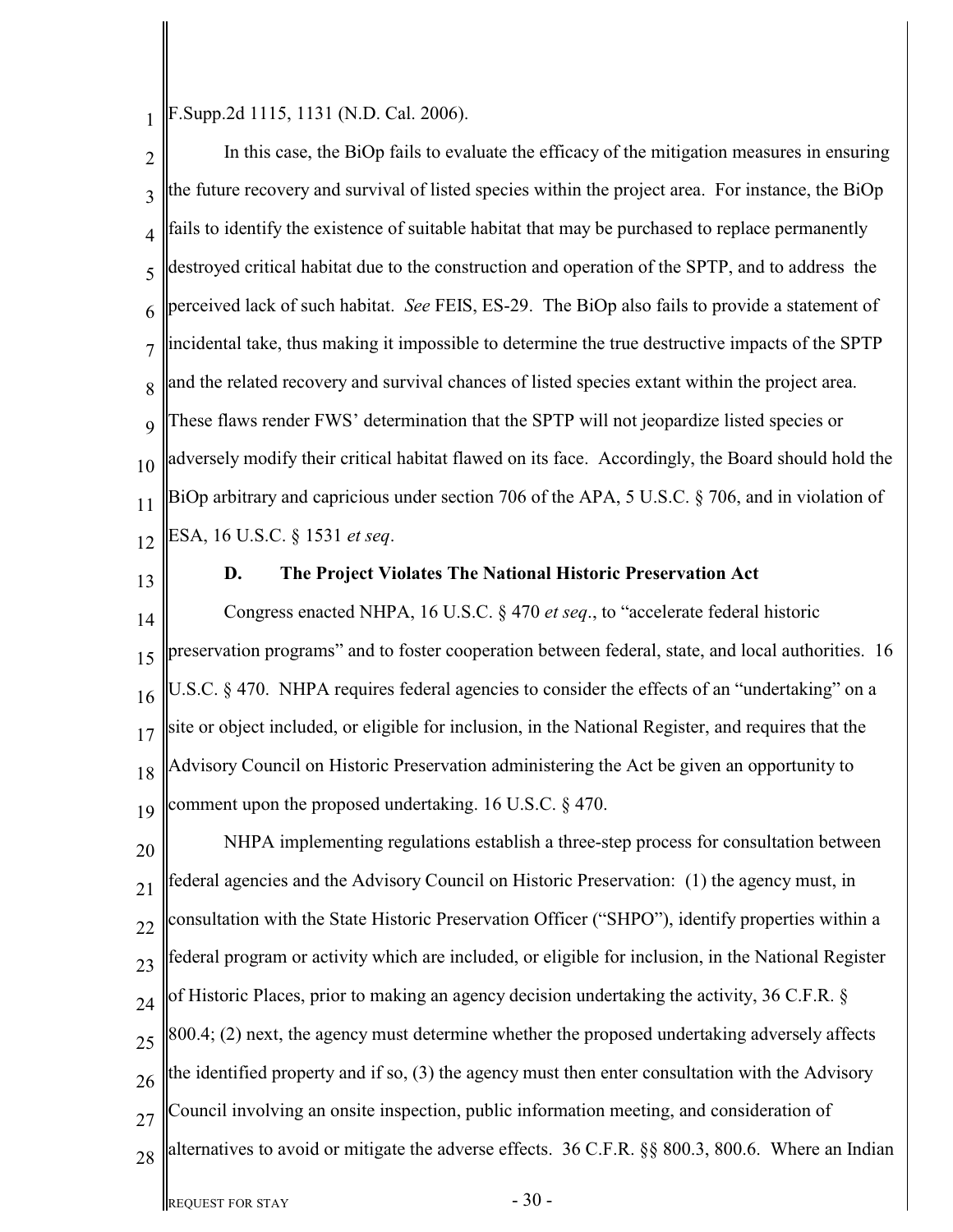F.Supp.2d 1115, 1131 (N.D. Cal. 2006).

In this case, the BiOp fails to evaluate the efficacy of the mitigation measures in ensuring the future recovery and survival of listed species within the project area. For instance, the BiOp fails to identify the existence of suitable habitat that may be purchased to replace permanently destroyed critical habitat due to the construction and operation of the SPTP, and to address the perceived lack of such habitat. *See* FEIS, ES-29. The BiOp also fails to provide a statement of incidental take, thus making it impossible to determine the true destructive impacts of the SPTP and the related recovery and survival chances of listed species extant within the project area. These flaws render FWS' determination that the SPTP will not jeopardize listed species or adversely modify their critical habitat flawed on its face. Accordingly, the Board should hold the BiOp arbitrary and capricious under section 706 of the APA, 5 U.S.C. § 706, and in violation of ESA, 16 U.S.C. § 1531 *et seq*.

### D. The Project Violates The National Historic Preservation Act

Congress enacted NHPA, 16 U.S.C. § 470 *et seq*., to "accelerate federal historic preservation programs" and to foster cooperation between federal, state, and local authorities. 16 U.S.C. § 470. NHPA requires federal agencies to consider the effects of an "undertaking" on a site or object included, or eligible for inclusion, in the National Register, and requires that the Advisory Council on Historic Preservation administering the Act be given an opportunity to comment upon the proposed undertaking. 16 U.S.C. § 470.

NHPA implementing regulations establish a three-step process for consultation between federal agencies and the Advisory Council on Historic Preservation: (1) the agency must, in consultation with the State Historic Preservation Officer ("SHPO"), identify properties within a federal program or activity which are included, or eligible for inclusion, in the National Register of Historic Places, prior to making an agency decision undertaking the activity, 36 C.F.R. § 800.4; (2) next, the agency must determine whether the proposed undertaking adversely affects the identified property and if so, (3) the agency must then enter consultation with the Advisory Council involving an onsite inspection, public information meeting, and consideration of alternatives to avoid or mitigate the adverse effects. 36 C.F.R. §§ 800.3, 800.6. Where an Indian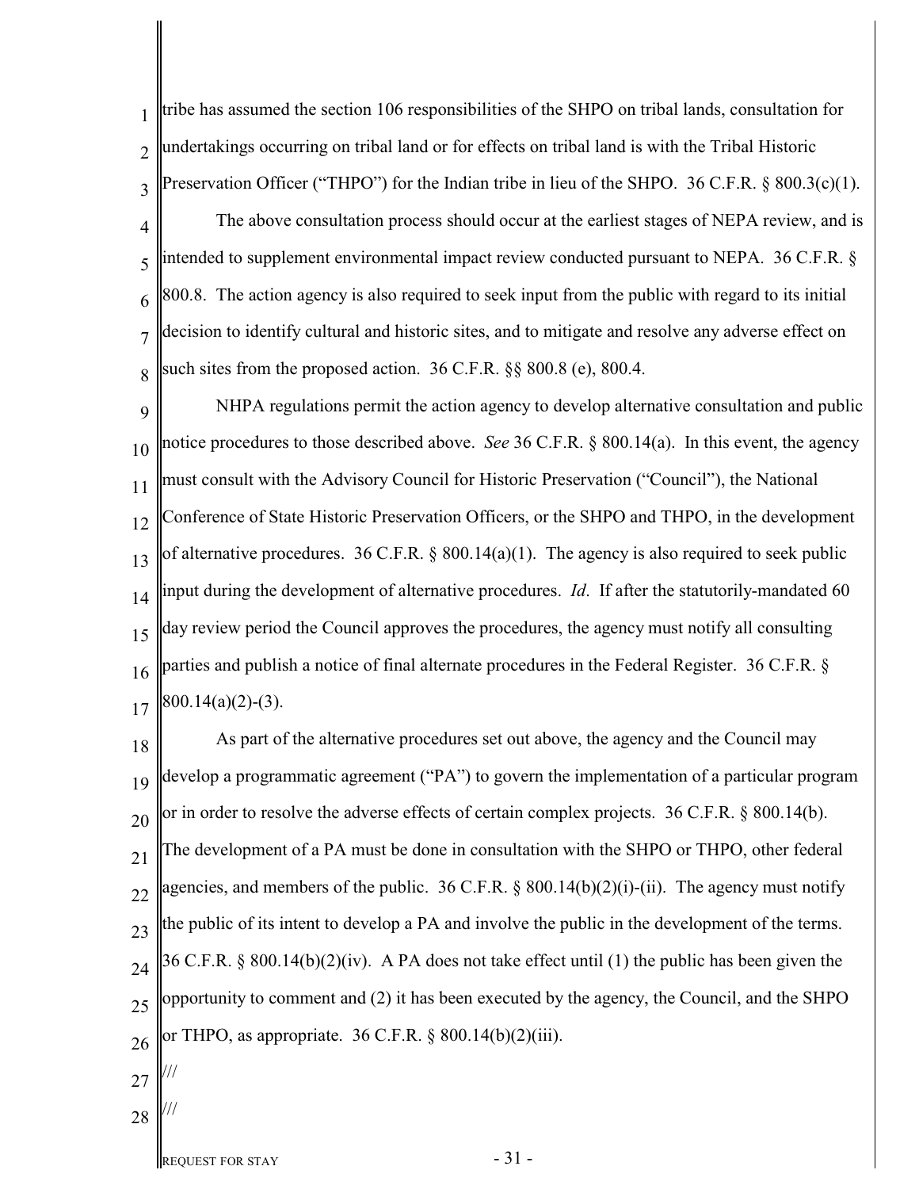tribe has assumed the section 106 responsibilities of the SHPO on tribal lands, consultation for undertakings occurring on tribal land or for effects on tribal land is with the Tribal Historic Preservation Officer ("THPO") for the Indian tribe in lieu of the SHPO. 36 C.F.R. § 800.3(c)(1).

The above consultation process should occur at the earliest stages of NEPA review, and is intended to supplement environmental impact review conducted pursuant to NEPA. 36 C.F.R. § 800.8. The action agency is also required to seek input from the public with regard to its initial decision to identify cultural and historic sites, and to mitigate and resolve any adverse effect on such sites from the proposed action. 36 C.F.R. §§ 800.8 (e), 800.4.

NHPA regulations permit the action agency to develop alternative consultation and public notice procedures to those described above. *See* 36 C.F.R. § 800.14(a). In this event, the agency must consult with the Advisory Council for Historic Preservation ("Council"), the National Conference of State Historic Preservation Officers, or the SHPO and THPO, in the development of alternative procedures. 36 C.F.R. § 800.14(a)(1). The agency is also required to seek public input during the development of alternative procedures. *Id*. If after the statutorily-mandated 60 day review period the Council approves the procedures, the agency must notify all consulting parties and publish a notice of final alternate procedures in the Federal Register. 36 C.F.R. § 800.14(a)(2)-(3).

As part of the alternative procedures set out above, the agency and the Council may develop a programmatic agreement ("PA") to govern the implementation of a particular program or in order to resolve the adverse effects of certain complex projects. 36 C.F.R. § 800.14(b). The development of a PA must be done in consultation with the SHPO or THPO, other federal agencies, and members of the public. 36 C.F.R. § 800.14(b)(2)(i)-(ii). The agency must notify the public of its intent to develop a PA and involve the public in the development of the terms. 36 C.F.R. § 800.14(b)(2)(iv). A PA does not take effect until (1) the public has been given the opportunity to comment and (2) it has been executed by the agency, the Council, and the SHPO or THPO, as appropriate. 36 C.F.R. § 800.14(b)(2)(iii).

///

///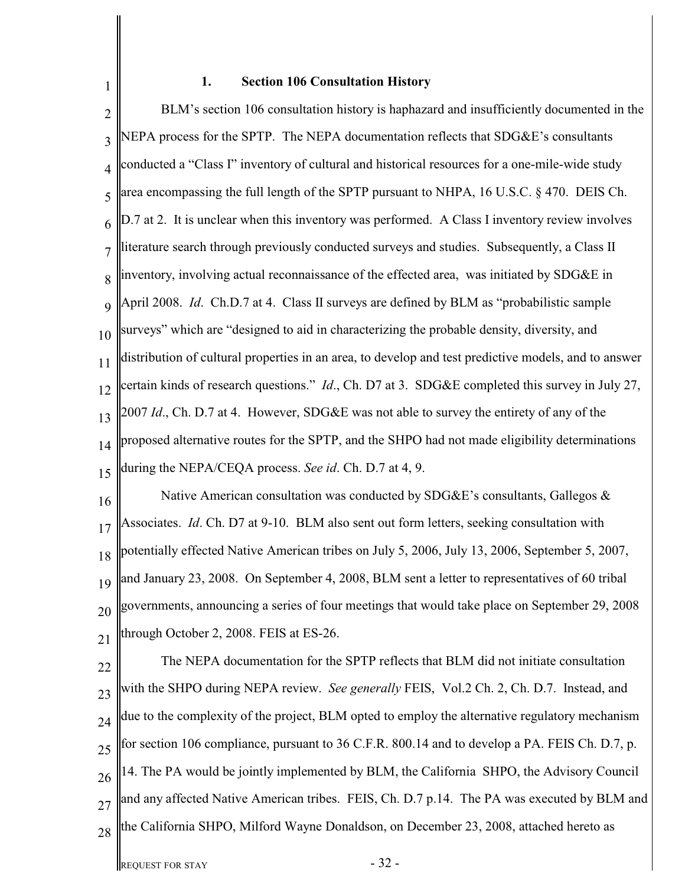### 1. Section 106 Consultation History

BLM's section 106 consultation history is haphazard and insufficiently documented in the NEPA process for the SPTP. The NEPA documentation reflects that SDG&E's consultants conducted a "Class I" inventory of cultural and historical resources for a one-mile-wide study area encompassing the full length of the SPTP pursuant to NHPA, 16 U.S.C. § 470. DEIS Ch. D.7 at 2. It is unclear when this inventory was performed. A Class I inventory review involves literature search through previously conducted surveys and studies. Subsequently, a Class II inventory, involving actual reconnaissance of the effected area, was initiated by SDG&E in April 2008. *Id*. Ch.D.7 at 4. Class II surveys are defined by BLM as "probabilistic sample surveys" which are "designed to aid in characterizing the probable density, diversity, and distribution of cultural properties in an area, to develop and test predictive models, and to answer certain kinds of research questions." *Id*., Ch. D7 at 3. SDG&E completed this survey in July 27, 2007 *Id*., Ch. D.7 at 4. However, SDG&E was not able to survey the entirety of any of the proposed alternative routes for the SPTP, and the SHPO had not made eligibility determinations during the NEPA/CEQA process. *See id*. Ch. D.7 at 4, 9.

Native American consultation was conducted by SDG&E's consultants, Gallegos & Associates. *Id*. Ch. D7 at 9-10. BLM also sent out form letters, seeking consultation with potentially effected Native American tribes on July 5, 2006, July 13, 2006, September 5, 2007, and January 23, 2008. On September 4, 2008, BLM sent a letter to representatives of 60 tribal governments, announcing a series of four meetings that would take place on September 29, 2008 through October 2, 2008. FEIS at ES-26.

The NEPA documentation for the SPTP reflects that BLM did not initiate consultation with the SHPO during NEPA review. *See generally* FEIS, Vol.2 Ch. 2, Ch. D.7. Instead, and due to the complexity of the project, BLM opted to employ the alternative regulatory mechanism for section 106 compliance, pursuant to 36 C.F.R. 800.14 and to develop a PA. FEIS Ch. D.7, p. 14. The PA would be jointly implemented by BLM, the California SHPO, the Advisory Council and any affected Native American tribes. FEIS, Ch. D.7 p.14. The PA was executed by BLM and the California SHPO, Milford Wayne Donaldson, on December 23, 2008, attached hereto as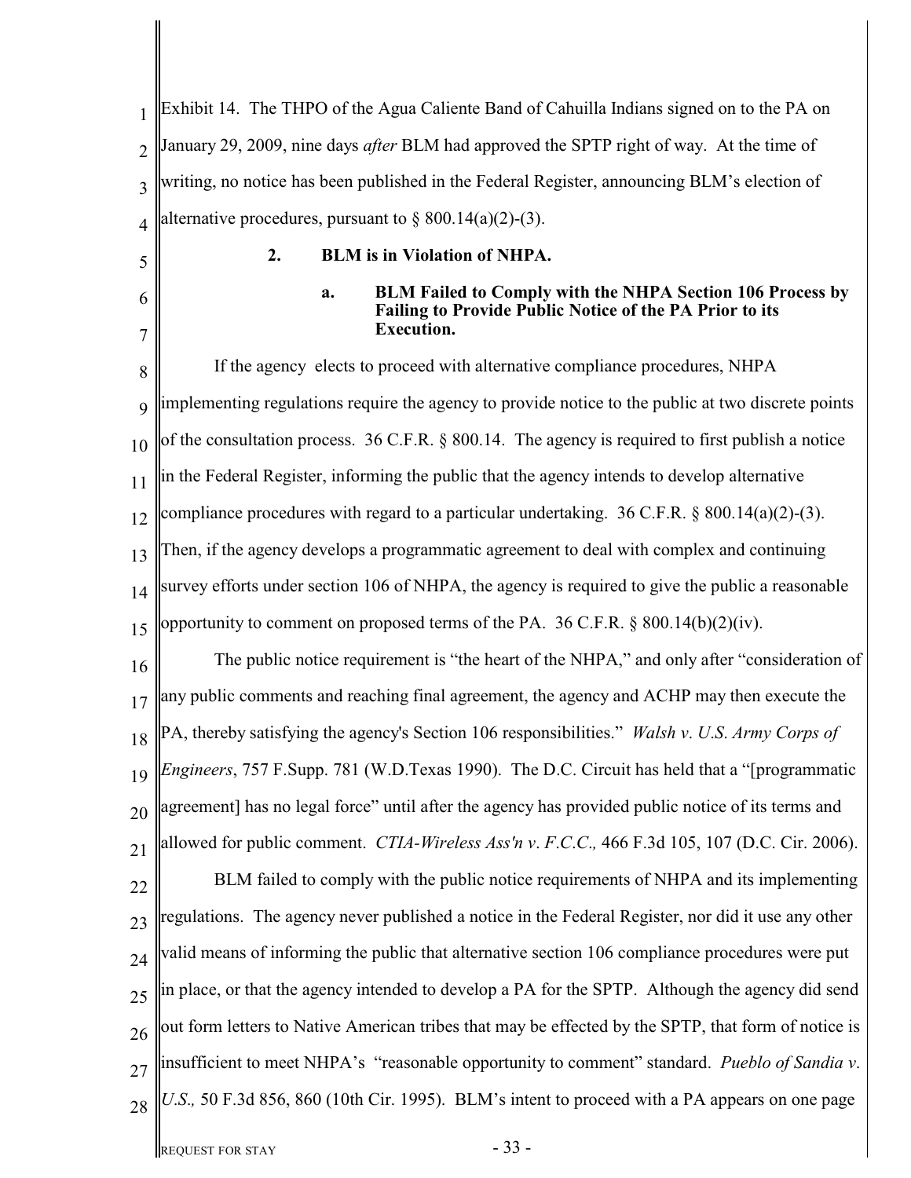Exhibit 14. The THPO of the Agua Caliente Band of Cahuilla Indians signed on to the PA on January 29, 2009, nine days *after* BLM had approved the SPTP right of way. At the time of writing, no notice has been published in the Federal Register, announcing BLM's election of alternative procedures, pursuant to § 800.14(a)(2)-(3).

### 2. BLM is in Violation of NHPA.

#### a. BLM Failed to Comply with the NHPA Section 106 Process by Failing to Provide Public Notice of the PA Prior to its Execution.

If the agency elects to proceed with alternative compliance procedures, NHPA implementing regulations require the agency to provide notice to the public at two discrete points of the consultation process. 36 C.F.R. § 800.14. The agency is required to first publish a notice in the Federal Register, informing the public that the agency intends to develop alternative compliance procedures with regard to a particular undertaking. 36 C.F.R. § 800.14(a)(2)-(3). Then, if the agency develops a programmatic agreement to deal with complex and continuing survey efforts under section 106 of NHPA, the agency is required to give the public a reasonable opportunity to comment on proposed terms of the PA. 36 C.F.R. § 800.14(b)(2)(iv).

The public notice requirement is "the heart of the NHPA," and only after "consideration of any public comments and reaching final agreement, the agency and ACHP may then execute the PA, thereby satisfying the agency's Section 106 responsibilities." *Walsh v. U.S. Army Corps of Engineers*, 757 F.Supp. 781 (W.D.Texas 1990). The D.C. Circuit has held that a "[programmatic agreement] has no legal force" until after the agency has provided public notice of its terms and allowed for public comment. *CTIA-Wireless Ass'n v. F.C.C.,* 466 F.3d 105, 107 (D.C. Cir. 2006).

BLM failed to comply with the public notice requirements of NHPA and its implementing regulations. The agency never published a notice in the Federal Register, nor did it use any other valid means of informing the public that alternative section 106 compliance procedures were put in place, or that the agency intended to develop a PA for the SPTP. Although the agency did send out form letters to Native American tribes that may be effected by the SPTP, that form of notice is insufficient to meet NHPA's "reasonable opportunity to comment" standard. *Pueblo of Sandia v. U.S.,* 50 F.3d 856, 860 (10th Cir. 1995). BLM's intent to proceed with a PA appears on one page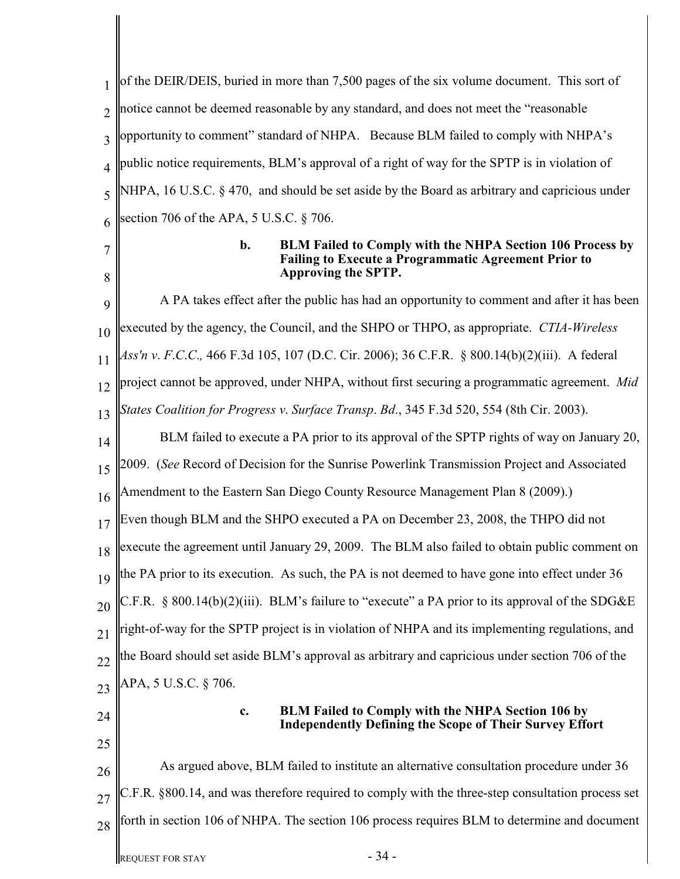of the DEIR/DEIS, buried in more than 7,500 pages of the six volume document. This sort of notice cannot be deemed reasonable by any standard, and does not meet the "reasonable opportunity to comment" standard of NHPA. Because BLM failed to comply with NHPA's public notice requirements, BLM's approval of a right of way for the SPTP is in violation of NHPA, 16 U.S.C. § 470, and should be set aside by the Board as arbitrary and capricious under section 706 of the APA, 5 U.S.C. § 706.

**b. BLM Failed to Comply with the NHPA Section 106 Process by Failing to Execute a Programmatic Agreement Prior to Approving the SPTP.**

A PA takes effect after the public has had an opportunity to comment and after it has been executed by the agency, the Council, and the SHPO or THPO, as appropriate. *CTIA-Wireless Ass'n v. F.C.C.,* 466 F.3d 105, 107 (D.C. Cir. 2006); 36 C.F.R. § 800.14(b)(2)(iii). A federal project cannot be approved, under NHPA, without first securing a programmatic agreement. *Mid States Coalition for Progress v. Surface Transp. Bd.*, 345 F.3d 520, 554 (8th Cir. 2003).

BLM failed to execute a PA prior to its approval of the SPTP rights of way on January 20, 2009. (*See* Record of Decision for the Sunrise Powerlink Transmission Project and Associated Amendment to the Eastern San Diego County Resource Management Plan 8 (2009).) Even though BLM and the SHPO executed a PA on December 23, 2008, the THPO did not execute the agreement until January 29, 2009. The BLM also failed to obtain public comment on the PA prior to its execution. As such, the PA is not deemed to have gone into effect under 36 C.F.R. § 800.14(b)(2)(iii). BLM's failure to "execute" a PA prior to its approval of the SDG&E right-of-way for the SPTP project is in violation of NHPA and its implementing regulations, and the Board should set aside BLM's approval as arbitrary and capricious under section 706 of the APA, 5 U.S.C. § 706.

**c. BLM Failed to Comply with the NHPA Section 106 by Independently Defining the Scope of Their Survey Effort**

As argued above, BLM failed to institute an alternative consultation procedure under 36 C.F.R. §800.14, and was therefore required to comply with the three-step consultation process set forth in section 106 of NHPA. The section 106 process requires BLM to determine and document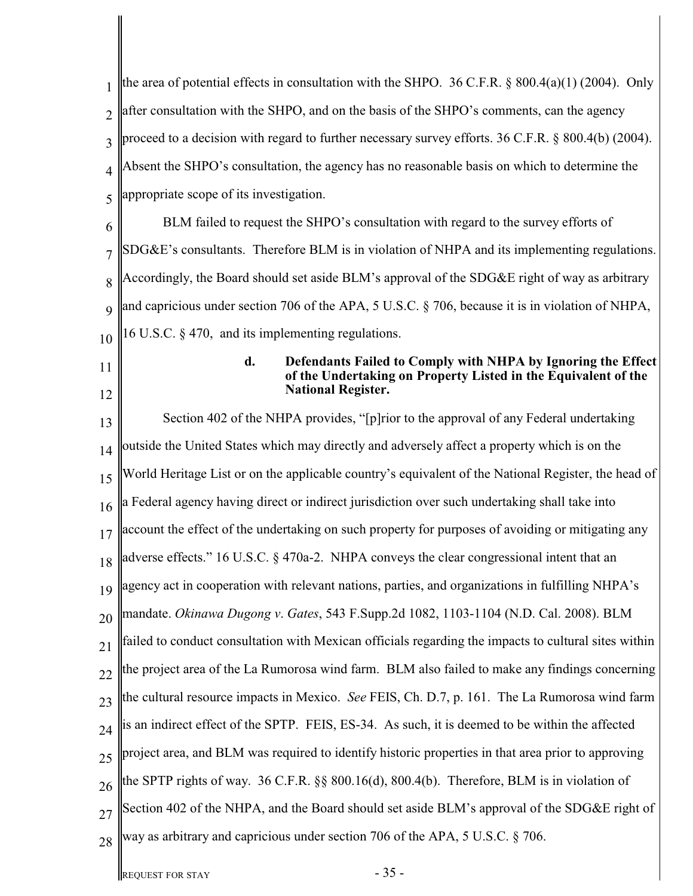the area of potential effects in consultation with the SHPO. 36 C.F.R. § 800.4(a)(1) (2004). Only after consultation with the SHPO, and on the basis of the SHPO's comments, can the agency proceed to a decision with regard to further necessary survey efforts. 36 C.F.R. § 800.4(b) (2004). Absent the SHPO's consultation, the agency has no reasonable basis on which to determine the appropriate scope of its investigation.

BLM failed to request the SHPO's consultation with regard to the survey efforts of SDG&E's consultants. Therefore BLM is in violation of NHPA and its implementing regulations. Accordingly, the Board should set aside BLM's approval of the SDG&E right of way as arbitrary and capricious under section 706 of the APA, 5 U.S.C. § 706, because it is in violation of NHPA, 16 U.S.C. § 470, and its implementing regulations.

#### d. Defendants Failed to Comply with NHPA by Ignoring the Effect of the Undertaking on Property Listed in the Equivalent of the National Register.

Section 402 of the NHPA provides, "[p]rior to the approval of any Federal undertaking outside the United States which may directly and adversely affect a property which is on the World Heritage List or on the applicable country's equivalent of the National Register, the head of a Federal agency having direct or indirect jurisdiction over such undertaking shall take into account the effect of the undertaking on such property for purposes of avoiding or mitigating any adverse effects." 16 U.S.C. § 470a-2. NHPA conveys the clear congressional intent that an agency act in cooperation with relevant nations, parties, and organizations in fulfilling NHPA's mandate. *Okinawa Dugong v. Gates*, 543 F.Supp.2d 1082, 1103-1104 (N.D. Cal. 2008). BLM failed to conduct consultation with Mexican officials regarding the impacts to cultural sites within the project area of the La Rumorosa wind farm. BLM also failed to make any findings concerning the cultural resource impacts in Mexico. *See* FEIS, Ch. D.7, p. 161. The La Rumorosa wind farm is an indirect effect of the SPTP. FEIS, ES-34. As such, it is deemed to be within the affected project area, and BLM was required to identify historic properties in that area prior to approving the SPTP rights of way. 36 C.F.R. §§ 800.16(d), 800.4(b). Therefore, BLM is in violation of Section 402 of the NHPA, and the Board should set aside BLM's approval of the SDG&E right of way as arbitrary and capricious under section 706 of the APA, 5 U.S.C. § 706.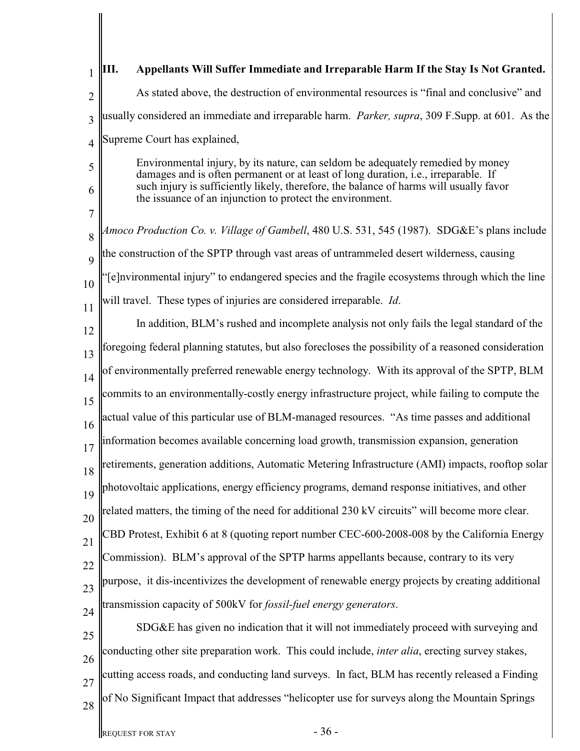### III. Appellants Will Suffer Immediate and Irreparable Harm If the Stay Is Not Granted.

As stated above, the destruction of environmental resources is "final and conclusive" and usually considered an immediate and irreparable harm. *Parker, supra*, 309 F.Supp. at 601. As the Supreme Court has explained,

> Environmental injury, by its nature, can seldom be adequately remedied by money damages and is often permanent or at least of long duration, i.e., irreparable. If such injury is sufficiently likely, therefore, the balance of harms will usually favor the issuance of an injunction to protect the environment.

*Amoco Production Co. v. Village of Gambell*, 480 U.S. 531, 545 (1987). SDG&E's plans include the construction of the SPTP through vast areas of untrammeled desert wilderness, causing "[e]nvironmental injury" to endangered species and the fragile ecosystems through which the line will travel. These types of injuries are considered irreparable. *Id*.

In addition, BLM's rushed and incomplete analysis not only fails the legal standard of the foregoing federal planning statutes, but also forecloses the possibility of a reasoned consideration of environmentally preferred renewable energy technology. With its approval of the SPTP, BLM commits to an environmentally-costly energy infrastructure project, while failing to compute the actual value of this particular use of BLM-managed resources. "As time passes and additional information becomes available concerning load growth, transmission expansion, generation retirements, generation additions, Automatic Metering Infrastructure (AMI) impacts, rooftop solar photovoltaic applications, energy efficiency programs, demand response initiatives, and other related matters, the timing of the need for additional 230 kV circuits" will become more clear. CBD Protest, Exhibit 6 at 8 (quoting report number CEC-600-2008-008 by the California Energy Commission). BLM's approval of the SPTP harms appellants because, contrary to its very purpose, it dis-incentivizes the development of renewable energy projects by creating additional transmission capacity of 500kV for *fossil-fuel energy generators*.

SDG&E has given no indication that it will not immediately proceed with surveying and conducting other site preparation work. This could include, *inter alia*, erecting survey stakes, cutting access roads, and conducting land surveys. In fact, BLM has recently released a Finding of No Significant Impact that addresses "helicopter use for surveys along the Mountain Springs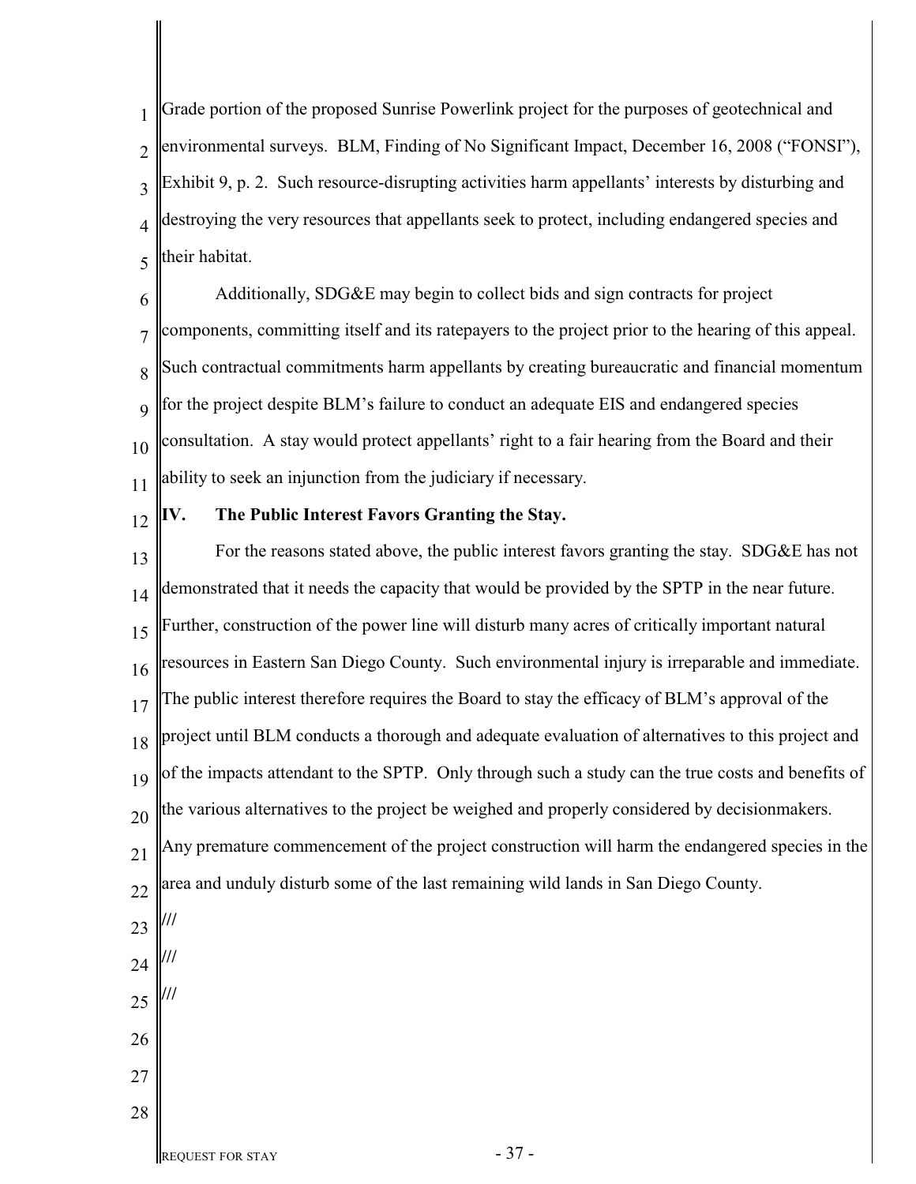Grade portion of the proposed Sunrise Powerlink project for the purposes of geotechnical and environmental surveys. BLM, Finding of No Significant Impact, December 16, 2008 ("FONSI"), Exhibit 9, p. 2. Such resource-disrupting activities harm appellants' interests by disturbing and destroying the very resources that appellants seek to protect, including endangered species and their habitat.

Additionally, SDG&E may begin to collect bids and sign contracts for project components, committing itself and its ratepayers to the project prior to the hearing of this appeal. Such contractual commitments harm appellants by creating bureaucratic and financial momentum for the project despite BLM's failure to conduct an adequate EIS and endangered species consultation. A stay would protect appellants' right to a fair hearing from the Board and their ability to seek an injunction from the judiciary if necessary.

**IV. The Public Interest Favors Granting the Stay.**

For the reasons stated above, the public interest favors granting the stay. SDG&E has not demonstrated that it needs the capacity that would be provided by the SPTP in the near future. Further, construction of the power line will disturb many acres of critically important natural resources in Eastern San Diego County. Such environmental injury is irreparable and immediate. The public interest therefore requires the Board to stay the efficacy of BLM's approval of the project until BLM conducts a thorough and adequate evaluation of alternatives to this project and of the impacts attendant to the SPTP. Only through such a study can the true costs and benefits of the various alternatives to the project be weighed and properly considered by decisionmakers. Any premature commencement of the project construction will harm the endangered species in the area and unduly disturb some of the last remaining wild lands in San Diego County.

///

///

///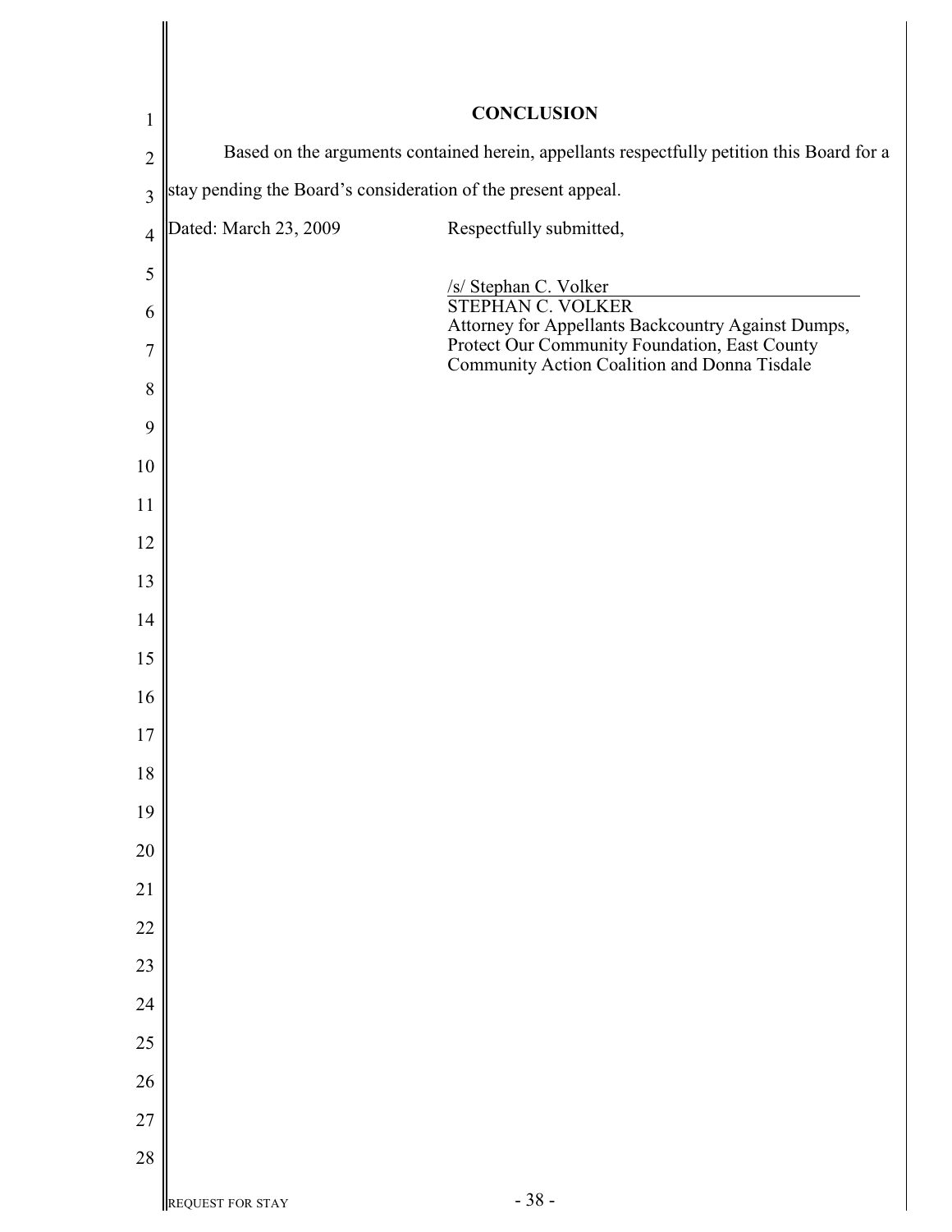## CONCLUSION

Based on the arguments contained herein, appellants respectfully petition this Board for a stay pending the Board's consideration of the present appeal.

Dated: March 23, 2009

Respectfully submitted,

/s/ Stephan C. Volker

STEPHAN C. VOLKER
Attorney for Appellants Backcountry Against Dumps, Protect Our Community Foundation, East County Community Action Coalition and Donna Tisdale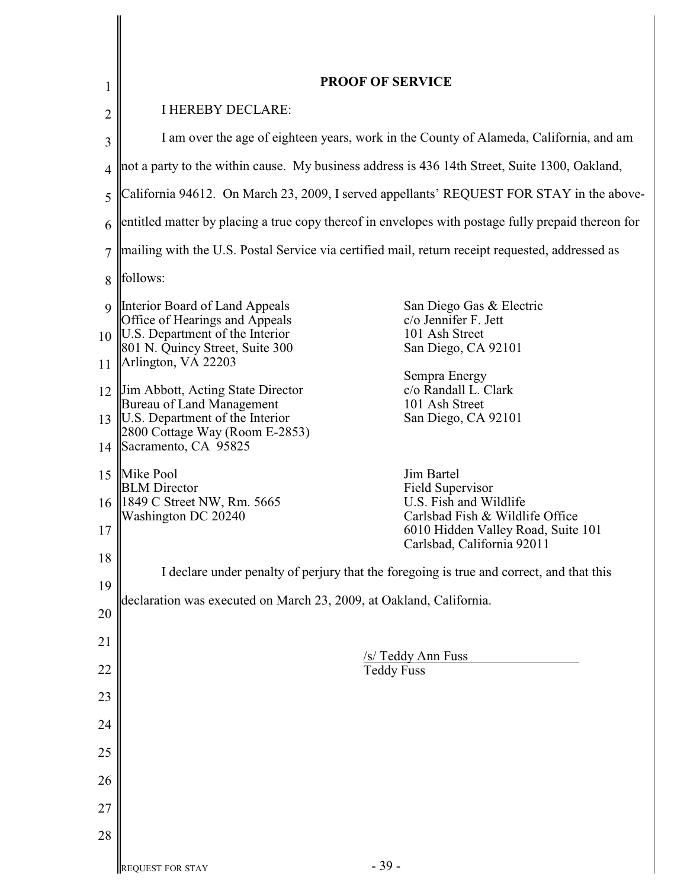# PROOF OF SERVICE

I HEREBY DECLARE:

I am over the age of eighteen years, work in the County of Alameda, California, and am not a party to the within cause. My business address is 436 14th Street, Suite 1300, Oakland, California 94612. On March 23, 2009, I served appellants' REQUEST FOR STAY in the above-entitled matter by placing a true copy thereof in envelopes with postage fully prepaid thereon for mailing with the U.S. Postal Service via certified mail, return receipt requested, addressed as follows:

Interior Board of Land Appeals
Office of Hearings and Appeals
U.S. Department of the Interior
801 N. Quincy Street, Suite 300
Arlington, VA 22203

Jim Abbott, Acting State Director
Bureau of Land Management
U.S. Department of the Interior
2800 Cottage Way (Room E-2853)
Sacramento, CA 95825

Mike Pool
BLM Director
1849 C Street NW, Rm. 5665
Washington DC 20240

San Diego Gas & Electric
c/o Jennifer F. Jett
101 Ash Street
San Diego, CA 92101

Sempra Energy
c/o Randall L. Clark
101 Ash Street
San Diego, CA 92101

Jim Bartel
Field Supervisor
U.S. Fish and Wildlife
Carlsbad Fish & Wildlife Office
6010 Hidden Valley Road, Suite 101
Carlsbad, California 92011

I declare under penalty of perjury that the foregoing is true and correct, and that this declaration was executed on March 23, 2009, at Oakland, California.

/s/ Teddy Ann Fuss
Teddy Fuss